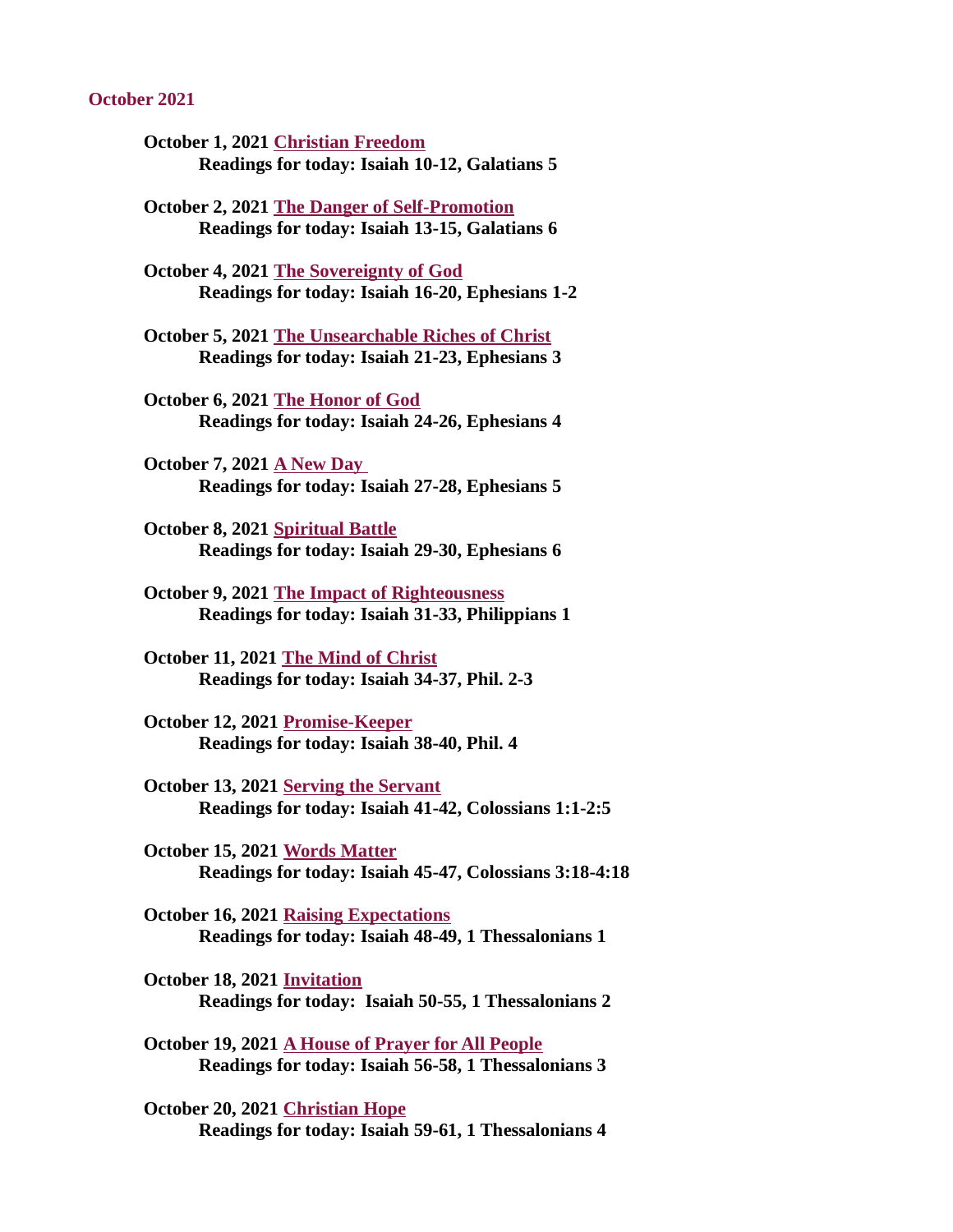## October 2021

**October 1, 2021 [Christian Freedom]**
**Readings for today: Isaiah 10-12, Galatians 5**

**October 2, 2021 [The Danger of Self-Promotion]**
**Readings for today: Isaiah 13-15, Galatians 6**

**October 4, 2021 [The Sovereignty of God]**
**Readings for today: Isaiah 16-20, Ephesians 1-2**

**October 5, 2021 [The Unsearchable Riches of Christ]**
**Readings for today: Isaiah 21-23, Ephesians 3**

**October 6, 2021 [The Honor of God]**
**Readings for today: Isaiah 24-26, Ephesians 4**

**October 7, 2021 [A New Day]**
**Readings for today: Isaiah 27-28, Ephesians 5**

**October 8, 2021 [Spiritual Battle]**
**Readings for today: Isaiah 29-30, Ephesians 6**

**October 9, 2021 [The Impact of Righteousness]**
**Readings for today: Isaiah 31-33, Philippians 1**

**October 11, 2021 [The Mind of Christ]**
**Readings for today: Isaiah 34-37, Phil. 2-3**

**October 12, 2021 [Promise-Keeper]**
**Readings for today: Isaiah 38-40, Phil. 4**

**October 13, 2021 [Serving the Servant]**
**Readings for today: Isaiah 41-42, Colossians 1:1-2:5**

**October 15, 2021 [Words Matter]**
**Readings for today: Isaiah 45-47, Colossians 3:18-4:18**

**October 16, 2021 [Raising Expectations]**
**Readings for today: Isaiah 48-49, 1 Thessalonians 1**

**October 18, 2021 [Invitation]**
**Readings for today: Isaiah 50-55, 1 Thessalonians 2**

**October 19, 2021 [A House of Prayer for All People]**
**Readings for today: Isaiah 56-58, 1 Thessalonians 3**

**October 20, 2021 [Christian Hope]**
**Readings for today: Isaiah 59-61, 1 Thessalonians 4**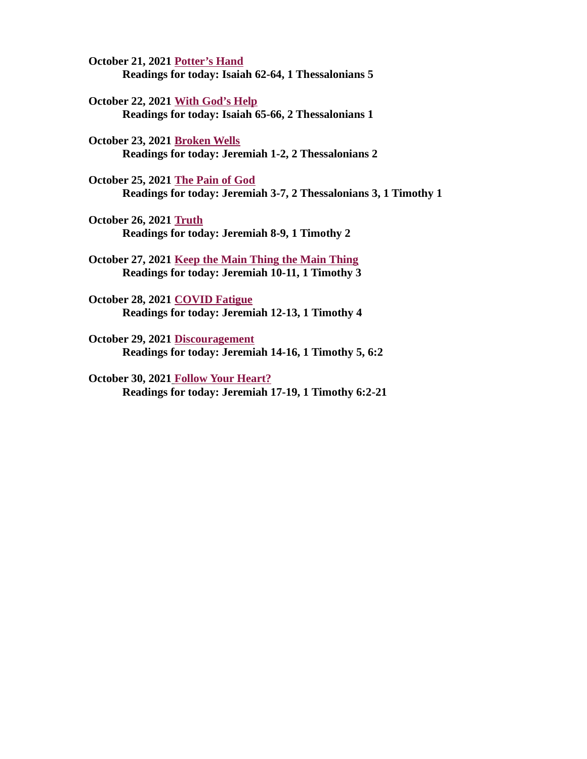**October 21, 2021 Potter's Hand**
**Readings for today: Isaiah 62-64, 1 Thessalonians 5**

**October 22, 2021 With God's Help**
**Readings for today: Isaiah 65-66, 2 Thessalonians 1**

**October 23, 2021 Broken Wells**
**Readings for today: Jeremiah 1-2, 2 Thessalonians 2**

**October 25, 2021 The Pain of God**
**Readings for today: Jeremiah 3-7, 2 Thessalonians 3, 1 Timothy 1**

**October 26, 2021 Truth**
**Readings for today: Jeremiah 8-9, 1 Timothy 2**

**October 27, 2021 Keep the Main Thing the Main Thing**
**Readings for today: Jeremiah 10-11, 1 Timothy 3**

**October 28, 2021 COVID Fatigue**
**Readings for today: Jeremiah 12-13, 1 Timothy 4**

**October 29, 2021 Discouragement**
**Readings for today: Jeremiah 14-16, 1 Timothy 5, 6:2**

**October 30, 2021 Follow Your Heart?**
**Readings for today: Jeremiah 17-19, 1 Timothy 6:2-21**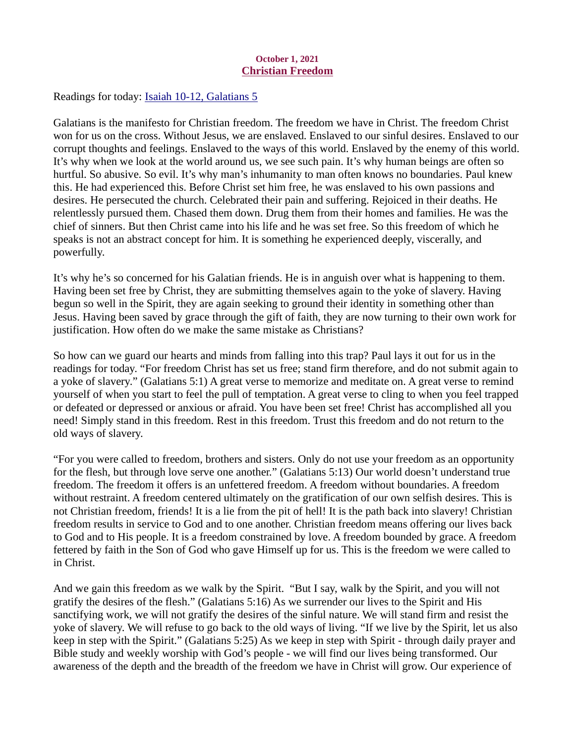**October 1, 2021**

## Christian Freedom

Readings for today: [Isaiah 10-12, Galatians 5]

Galatians is the manifesto for Christian freedom. The freedom we have in Christ. The freedom Christ won for us on the cross. Without Jesus, we are enslaved. Enslaved to our sinful desires. Enslaved to our corrupt thoughts and feelings. Enslaved to the ways of this world. Enslaved by the enemy of this world. It's why when we look at the world around us, we see such pain. It's why human beings are often so hurtful. So abusive. So evil. It's why man's inhumanity to man often knows no boundaries. Paul knew this. He had experienced this. Before Christ set him free, he was enslaved to his own passions and desires. He persecuted the church. Celebrated their pain and suffering. Rejoiced in their deaths. He relentlessly pursued them. Chased them down. Drug them from their homes and families. He was the chief of sinners. But then Christ came into his life and he was set free. So this freedom of which he speaks is not an abstract concept for him. It is something he experienced deeply, viscerally, and powerfully.

It's why he's so concerned for his Galatian friends. He is in anguish over what is happening to them. Having been set free by Christ, they are submitting themselves again to the yoke of slavery. Having begun so well in the Spirit, they are again seeking to ground their identity in something other than Jesus. Having been saved by grace through the gift of faith, they are now turning to their own work for justification. How often do we make the same mistake as Christians?

So how can we guard our hearts and minds from falling into this trap? Paul lays it out for us in the readings for today. "For freedom Christ has set us free; stand firm therefore, and do not submit again to a yoke of slavery." (Galatians 5:1) A great verse to memorize and meditate on. A great verse to remind yourself of when you start to feel the pull of temptation. A great verse to cling to when you feel trapped or defeated or depressed or anxious or afraid. You have been set free! Christ has accomplished all you need! Simply stand in this freedom. Rest in this freedom. Trust this freedom and do not return to the old ways of slavery.

"For you were called to freedom, brothers and sisters. Only do not use your freedom as an opportunity for the flesh, but through love serve one another." (Galatians 5:13) Our world doesn't understand true freedom. The freedom it offers is an unfettered freedom. A freedom without boundaries. A freedom without restraint. A freedom centered ultimately on the gratification of our own selfish desires. This is not Christian freedom, friends! It is a lie from the pit of hell! It is the path back into slavery! Christian freedom results in service to God and to one another. Christian freedom means offering our lives back to God and to His people. It is a freedom constrained by love. A freedom bounded by grace. A freedom fettered by faith in the Son of God who gave Himself up for us. This is the freedom we were called to in Christ.

And we gain this freedom as we walk by the Spirit. "But I say, walk by the Spirit, and you will not gratify the desires of the flesh." (Galatians 5:16) As we surrender our lives to the Spirit and His sanctifying work, we will not gratify the desires of the sinful nature. We will stand firm and resist the yoke of slavery. We will refuse to go back to the old ways of living. "If we live by the Spirit, let us also keep in step with the Spirit." (Galatians 5:25) As we keep in step with Spirit - through daily prayer and Bible study and weekly worship with God's people - we will find our lives being transformed. Our awareness of the depth and the breadth of the freedom we have in Christ will grow. Our experience of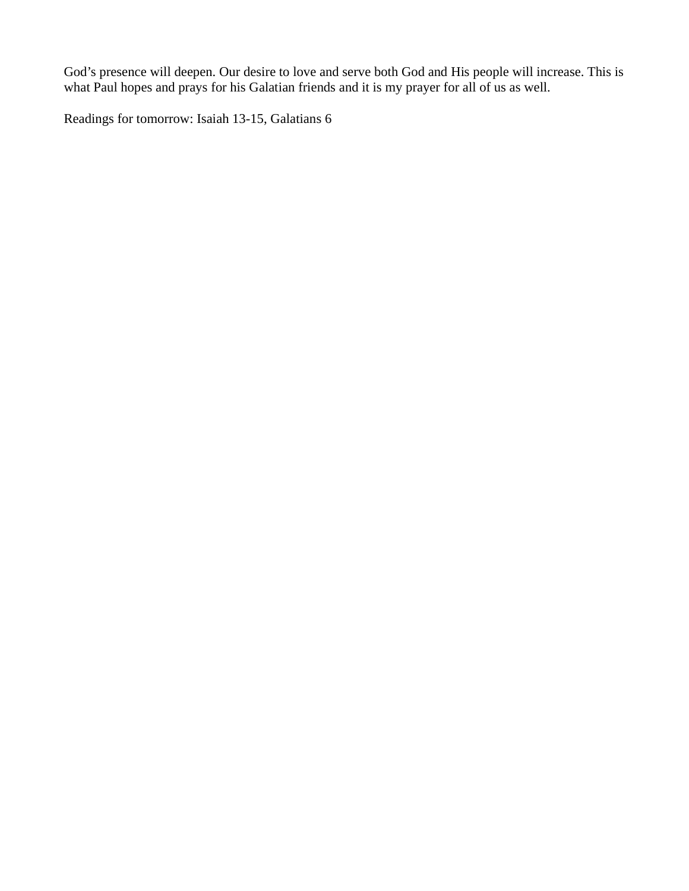God’s presence will deepen. Our desire to love and serve both God and His people will increase. This is what Paul hopes and prays for his Galatian friends and it is my prayer for all of us as well.

Readings for tomorrow: Isaiah 13-15, Galatians 6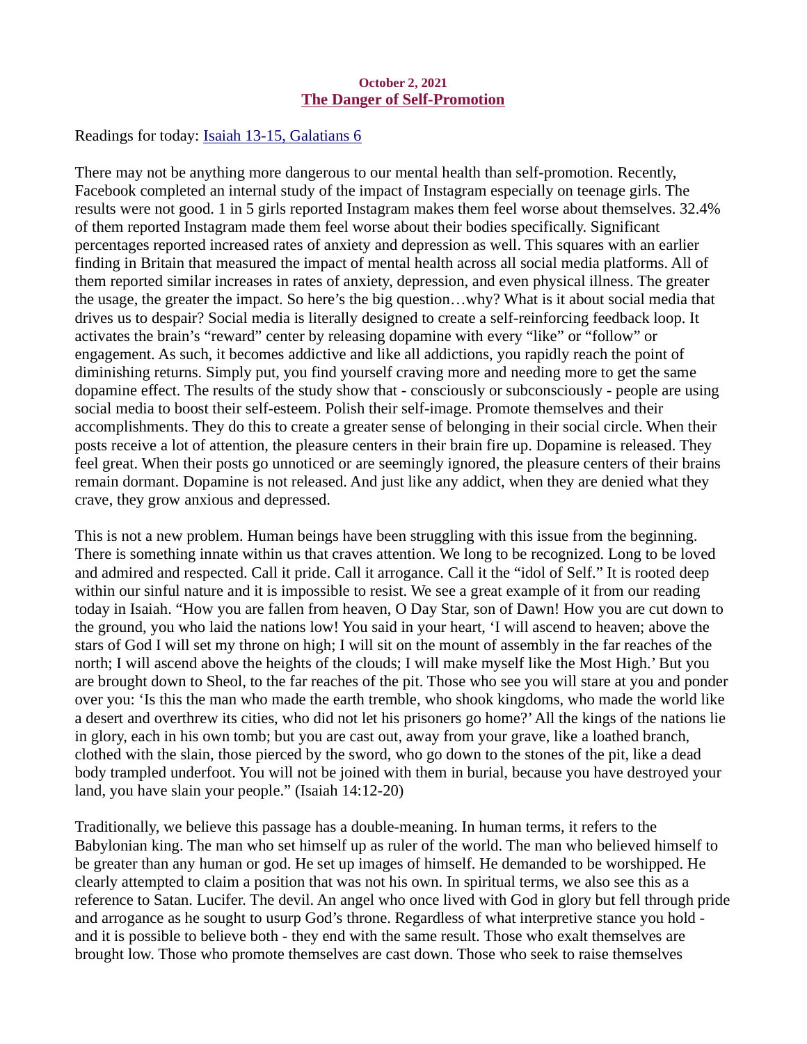**October 2, 2021**

## The Danger of Self-Promotion

Readings for today: Isaiah 13-15, Galatians 6

There may not be anything more dangerous to our mental health than self-promotion. Recently, Facebook completed an internal study of the impact of Instagram especially on teenage girls. The results were not good. 1 in 5 girls reported Instagram makes them feel worse about themselves. 32.4% of them reported Instagram made them feel worse about their bodies specifically. Significant percentages reported increased rates of anxiety and depression as well. This squares with an earlier finding in Britain that measured the impact of mental health across all social media platforms. All of them reported similar increases in rates of anxiety, depression, and even physical illness. The greater the usage, the greater the impact. So here's the big question…why? What is it about social media that drives us to despair? Social media is literally designed to create a self-reinforcing feedback loop. It activates the brain's "reward" center by releasing dopamine with every "like" or "follow" or engagement. As such, it becomes addictive and like all addictions, you rapidly reach the point of diminishing returns. Simply put, you find yourself craving more and needing more to get the same dopamine effect. The results of the study show that - consciously or subconsciously - people are using social media to boost their self-esteem. Polish their self-image. Promote themselves and their accomplishments. They do this to create a greater sense of belonging in their social circle. When their posts receive a lot of attention, the pleasure centers in their brain fire up. Dopamine is released. They feel great. When their posts go unnoticed or are seemingly ignored, the pleasure centers of their brains remain dormant. Dopamine is not released. And just like any addict, when they are denied what they crave, they grow anxious and depressed.

This is not a new problem. Human beings have been struggling with this issue from the beginning. There is something innate within us that craves attention. We long to be recognized. Long to be loved and admired and respected. Call it pride. Call it arrogance. Call it the "idol of Self." It is rooted deep within our sinful nature and it is impossible to resist. We see a great example of it from our reading today in Isaiah. "How you are fallen from heaven, O Day Star, son of Dawn! How you are cut down to the ground, you who laid the nations low! You said in your heart, 'I will ascend to heaven; above the stars of God I will set my throne on high; I will sit on the mount of assembly in the far reaches of the north; I will ascend above the heights of the clouds; I will make myself like the Most High.' But you are brought down to Sheol, to the far reaches of the pit. Those who see you will stare at you and ponder over you: 'Is this the man who made the earth tremble, who shook kingdoms, who made the world like a desert and overthrew its cities, who did not let his prisoners go home?' All the kings of the nations lie in glory, each in his own tomb; but you are cast out, away from your grave, like a loathed branch, clothed with the slain, those pierced by the sword, who go down to the stones of the pit, like a dead body trampled underfoot. You will not be joined with them in burial, because you have destroyed your land, you have slain your people." (Isaiah 14:12-20)

Traditionally, we believe this passage has a double-meaning. In human terms, it refers to the Babylonian king. The man who set himself up as ruler of the world. The man who believed himself to be greater than any human or god. He set up images of himself. He demanded to be worshipped. He clearly attempted to claim a position that was not his own. In spiritual terms, we also see this as a reference to Satan. Lucifer. The devil. An angel who once lived with God in glory but fell through pride and arrogance as he sought to usurp God's throne. Regardless of what interpretive stance you hold - and it is possible to believe both - they end with the same result. Those who exalt themselves are brought low. Those who promote themselves are cast down. Those who seek to raise themselves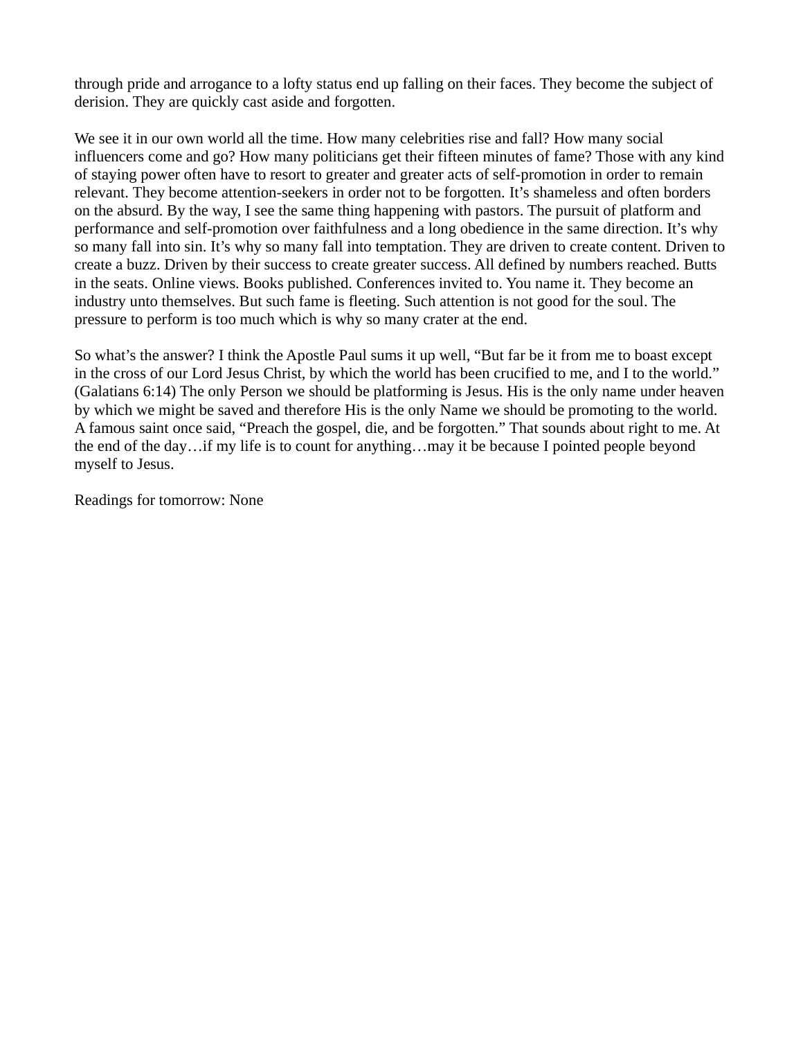through pride and arrogance to a lofty status end up falling on their faces. They become the subject of derision. They are quickly cast aside and forgotten.

We see it in our own world all the time. How many celebrities rise and fall? How many social influencers come and go? How many politicians get their fifteen minutes of fame? Those with any kind of staying power often have to resort to greater and greater acts of self-promotion in order to remain relevant. They become attention-seekers in order not to be forgotten. It's shameless and often borders on the absurd. By the way, I see the same thing happening with pastors. The pursuit of platform and performance and self-promotion over faithfulness and a long obedience in the same direction. It's why so many fall into sin. It's why so many fall into temptation. They are driven to create content. Driven to create a buzz. Driven by their success to create greater success. All defined by numbers reached. Butts in the seats. Online views. Books published. Conferences invited to. You name it. They become an industry unto themselves. But such fame is fleeting. Such attention is not good for the soul. The pressure to perform is too much which is why so many crater at the end.

So what's the answer? I think the Apostle Paul sums it up well, "But far be it from me to boast except in the cross of our Lord Jesus Christ, by which the world has been crucified to me, and I to the world." (Galatians 6:14) The only Person we should be platforming is Jesus. His is the only name under heaven by which we might be saved and therefore His is the only Name we should be promoting to the world. A famous saint once said, "Preach the gospel, die, and be forgotten." That sounds about right to me. At the end of the day…if my life is to count for anything…may it be because I pointed people beyond myself to Jesus.

Readings for tomorrow: None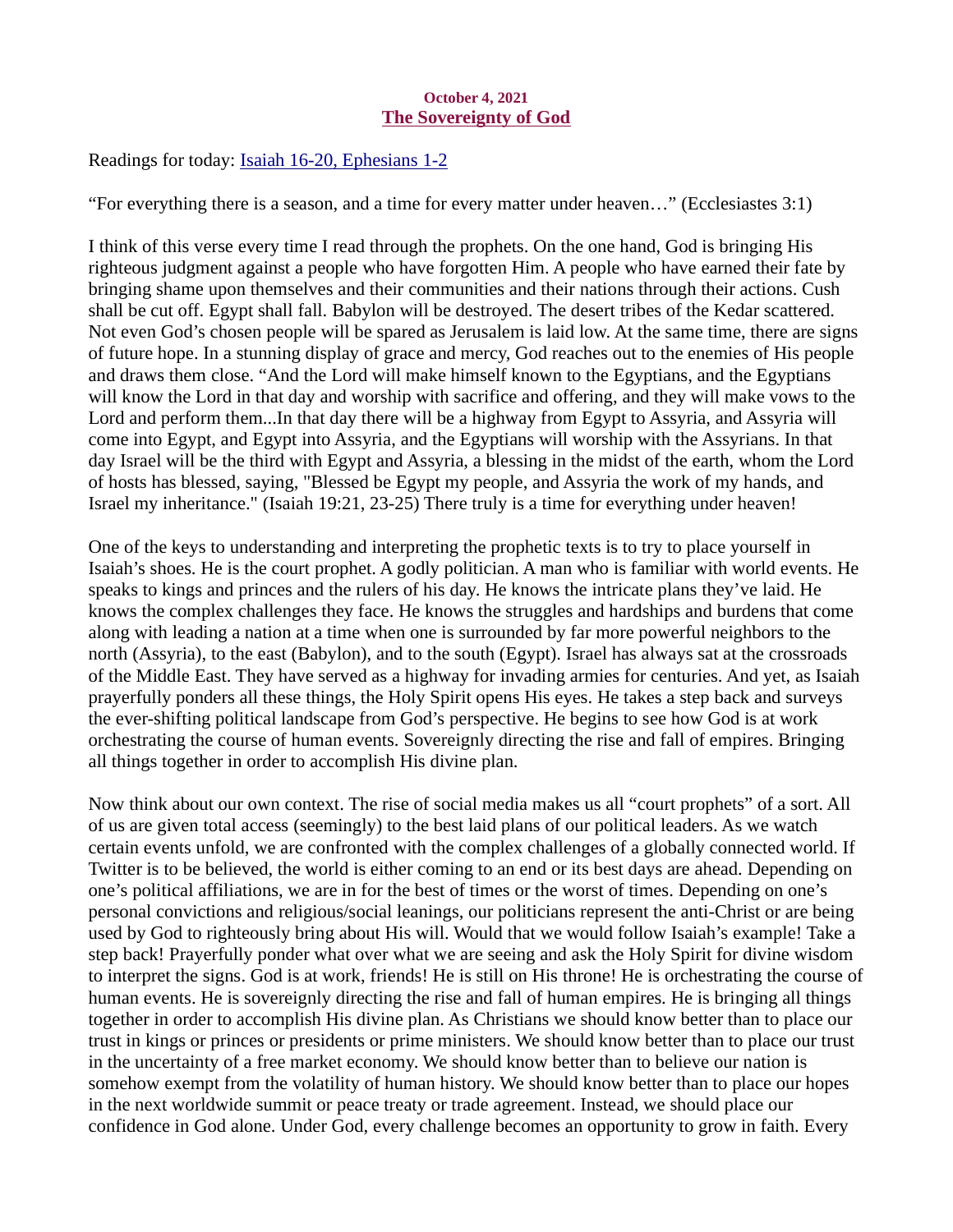**October 4, 2021**

## The Sovereignty of God

Readings for today: [Isaiah 16-20, Ephesians 1-2]

"For everything there is a season, and a time for every matter under heaven…" (Ecclesiastes 3:1)

I think of this verse every time I read through the prophets. On the one hand, God is bringing His righteous judgment against a people who have forgotten Him. A people who have earned their fate by bringing shame upon themselves and their communities and their nations through their actions. Cush shall be cut off. Egypt shall fall. Babylon will be destroyed. The desert tribes of the Kedar scattered. Not even God's chosen people will be spared as Jerusalem is laid low. At the same time, there are signs of future hope. In a stunning display of grace and mercy, God reaches out to the enemies of His people and draws them close. "And the Lord will make himself known to the Egyptians, and the Egyptians will know the Lord in that day and worship with sacrifice and offering, and they will make vows to the Lord and perform them...In that day there will be a highway from Egypt to Assyria, and Assyria will come into Egypt, and Egypt into Assyria, and the Egyptians will worship with the Assyrians. In that day Israel will be the third with Egypt and Assyria, a blessing in the midst of the earth, whom the Lord of hosts has blessed, saying, "Blessed be Egypt my people, and Assyria the work of my hands, and Israel my inheritance." (Isaiah 19:21, 23-25) There truly is a time for everything under heaven!

One of the keys to understanding and interpreting the prophetic texts is to try to place yourself in Isaiah's shoes. He is the court prophet. A godly politician. A man who is familiar with world events. He speaks to kings and princes and the rulers of his day. He knows the intricate plans they've laid. He knows the complex challenges they face. He knows the struggles and hardships and burdens that come along with leading a nation at a time when one is surrounded by far more powerful neighbors to the north (Assyria), to the east (Babylon), and to the south (Egypt). Israel has always sat at the crossroads of the Middle East. They have served as a highway for invading armies for centuries. And yet, as Isaiah prayerfully ponders all these things, the Holy Spirit opens His eyes. He takes a step back and surveys the ever-shifting political landscape from God's perspective. He begins to see how God is at work orchestrating the course of human events. Sovereignly directing the rise and fall of empires. Bringing all things together in order to accomplish His divine plan.

Now think about our own context. The rise of social media makes us all "court prophets" of a sort. All of us are given total access (seemingly) to the best laid plans of our political leaders. As we watch certain events unfold, we are confronted with the complex challenges of a globally connected world. If Twitter is to be believed, the world is either coming to an end or its best days are ahead. Depending on one's political affiliations, we are in for the best of times or the worst of times. Depending on one's personal convictions and religious/social leanings, our politicians represent the anti-Christ or are being used by God to righteously bring about His will. Would that we would follow Isaiah's example! Take a step back! Prayerfully ponder what over what we are seeing and ask the Holy Spirit for divine wisdom to interpret the signs. God is at work, friends! He is still on His throne! He is orchestrating the course of human events. He is sovereignly directing the rise and fall of human empires. He is bringing all things together in order to accomplish His divine plan. As Christians we should know better than to place our trust in kings or princes or presidents or prime ministers. We should know better than to place our trust in the uncertainty of a free market economy. We should know better than to believe our nation is somehow exempt from the volatility of human history. We should know better than to place our hopes in the next worldwide summit or peace treaty or trade agreement. Instead, we should place our confidence in God alone. Under God, every challenge becomes an opportunity to grow in faith. Every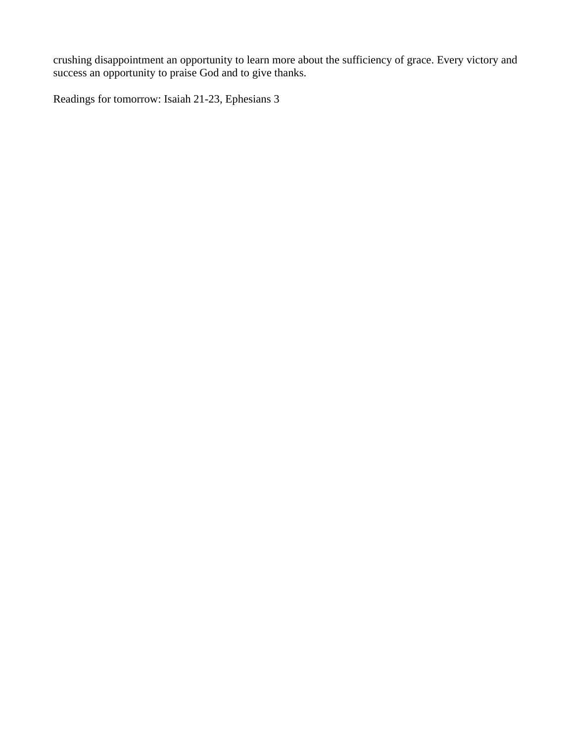crushing disappointment an opportunity to learn more about the sufficiency of grace. Every victory and success an opportunity to praise God and to give thanks.

Readings for tomorrow: Isaiah 21-23, Ephesians 3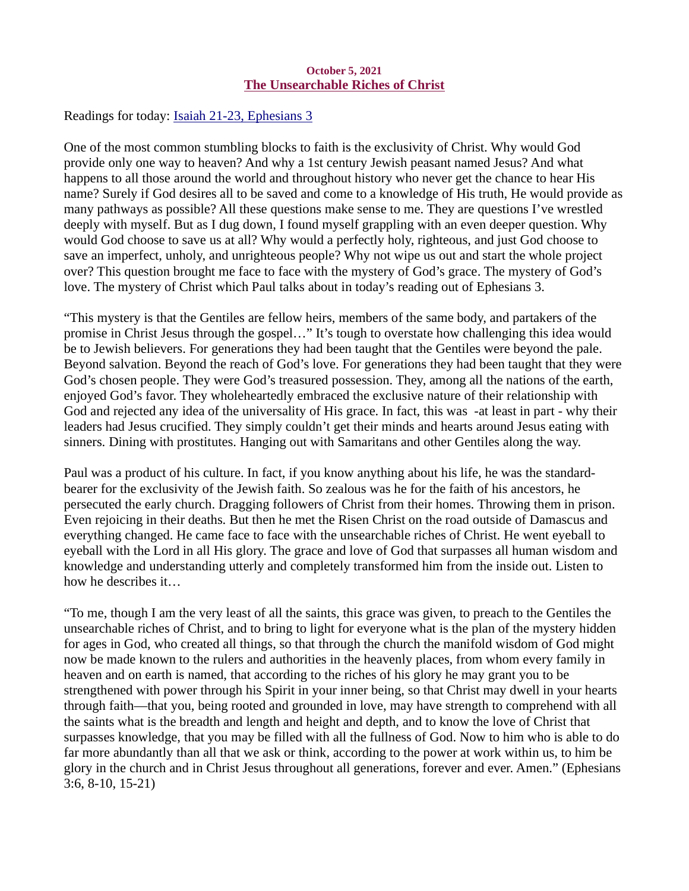**October 5, 2021**

## The Unsearchable Riches of Christ

Readings for today: [Isaiah 21-23, Ephesians 3]

One of the most common stumbling blocks to faith is the exclusivity of Christ. Why would God provide only one way to heaven? And why a 1st century Jewish peasant named Jesus? And what happens to all those around the world and throughout history who never get the chance to hear His name? Surely if God desires all to be saved and come to a knowledge of His truth, He would provide as many pathways as possible? All these questions make sense to me. They are questions I've wrestled deeply with myself. But as I dug down, I found myself grappling with an even deeper question. Why would God choose to save us at all? Why would a perfectly holy, righteous, and just God choose to save an imperfect, unholy, and unrighteous people? Why not wipe us out and start the whole project over? This question brought me face to face with the mystery of God's grace. The mystery of God's love. The mystery of Christ which Paul talks about in today's reading out of Ephesians 3.

"This mystery is that the Gentiles are fellow heirs, members of the same body, and partakers of the promise in Christ Jesus through the gospel…" It's tough to overstate how challenging this idea would be to Jewish believers. For generations they had been taught that the Gentiles were beyond the pale. Beyond salvation. Beyond the reach of God's love. For generations they had been taught that they were God's chosen people. They were God's treasured possession. They, among all the nations of the earth, enjoyed God's favor. They wholeheartedly embraced the exclusive nature of their relationship with God and rejected any idea of the universality of His grace. In fact, this was -at least in part - why their leaders had Jesus crucified. They simply couldn't get their minds and hearts around Jesus eating with sinners. Dining with prostitutes. Hanging out with Samaritans and other Gentiles along the way.

Paul was a product of his culture. In fact, if you know anything about his life, he was the standard-bearer for the exclusivity of the Jewish faith. So zealous was he for the faith of his ancestors, he persecuted the early church. Dragging followers of Christ from their homes. Throwing them in prison. Even rejoicing in their deaths. But then he met the Risen Christ on the road outside of Damascus and everything changed. He came face to face with the unsearchable riches of Christ. He went eyeball to eyeball with the Lord in all His glory. The grace and love of God that surpasses all human wisdom and knowledge and understanding utterly and completely transformed him from the inside out. Listen to how he describes it…

"To me, though I am the very least of all the saints, this grace was given, to preach to the Gentiles the unsearchable riches of Christ, and to bring to light for everyone what is the plan of the mystery hidden for ages in God, who created all things, so that through the church the manifold wisdom of God might now be made known to the rulers and authorities in the heavenly places, from whom every family in heaven and on earth is named, that according to the riches of his glory he may grant you to be strengthened with power through his Spirit in your inner being, so that Christ may dwell in your hearts through faith—that you, being rooted and grounded in love, may have strength to comprehend with all the saints what is the breadth and length and height and depth, and to know the love of Christ that surpasses knowledge, that you may be filled with all the fullness of God. Now to him who is able to do far more abundantly than all that we ask or think, according to the power at work within us, to him be glory in the church and in Christ Jesus throughout all generations, forever and ever. Amen." (Ephesians 3:6, 8-10, 15-21)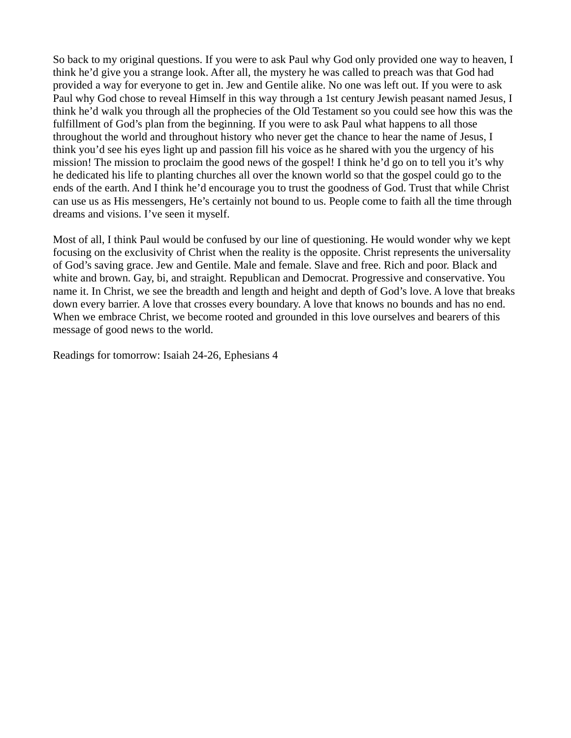So back to my original questions. If you were to ask Paul why God only provided one way to heaven, I think he'd give you a strange look. After all, the mystery he was called to preach was that God had provided a way for everyone to get in. Jew and Gentile alike. No one was left out. If you were to ask Paul why God chose to reveal Himself in this way through a 1st century Jewish peasant named Jesus, I think he'd walk you through all the prophecies of the Old Testament so you could see how this was the fulfillment of God's plan from the beginning. If you were to ask Paul what happens to all those throughout the world and throughout history who never get the chance to hear the name of Jesus, I think you'd see his eyes light up and passion fill his voice as he shared with you the urgency of his mission! The mission to proclaim the good news of the gospel! I think he'd go on to tell you it's why he dedicated his life to planting churches all over the known world so that the gospel could go to the ends of the earth. And I think he'd encourage you to trust the goodness of God. Trust that while Christ can use us as His messengers, He's certainly not bound to us. People come to faith all the time through dreams and visions. I've seen it myself.

Most of all, I think Paul would be confused by our line of questioning. He would wonder why we kept focusing on the exclusivity of Christ when the reality is the opposite. Christ represents the universality of God's saving grace. Jew and Gentile. Male and female. Slave and free. Rich and poor. Black and white and brown. Gay, bi, and straight. Republican and Democrat. Progressive and conservative. You name it. In Christ, we see the breadth and length and height and depth of God's love. A love that breaks down every barrier. A love that crosses every boundary. A love that knows no bounds and has no end. When we embrace Christ, we become rooted and grounded in this love ourselves and bearers of this message of good news to the world.

Readings for tomorrow: Isaiah 24-26, Ephesians 4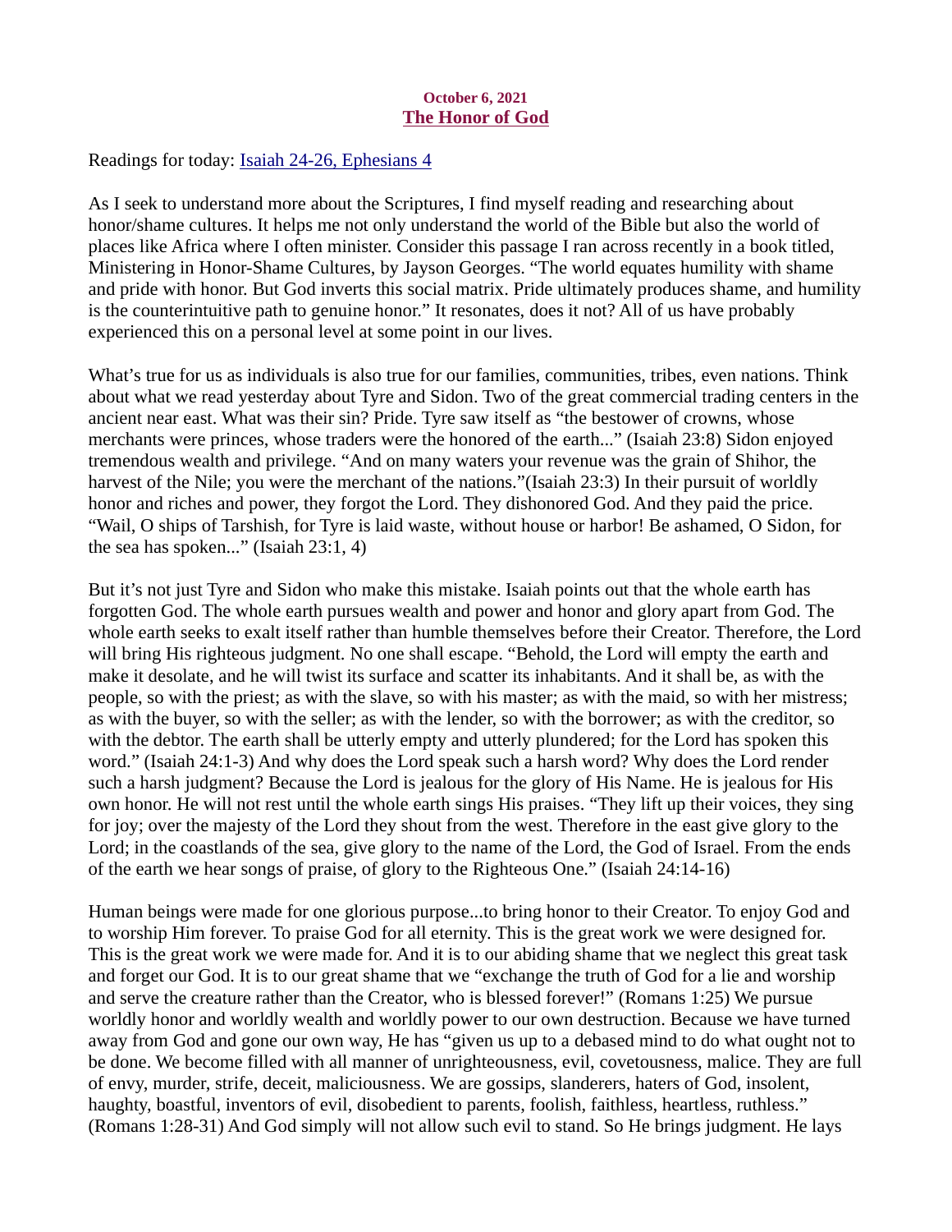October 6, 2021

## The Honor of God

Readings for today: Isaiah 24-26, Ephesians 4

As I seek to understand more about the Scriptures, I find myself reading and researching about honor/shame cultures. It helps me not only understand the world of the Bible but also the world of places like Africa where I often minister. Consider this passage I ran across recently in a book titled, Ministering in Honor-Shame Cultures, by Jayson Georges. "The world equates humility with shame and pride with honor. But God inverts this social matrix. Pride ultimately produces shame, and humility is the counterintuitive path to genuine honor." It resonates, does it not? All of us have probably experienced this on a personal level at some point in our lives.

What's true for us as individuals is also true for our families, communities, tribes, even nations. Think about what we read yesterday about Tyre and Sidon. Two of the great commercial trading centers in the ancient near east. What was their sin? Pride. Tyre saw itself as "the bestower of crowns, whose merchants were princes, whose traders were the honored of the earth..." (Isaiah 23:8) Sidon enjoyed tremendous wealth and privilege. "And on many waters your revenue was the grain of Shihor, the harvest of the Nile; you were the merchant of the nations."(Isaiah 23:3) In their pursuit of worldly honor and riches and power, they forgot the Lord. They dishonored God. And they paid the price. "Wail, O ships of Tarshish, for Tyre is laid waste, without house or harbor! Be ashamed, O Sidon, for the sea has spoken..." (Isaiah 23:1, 4)

But it's not just Tyre and Sidon who make this mistake. Isaiah points out that the whole earth has forgotten God. The whole earth pursues wealth and power and honor and glory apart from God. The whole earth seeks to exalt itself rather than humble themselves before their Creator. Therefore, the Lord will bring His righteous judgment. No one shall escape. "Behold, the Lord will empty the earth and make it desolate, and he will twist its surface and scatter its inhabitants. And it shall be, as with the people, so with the priest; as with the slave, so with his master; as with the maid, so with her mistress; as with the buyer, so with the seller; as with the lender, so with the borrower; as with the creditor, so with the debtor. The earth shall be utterly empty and utterly plundered; for the Lord has spoken this word." (Isaiah 24:1-3) And why does the Lord speak such a harsh word? Why does the Lord render such a harsh judgment? Because the Lord is jealous for the glory of His Name. He is jealous for His own honor. He will not rest until the whole earth sings His praises. "They lift up their voices, they sing for joy; over the majesty of the Lord they shout from the west. Therefore in the east give glory to the Lord; in the coastlands of the sea, give glory to the name of the Lord, the God of Israel. From the ends of the earth we hear songs of praise, of glory to the Righteous One." (Isaiah 24:14-16)

Human beings were made for one glorious purpose...to bring honor to their Creator. To enjoy God and to worship Him forever. To praise God for all eternity. This is the great work we were designed for. This is the great work we were made for. And it is to our abiding shame that we neglect this great task and forget our God. It is to our great shame that we "exchange the truth of God for a lie and worship and serve the creature rather than the Creator, who is blessed forever!" (Romans 1:25) We pursue worldly honor and worldly wealth and worldly power to our own destruction. Because we have turned away from God and gone our own way, He has "given us up to a debased mind to do what ought not to be done. We become filled with all manner of unrighteousness, evil, covetousness, malice. They are full of envy, murder, strife, deceit, maliciousness. We are gossips, slanderers, haters of God, insolent, haughty, boastful, inventors of evil, disobedient to parents, foolish, faithless, heartless, ruthless." (Romans 1:28-31) And God simply will not allow such evil to stand. So He brings judgment. He lays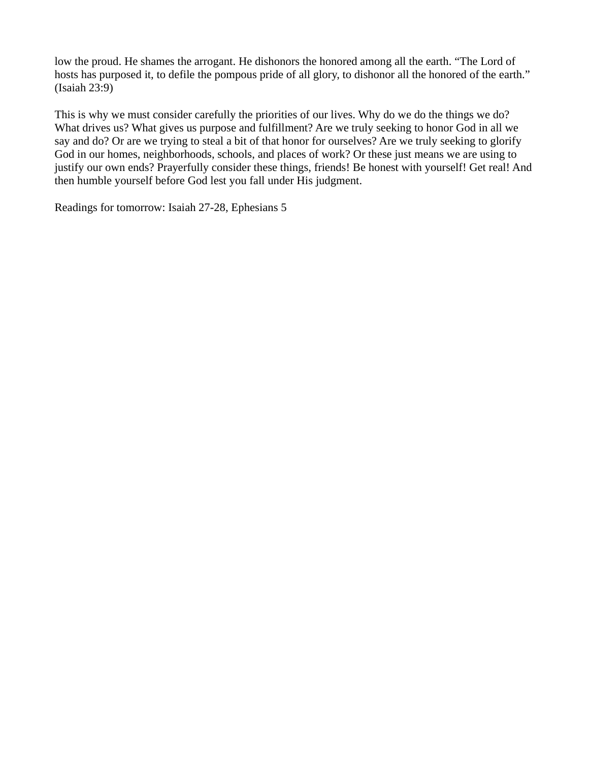low the proud. He shames the arrogant. He dishonors the honored among all the earth. “The Lord of hosts has purposed it, to defile the pompous pride of all glory, to dishonor all the honored of the earth.” (Isaiah 23:9)

This is why we must consider carefully the priorities of our lives. Why do we do the things we do? What drives us? What gives us purpose and fulfillment? Are we truly seeking to honor God in all we say and do? Or are we trying to steal a bit of that honor for ourselves? Are we truly seeking to glorify God in our homes, neighborhoods, schools, and places of work? Or these just means we are using to justify our own ends? Prayerfully consider these things, friends! Be honest with yourself! Get real! And then humble yourself before God lest you fall under His judgment.

Readings for tomorrow: Isaiah 27-28, Ephesians 5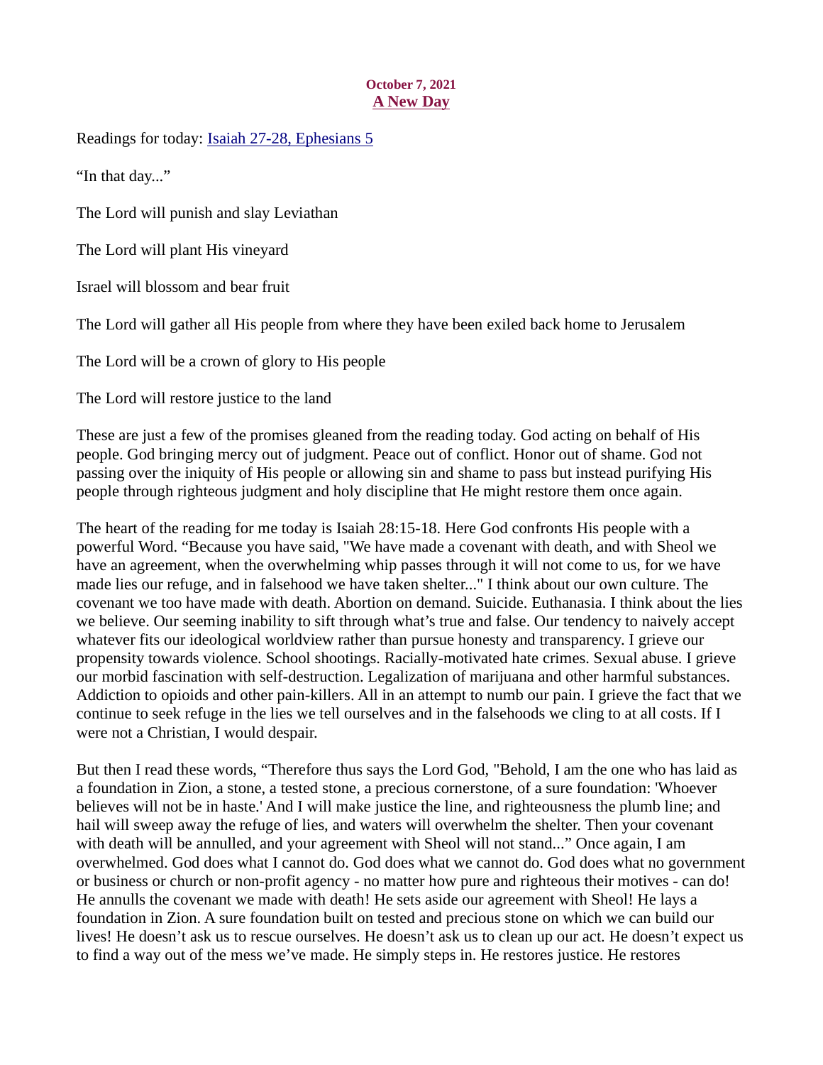**October 7, 2021**
## A New Day

Readings for today: [Isaiah 27-28, Ephesians 5]()

“In that day...”

The Lord will punish and slay Leviathan

The Lord will plant His vineyard

Israel will blossom and bear fruit

The Lord will gather all His people from where they have been exiled back home to Jerusalem

The Lord will be a crown of glory to His people

The Lord will restore justice to the land

These are just a few of the promises gleaned from the reading today. God acting on behalf of His people. God bringing mercy out of judgment. Peace out of conflict. Honor out of shame. God not passing over the iniquity of His people or allowing sin and shame to pass but instead purifying His people through righteous judgment and holy discipline that He might restore them once again.

The heart of the reading for me today is Isaiah 28:15-18. Here God confronts His people with a powerful Word. “Because you have said, "We have made a covenant with death, and with Sheol we have an agreement, when the overwhelming whip passes through it will not come to us, for we have made lies our refuge, and in falsehood we have taken shelter..." I think about our own culture. The covenant we too have made with death. Abortion on demand. Suicide. Euthanasia. I think about the lies we believe. Our seeming inability to sift through what’s true and false. Our tendency to naively accept whatever fits our ideological worldview rather than pursue honesty and transparency. I grieve our propensity towards violence. School shootings. Racially-motivated hate crimes. Sexual abuse. I grieve our morbid fascination with self-destruction. Legalization of marijuana and other harmful substances. Addiction to opioids and other pain-killers. All in an attempt to numb our pain. I grieve the fact that we continue to seek refuge in the lies we tell ourselves and in the falsehoods we cling to at all costs. If I were not a Christian, I would despair.

But then I read these words, “Therefore thus says the Lord God, "Behold, I am the one who has laid as a foundation in Zion, a stone, a tested stone, a precious cornerstone, of a sure foundation: 'Whoever believes will not be in haste.' And I will make justice the line, and righteousness the plumb line; and hail will sweep away the refuge of lies, and waters will overwhelm the shelter. Then your covenant with death will be annulled, and your agreement with Sheol will not stand...” Once again, I am overwhelmed. God does what I cannot do. God does what we cannot do. God does what no government or business or church or non-profit agency - no matter how pure and righteous their motives - can do! He annulls the covenant we made with death! He sets aside our agreement with Sheol! He lays a foundation in Zion. A sure foundation built on tested and precious stone on which we can build our lives! He doesn’t ask us to rescue ourselves. He doesn’t ask us to clean up our act. He doesn’t expect us to find a way out of the mess we’ve made. He simply steps in. He restores justice. He restores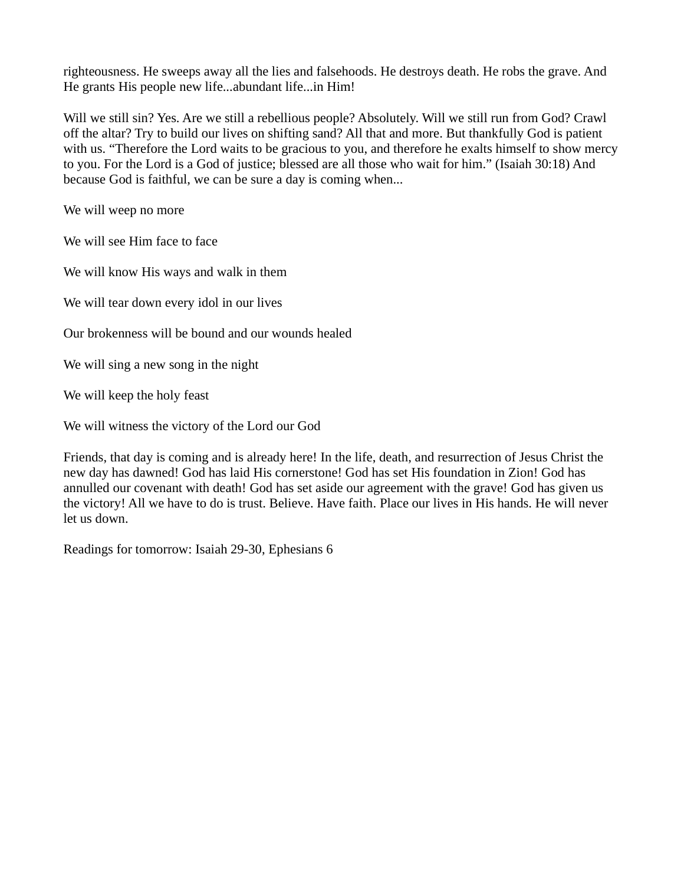righteousness. He sweeps away all the lies and falsehoods. He destroys death. He robs the grave. And He grants His people new life...abundant life...in Him!

Will we still sin? Yes. Are we still a rebellious people? Absolutely. Will we still run from God? Crawl off the altar? Try to build our lives on shifting sand? All that and more. But thankfully God is patient with us. "Therefore the Lord waits to be gracious to you, and therefore he exalts himself to show mercy to you. For the Lord is a God of justice; blessed are all those who wait for him." (Isaiah 30:18) And because God is faithful, we can be sure a day is coming when...

We will weep no more

We will see Him face to face

We will know His ways and walk in them

We will tear down every idol in our lives

Our brokenness will be bound and our wounds healed

We will sing a new song in the night

We will keep the holy feast

We will witness the victory of the Lord our God

Friends, that day is coming and is already here! In the life, death, and resurrection of Jesus Christ the new day has dawned! God has laid His cornerstone! God has set His foundation in Zion! God has annulled our covenant with death! God has set aside our agreement with the grave! God has given us the victory! All we have to do is trust. Believe. Have faith. Place our lives in His hands. He will never let us down.

Readings for tomorrow: Isaiah 29-30, Ephesians 6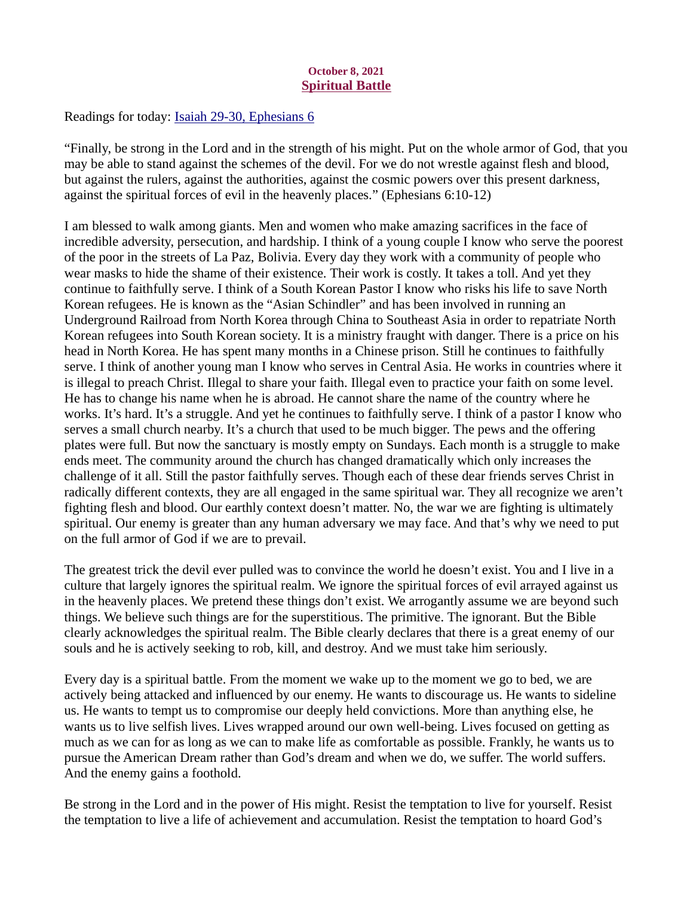October 8, 2021

## Spiritual Battle

Readings for today: [Isaiah 29-30, Ephesians 6]

"Finally, be strong in the Lord and in the strength of his might. Put on the whole armor of God, that you may be able to stand against the schemes of the devil. For we do not wrestle against flesh and blood, but against the rulers, against the authorities, against the cosmic powers over this present darkness, against the spiritual forces of evil in the heavenly places." (Ephesians 6:10-12)

I am blessed to walk among giants. Men and women who make amazing sacrifices in the face of incredible adversity, persecution, and hardship. I think of a young couple I know who serve the poorest of the poor in the streets of La Paz, Bolivia. Every day they work with a community of people who wear masks to hide the shame of their existence. Their work is costly. It takes a toll. And yet they continue to faithfully serve. I think of a South Korean Pastor I know who risks his life to save North Korean refugees. He is known as the "Asian Schindler" and has been involved in running an Underground Railroad from North Korea through China to Southeast Asia in order to repatriate North Korean refugees into South Korean society. It is a ministry fraught with danger. There is a price on his head in North Korea. He has spent many months in a Chinese prison. Still he continues to faithfully serve. I think of another young man I know who serves in Central Asia. He works in countries where it is illegal to preach Christ. Illegal to share your faith. Illegal even to practice your faith on some level. He has to change his name when he is abroad. He cannot share the name of the country where he works. It's hard. It's a struggle. And yet he continues to faithfully serve. I think of a pastor I know who serves a small church nearby. It's a church that used to be much bigger. The pews and the offering plates were full. But now the sanctuary is mostly empty on Sundays. Each month is a struggle to make ends meet. The community around the church has changed dramatically which only increases the challenge of it all. Still the pastor faithfully serves. Though each of these dear friends serves Christ in radically different contexts, they are all engaged in the same spiritual war. They all recognize we aren't fighting flesh and blood. Our earthly context doesn't matter. No, the war we are fighting is ultimately spiritual. Our enemy is greater than any human adversary we may face. And that's why we need to put on the full armor of God if we are to prevail.

The greatest trick the devil ever pulled was to convince the world he doesn't exist. You and I live in a culture that largely ignores the spiritual realm. We ignore the spiritual forces of evil arrayed against us in the heavenly places. We pretend these things don't exist. We arrogantly assume we are beyond such things. We believe such things are for the superstitious. The primitive. The ignorant. But the Bible clearly acknowledges the spiritual realm. The Bible clearly declares that there is a great enemy of our souls and he is actively seeking to rob, kill, and destroy. And we must take him seriously.

Every day is a spiritual battle. From the moment we wake up to the moment we go to bed, we are actively being attacked and influenced by our enemy. He wants to discourage us. He wants to sideline us. He wants to tempt us to compromise our deeply held convictions. More than anything else, he wants us to live selfish lives. Lives wrapped around our own well-being. Lives focused on getting as much as we can for as long as we can to make life as comfortable as possible. Frankly, he wants us to pursue the American Dream rather than God's dream and when we do, we suffer. The world suffers. And the enemy gains a foothold.

Be strong in the Lord and in the power of His might. Resist the temptation to live for yourself. Resist the temptation to live a life of achievement and accumulation. Resist the temptation to hoard God's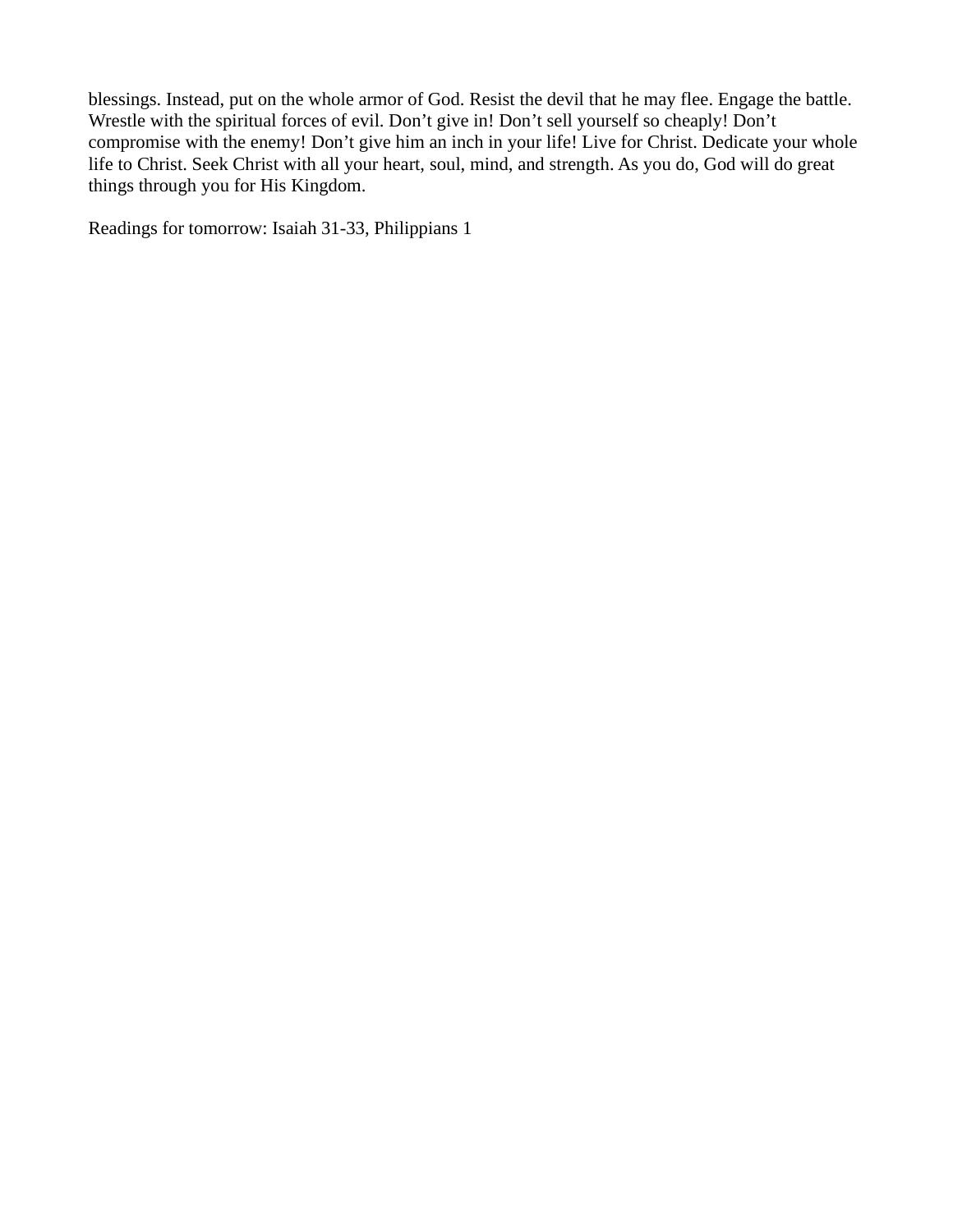blessings. Instead, put on the whole armor of God. Resist the devil that he may flee. Engage the battle. Wrestle with the spiritual forces of evil. Don't give in! Don't sell yourself so cheaply! Don't compromise with the enemy! Don't give him an inch in your life! Live for Christ. Dedicate your whole life to Christ. Seek Christ with all your heart, soul, mind, and strength. As you do, God will do great things through you for His Kingdom.

Readings for tomorrow: Isaiah 31-33, Philippians 1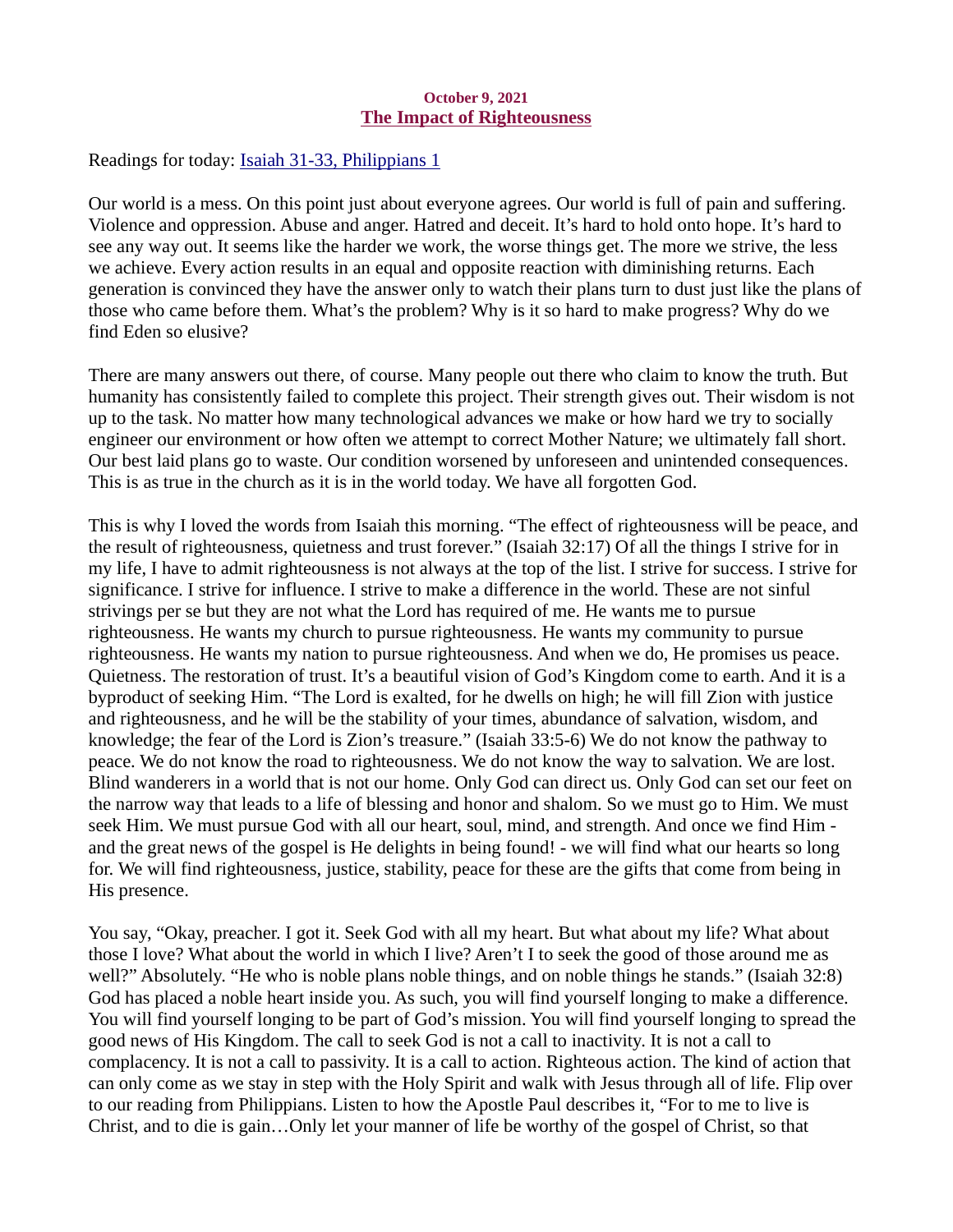**October 9, 2021**

## The Impact of Righteousness

Readings for today: [Isaiah 31-33, Philippians 1]

Our world is a mess. On this point just about everyone agrees. Our world is full of pain and suffering. Violence and oppression. Abuse and anger. Hatred and deceit. It's hard to hold onto hope. It's hard to see any way out. It seems like the harder we work, the worse things get. The more we strive, the less we achieve. Every action results in an equal and opposite reaction with diminishing returns. Each generation is convinced they have the answer only to watch their plans turn to dust just like the plans of those who came before them. What's the problem? Why is it so hard to make progress? Why do we find Eden so elusive?

There are many answers out there, of course. Many people out there who claim to know the truth. But humanity has consistently failed to complete this project. Their strength gives out. Their wisdom is not up to the task. No matter how many technological advances we make or how hard we try to socially engineer our environment or how often we attempt to correct Mother Nature; we ultimately fall short. Our best laid plans go to waste. Our condition worsened by unforeseen and unintended consequences. This is as true in the church as it is in the world today. We have all forgotten God.

This is why I loved the words from Isaiah this morning. "The effect of righteousness will be peace, and the result of righteousness, quietness and trust forever." (Isaiah 32:17) Of all the things I strive for in my life, I have to admit righteousness is not always at the top of the list. I strive for success. I strive for significance. I strive for influence. I strive to make a difference in the world. These are not sinful strivings per se but they are not what the Lord has required of me. He wants me to pursue righteousness. He wants my church to pursue righteousness. He wants my community to pursue righteousness. He wants my nation to pursue righteousness. And when we do, He promises us peace. Quietness. The restoration of trust. It's a beautiful vision of God's Kingdom come to earth. And it is a byproduct of seeking Him. "The Lord is exalted, for he dwells on high; he will fill Zion with justice and righteousness, and he will be the stability of your times, abundance of salvation, wisdom, and knowledge; the fear of the Lord is Zion's treasure." (Isaiah 33:5-6) We do not know the pathway to peace. We do not know the road to righteousness. We do not know the way to salvation. We are lost. Blind wanderers in a world that is not our home. Only God can direct us. Only God can set our feet on the narrow way that leads to a life of blessing and honor and shalom. So we must go to Him. We must seek Him. We must pursue God with all our heart, soul, mind, and strength. And once we find Him - and the great news of the gospel is He delights in being found! - we will find what our hearts so long for. We will find righteousness, justice, stability, peace for these are the gifts that come from being in His presence.

You say, "Okay, preacher. I got it. Seek God with all my heart. But what about my life? What about those I love? What about the world in which I live? Aren't I to seek the good of those around me as well?" Absolutely. "He who is noble plans noble things, and on noble things he stands." (Isaiah 32:8) God has placed a noble heart inside you. As such, you will find yourself longing to make a difference. You will find yourself longing to be part of God's mission. You will find yourself longing to spread the good news of His Kingdom. The call to seek God is not a call to inactivity. It is not a call to complacency. It is not a call to passivity. It is a call to action. Righteous action. The kind of action that can only come as we stay in step with the Holy Spirit and walk with Jesus through all of life. Flip over to our reading from Philippians. Listen to how the Apostle Paul describes it, "For to me to live is Christ, and to die is gain…Only let your manner of life be worthy of the gospel of Christ, so that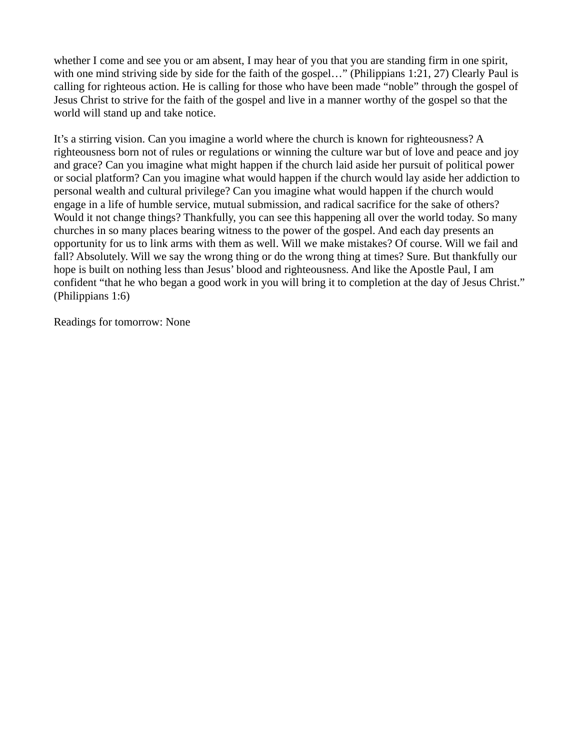whether I come and see you or am absent, I may hear of you that you are standing firm in one spirit, with one mind striving side by side for the faith of the gospel…" (Philippians 1:21, 27) Clearly Paul is calling for righteous action. He is calling for those who have been made "noble" through the gospel of Jesus Christ to strive for the faith of the gospel and live in a manner worthy of the gospel so that the world will stand up and take notice.

It's a stirring vision. Can you imagine a world where the church is known for righteousness? A righteousness born not of rules or regulations or winning the culture war but of love and peace and joy and grace? Can you imagine what might happen if the church laid aside her pursuit of political power or social platform? Can you imagine what would happen if the church would lay aside her addiction to personal wealth and cultural privilege? Can you imagine what would happen if the church would engage in a life of humble service, mutual submission, and radical sacrifice for the sake of others? Would it not change things? Thankfully, you can see this happening all over the world today. So many churches in so many places bearing witness to the power of the gospel. And each day presents an opportunity for us to link arms with them as well. Will we make mistakes? Of course. Will we fail and fall? Absolutely. Will we say the wrong thing or do the wrong thing at times? Sure. But thankfully our hope is built on nothing less than Jesus' blood and righteousness. And like the Apostle Paul, I am confident "that he who began a good work in you will bring it to completion at the day of Jesus Christ." (Philippians 1:6)

Readings for tomorrow: None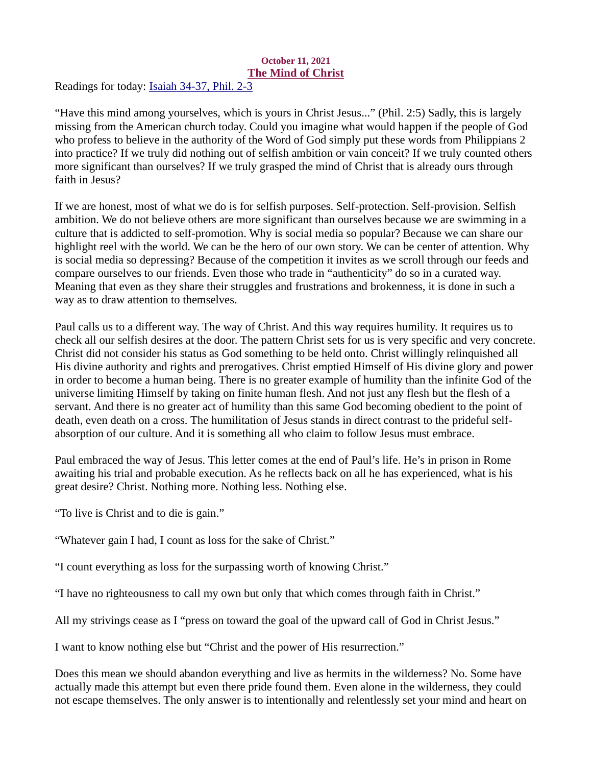**October 11, 2021**

## The Mind of Christ

Readings for today: Isaiah 34-37, Phil. 2-3

"Have this mind among yourselves, which is yours in Christ Jesus..." (Phil. 2:5) Sadly, this is largely missing from the American church today. Could you imagine what would happen if the people of God who profess to believe in the authority of the Word of God simply put these words from Philippians 2 into practice? If we truly did nothing out of selfish ambition or vain conceit? If we truly counted others more significant than ourselves? If we truly grasped the mind of Christ that is already ours through faith in Jesus?

If we are honest, most of what we do is for selfish purposes. Self-protection. Self-provision. Selfish ambition. We do not believe others are more significant than ourselves because we are swimming in a culture that is addicted to self-promotion. Why is social media so popular? Because we can share our highlight reel with the world. We can be the hero of our own story. We can be center of attention. Why is social media so depressing? Because of the competition it invites as we scroll through our feeds and compare ourselves to our friends. Even those who trade in "authenticity" do so in a curated way. Meaning that even as they share their struggles and frustrations and brokenness, it is done in such a way as to draw attention to themselves.

Paul calls us to a different way. The way of Christ. And this way requires humility. It requires us to check all our selfish desires at the door. The pattern Christ sets for us is very specific and very concrete. Christ did not consider his status as God something to be held onto. Christ willingly relinquished all His divine authority and rights and prerogatives. Christ emptied Himself of His divine glory and power in order to become a human being. There is no greater example of humility than the infinite God of the universe limiting Himself by taking on finite human flesh. And not just any flesh but the flesh of a servant. And there is no greater act of humility than this same God becoming obedient to the point of death, even death on a cross. The humilitation of Jesus stands in direct contrast to the prideful self-absorption of our culture. And it is something all who claim to follow Jesus must embrace.

Paul embraced the way of Jesus. This letter comes at the end of Paul's life. He's in prison in Rome awaiting his trial and probable execution. As he reflects back on all he has experienced, what is his great desire? Christ. Nothing more. Nothing less. Nothing else.

"To live is Christ and to die is gain."

"Whatever gain I had, I count as loss for the sake of Christ."

"I count everything as loss for the surpassing worth of knowing Christ."

"I have no righteousness to call my own but only that which comes through faith in Christ."

All my strivings cease as I "press on toward the goal of the upward call of God in Christ Jesus."

I want to know nothing else but "Christ and the power of His resurrection."

Does this mean we should abandon everything and live as hermits in the wilderness? No. Some have actually made this attempt but even there pride found them. Even alone in the wilderness, they could not escape themselves. The only answer is to intentionally and relentlessly set your mind and heart on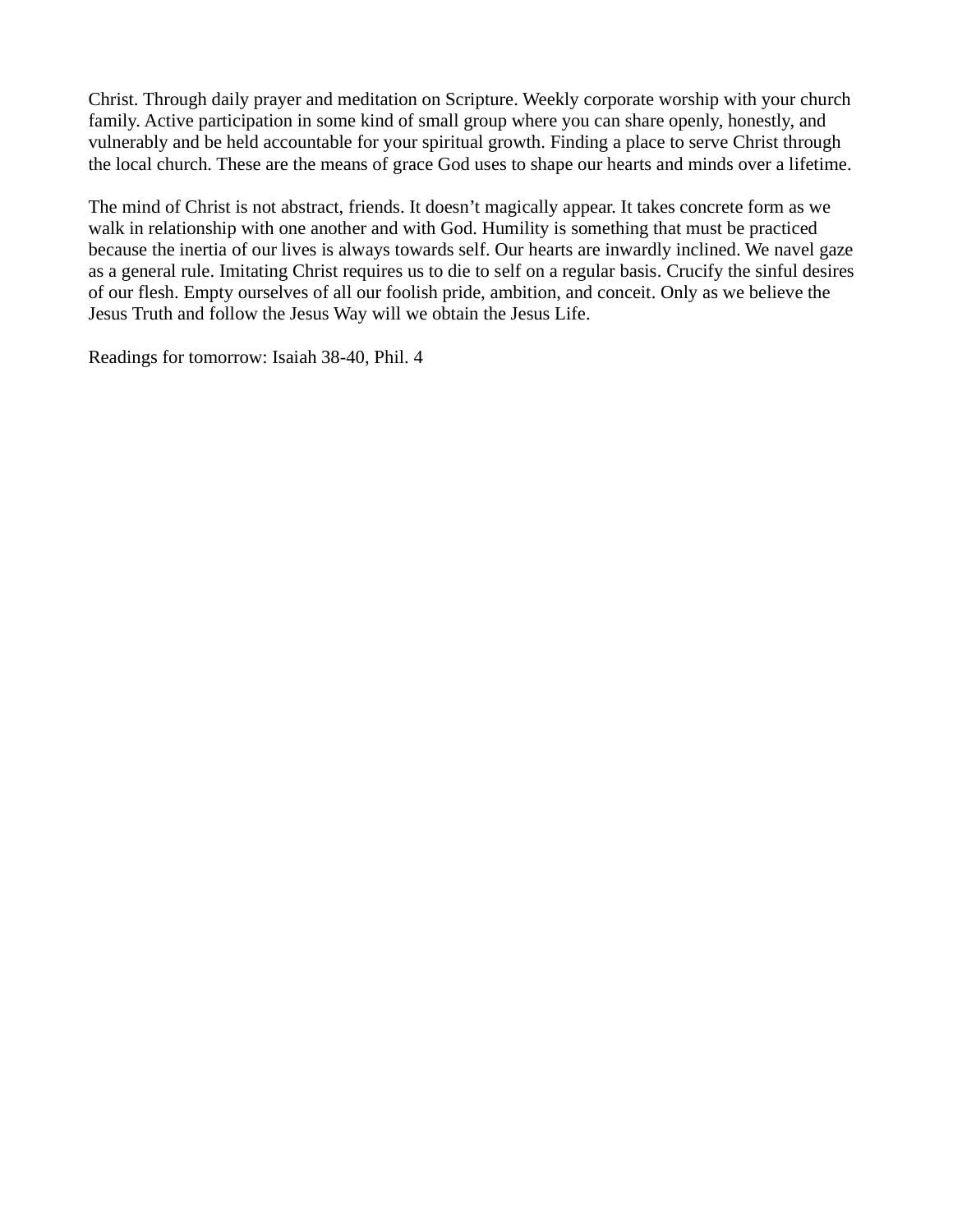Christ. Through daily prayer and meditation on Scripture. Weekly corporate worship with your church family. Active participation in some kind of small group where you can share openly, honestly, and vulnerably and be held accountable for your spiritual growth. Finding a place to serve Christ through the local church. These are the means of grace God uses to shape our hearts and minds over a lifetime.

The mind of Christ is not abstract, friends. It doesn't magically appear. It takes concrete form as we walk in relationship with one another and with God. Humility is something that must be practiced because the inertia of our lives is always towards self. Our hearts are inwardly inclined. We navel gaze as a general rule. Imitating Christ requires us to die to self on a regular basis. Crucify the sinful desires of our flesh. Empty ourselves of all our foolish pride, ambition, and conceit. Only as we believe the Jesus Truth and follow the Jesus Way will we obtain the Jesus Life.

Readings for tomorrow: Isaiah 38-40, Phil. 4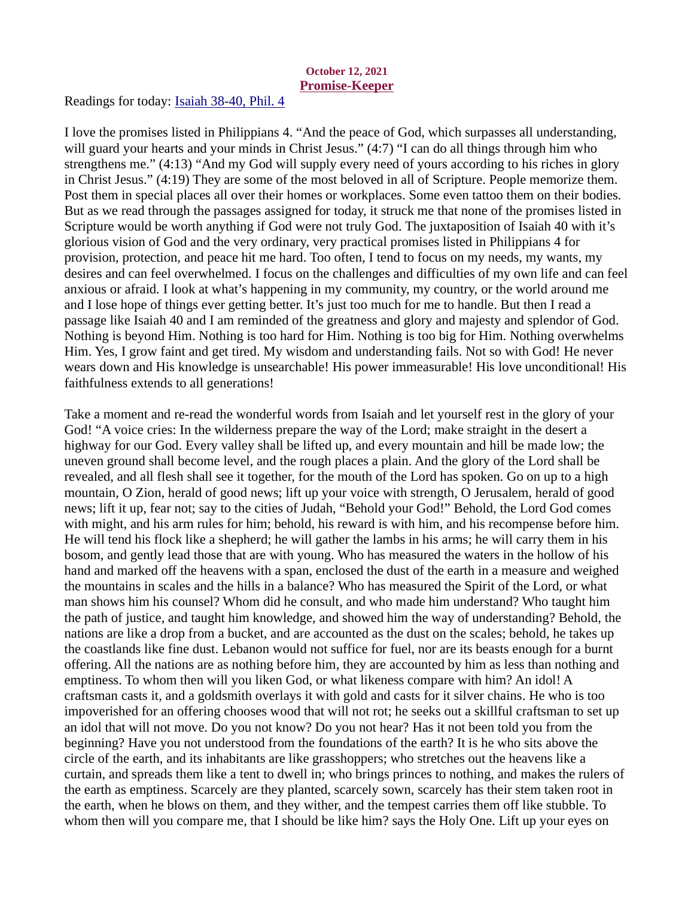**October 12, 2021**

## Promise-Keeper

Readings for today: [Isaiah 38-40, Phil. 4]

I love the promises listed in Philippians 4. "And the peace of God, which surpasses all understanding, will guard your hearts and your minds in Christ Jesus." (4:7) "I can do all things through him who strengthens me." (4:13) "And my God will supply every need of yours according to his riches in glory in Christ Jesus." (4:19) They are some of the most beloved in all of Scripture. People memorize them. Post them in special places all over their homes or workplaces. Some even tattoo them on their bodies. But as we read through the passages assigned for today, it struck me that none of the promises listed in Scripture would be worth anything if God were not truly God. The juxtaposition of Isaiah 40 with it's glorious vision of God and the very ordinary, very practical promises listed in Philippians 4 for provision, protection, and peace hit me hard. Too often, I tend to focus on my needs, my wants, my desires and can feel overwhelmed. I focus on the challenges and difficulties of my own life and can feel anxious or afraid. I look at what's happening in my community, my country, or the world around me and I lose hope of things ever getting better. It's just too much for me to handle. But then I read a passage like Isaiah 40 and I am reminded of the greatness and glory and majesty and splendor of God. Nothing is beyond Him. Nothing is too hard for Him. Nothing is too big for Him. Nothing overwhelms Him. Yes, I grow faint and get tired. My wisdom and understanding fails. Not so with God! He never wears down and His knowledge is unsearchable! His power immeasurable! His love unconditional! His faithfulness extends to all generations!

Take a moment and re-read the wonderful words from Isaiah and let yourself rest in the glory of your God! "A voice cries: In the wilderness prepare the way of the Lord; make straight in the desert a highway for our God. Every valley shall be lifted up, and every mountain and hill be made low; the uneven ground shall become level, and the rough places a plain. And the glory of the Lord shall be revealed, and all flesh shall see it together, for the mouth of the Lord has spoken. Go on up to a high mountain, O Zion, herald of good news; lift up your voice with strength, O Jerusalem, herald of good news; lift it up, fear not; say to the cities of Judah, "Behold your God!" Behold, the Lord God comes with might, and his arm rules for him; behold, his reward is with him, and his recompense before him. He will tend his flock like a shepherd; he will gather the lambs in his arms; he will carry them in his bosom, and gently lead those that are with young. Who has measured the waters in the hollow of his hand and marked off the heavens with a span, enclosed the dust of the earth in a measure and weighed the mountains in scales and the hills in a balance? Who has measured the Spirit of the Lord, or what man shows him his counsel? Whom did he consult, and who made him understand? Who taught him the path of justice, and taught him knowledge, and showed him the way of understanding? Behold, the nations are like a drop from a bucket, and are accounted as the dust on the scales; behold, he takes up the coastlands like fine dust. Lebanon would not suffice for fuel, nor are its beasts enough for a burnt offering. All the nations are as nothing before him, they are accounted by him as less than nothing and emptiness. To whom then will you liken God, or what likeness compare with him? An idol! A craftsman casts it, and a goldsmith overlays it with gold and casts for it silver chains. He who is too impoverished for an offering chooses wood that will not rot; he seeks out a skillful craftsman to set up an idol that will not move. Do you not know? Do you not hear? Has it not been told you from the beginning? Have you not understood from the foundations of the earth? It is he who sits above the circle of the earth, and its inhabitants are like grasshoppers; who stretches out the heavens like a curtain, and spreads them like a tent to dwell in; who brings princes to nothing, and makes the rulers of the earth as emptiness. Scarcely are they planted, scarcely sown, scarcely has their stem taken root in the earth, when he blows on them, and they wither, and the tempest carries them off like stubble. To whom then will you compare me, that I should be like him? says the Holy One. Lift up your eyes on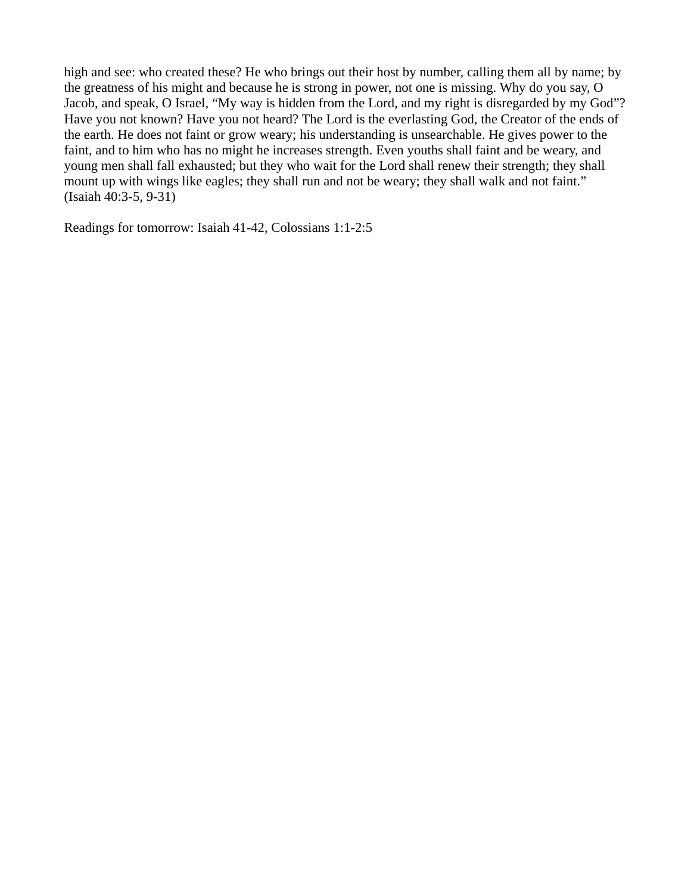high and see: who created these? He who brings out their host by number, calling them all by name; by the greatness of his might and because he is strong in power, not one is missing. Why do you say, O Jacob, and speak, O Israel, “My way is hidden from the Lord, and my right is disregarded by my God”? Have you not known? Have you not heard? The Lord is the everlasting God, the Creator of the ends of the earth. He does not faint or grow weary; his understanding is unsearchable. He gives power to the faint, and to him who has no might he increases strength. Even youths shall faint and be weary, and young men shall fall exhausted; but they who wait for the Lord shall renew their strength; they shall mount up with wings like eagles; they shall run and not be weary; they shall walk and not faint.” (Isaiah 40:3-5, 9-31)

Readings for tomorrow: Isaiah 41-42, Colossians 1:1-2:5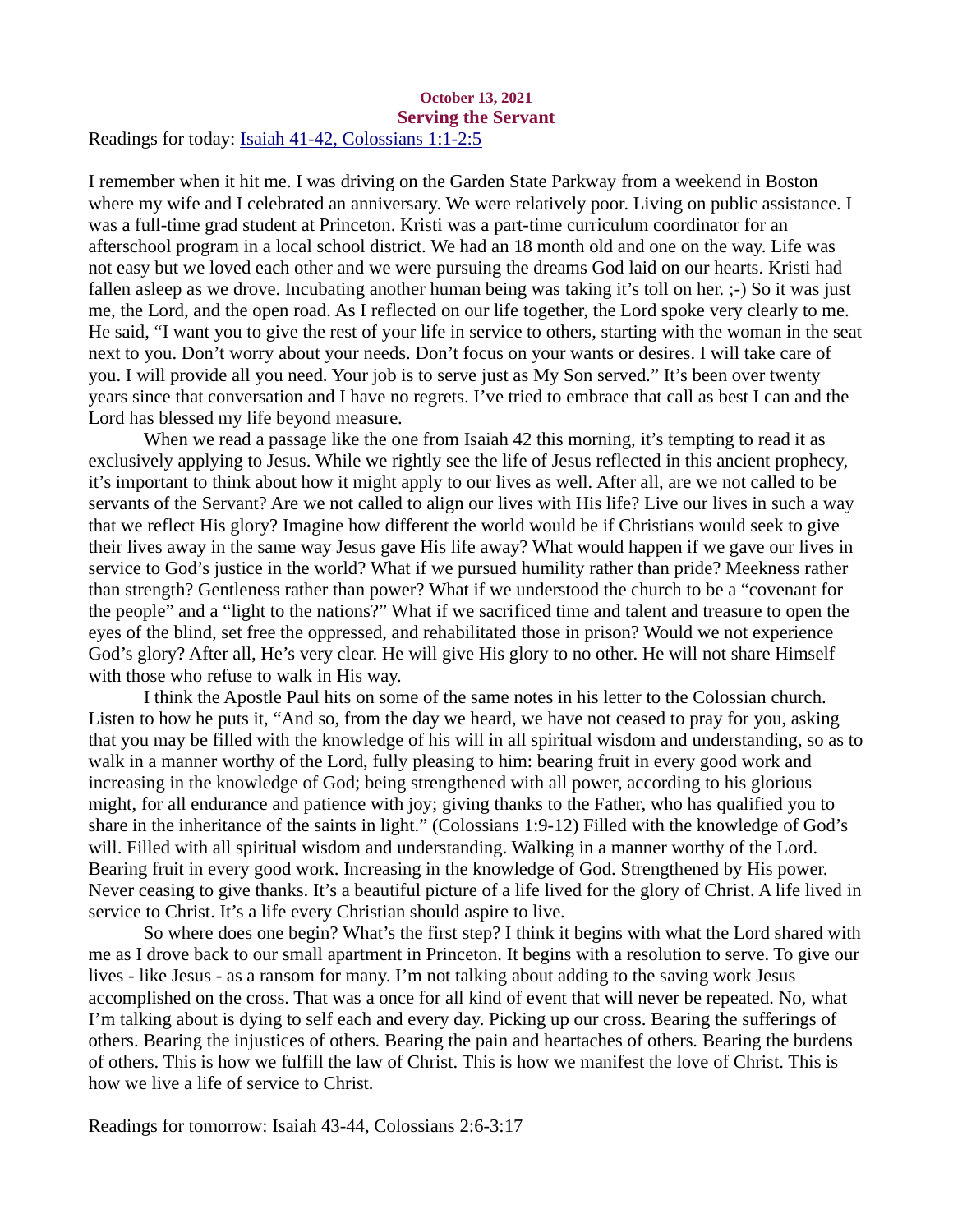**October 13, 2021**

# Serving the Servant

Readings for today: [Isaiah 41-42, Colossians 1:1-2:5]

I remember when it hit me. I was driving on the Garden State Parkway from a weekend in Boston where my wife and I celebrated an anniversary. We were relatively poor. Living on public assistance. I was a full-time grad student at Princeton. Kristi was a part-time curriculum coordinator for an afterschool program in a local school district. We had an 18 month old and one on the way. Life was not easy but we loved each other and we were pursuing the dreams God laid on our hearts. Kristi had fallen asleep as we drove. Incubating another human being was taking it's toll on her. ;-) So it was just me, the Lord, and the open road. As I reflected on our life together, the Lord spoke very clearly to me. He said, "I want you to give the rest of your life in service to others, starting with the woman in the seat next to you. Don't worry about your needs. Don't focus on your wants or desires. I will take care of you. I will provide all you need. Your job is to serve just as My Son served." It's been over twenty years since that conversation and I have no regrets. I've tried to embrace that call as best I can and the Lord has blessed my life beyond measure.

When we read a passage like the one from Isaiah 42 this morning, it's tempting to read it as exclusively applying to Jesus. While we rightly see the life of Jesus reflected in this ancient prophecy, it's important to think about how it might apply to our lives as well. After all, are we not called to be servants of the Servant? Are we not called to align our lives with His life? Live our lives in such a way that we reflect His glory? Imagine how different the world would be if Christians would seek to give their lives away in the same way Jesus gave His life away? What would happen if we gave our lives in service to God's justice in the world? What if we pursued humility rather than pride? Meekness rather than strength? Gentleness rather than power? What if we understood the church to be a "covenant for the people" and a "light to the nations?" What if we sacrificed time and talent and treasure to open the eyes of the blind, set free the oppressed, and rehabilitated those in prison? Would we not experience God's glory? After all, He's very clear. He will give His glory to no other. He will not share Himself with those who refuse to walk in His way.

I think the Apostle Paul hits on some of the same notes in his letter to the Colossian church. Listen to how he puts it, "And so, from the day we heard, we have not ceased to pray for you, asking that you may be filled with the knowledge of his will in all spiritual wisdom and understanding, so as to walk in a manner worthy of the Lord, fully pleasing to him: bearing fruit in every good work and increasing in the knowledge of God; being strengthened with all power, according to his glorious might, for all endurance and patience with joy; giving thanks to the Father, who has qualified you to share in the inheritance of the saints in light." (Colossians 1:9-12) Filled with the knowledge of God's will. Filled with all spiritual wisdom and understanding. Walking in a manner worthy of the Lord. Bearing fruit in every good work. Increasing in the knowledge of God. Strengthened by His power. Never ceasing to give thanks. It's a beautiful picture of a life lived for the glory of Christ. A life lived in service to Christ. It's a life every Christian should aspire to live.

So where does one begin? What's the first step? I think it begins with what the Lord shared with me as I drove back to our small apartment in Princeton. It begins with a resolution to serve. To give our lives - like Jesus - as a ransom for many. I'm not talking about adding to the saving work Jesus accomplished on the cross. That was a once for all kind of event that will never be repeated. No, what I'm talking about is dying to self each and every day. Picking up our cross. Bearing the sufferings of others. Bearing the injustices of others. Bearing the pain and heartaches of others. Bearing the burdens of others. This is how we fulfill the law of Christ. This is how we manifest the love of Christ. This is how we live a life of service to Christ.

Readings for tomorrow: Isaiah 43-44, Colossians 2:6-3:17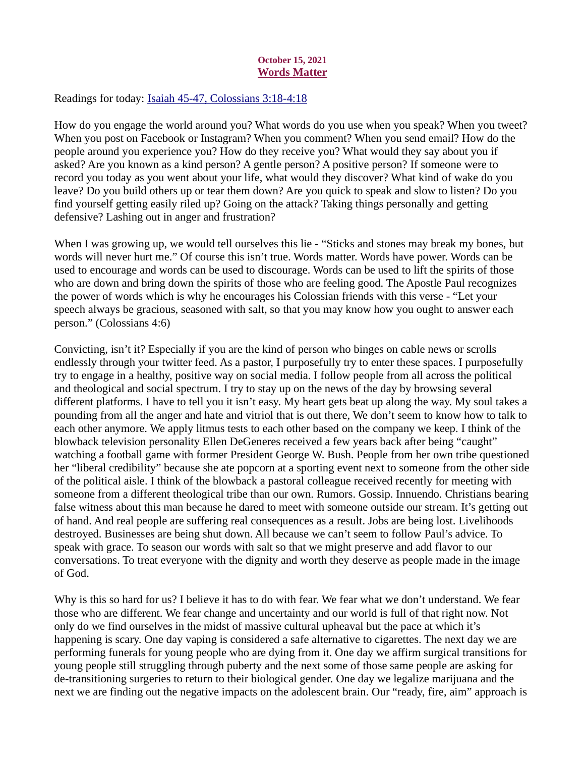**October 15, 2021**
**Words Matter**

Readings for today: Isaiah 45-47, Colossians 3:18-4:18

How do you engage the world around you? What words do you use when you speak? When you tweet? When you post on Facebook or Instagram? When you comment? When you send email? How do the people around you experience you? How do they receive you? What would they say about you if asked? Are you known as a kind person? A gentle person? A positive person? If someone were to record you today as you went about your life, what would they discover? What kind of wake do you leave? Do you build others up or tear them down? Are you quick to speak and slow to listen? Do you find yourself getting easily riled up? Going on the attack? Taking things personally and getting defensive? Lashing out in anger and frustration?

When I was growing up, we would tell ourselves this lie - "Sticks and stones may break my bones, but words will never hurt me." Of course this isn't true. Words matter. Words have power. Words can be used to encourage and words can be used to discourage. Words can be used to lift the spirits of those who are down and bring down the spirits of those who are feeling good. The Apostle Paul recognizes the power of words which is why he encourages his Colossian friends with this verse - "Let your speech always be gracious, seasoned with salt, so that you may know how you ought to answer each person." (Colossians 4:6)

Convicting, isn't it? Especially if you are the kind of person who binges on cable news or scrolls endlessly through your twitter feed. As a pastor, I purposefully try to enter these spaces. I purposefully try to engage in a healthy, positive way on social media. I follow people from all across the political and theological and social spectrum. I try to stay up on the news of the day by browsing several different platforms. I have to tell you it isn't easy. My heart gets beat up along the way. My soul takes a pounding from all the anger and hate and vitriol that is out there, We don't seem to know how to talk to each other anymore. We apply litmus tests to each other based on the company we keep. I think of the blowback television personality Ellen DeGeneres received a few years back after being "caught" watching a football game with former President George W. Bush. People from her own tribe questioned her "liberal credibility" because she ate popcorn at a sporting event next to someone from the other side of the political aisle. I think of the blowback a pastoral colleague received recently for meeting with someone from a different theological tribe than our own. Rumors. Gossip. Innuendo. Christians bearing false witness about this man because he dared to meet with someone outside our stream. It's getting out of hand. And real people are suffering real consequences as a result. Jobs are being lost. Livelihoods destroyed. Businesses are being shut down. All because we can't seem to follow Paul's advice. To speak with grace. To season our words with salt so that we might preserve and add flavor to our conversations. To treat everyone with the dignity and worth they deserve as people made in the image of God.

Why is this so hard for us? I believe it has to do with fear. We fear what we don't understand. We fear those who are different. We fear change and uncertainty and our world is full of that right now. Not only do we find ourselves in the midst of massive cultural upheaval but the pace at which it's happening is scary. One day vaping is considered a safe alternative to cigarettes. The next day we are performing funerals for young people who are dying from it. One day we affirm surgical transitions for young people still struggling through puberty and the next some of those same people are asking for de-transitioning surgeries to return to their biological gender. One day we legalize marijuana and the next we are finding out the negative impacts on the adolescent brain. Our "ready, fire, aim" approach is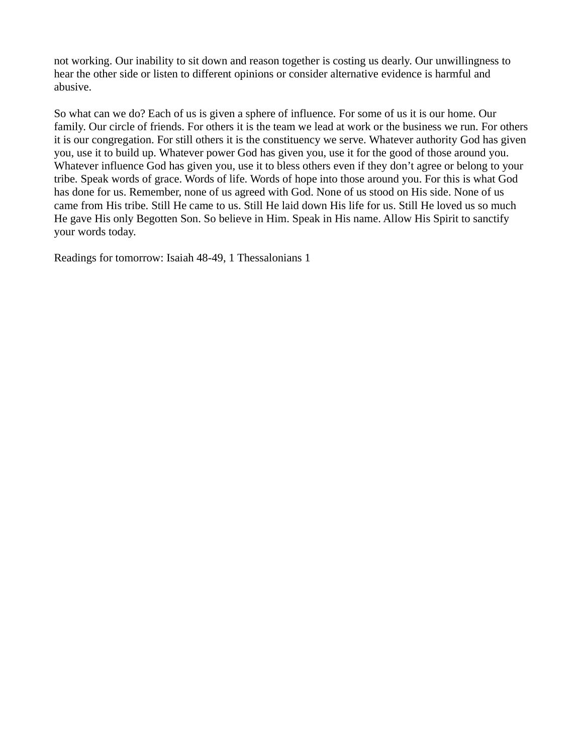not working. Our inability to sit down and reason together is costing us dearly. Our unwillingness to hear the other side or listen to different opinions or consider alternative evidence is harmful and abusive.

So what can we do? Each of us is given a sphere of influence. For some of us it is our home. Our family. Our circle of friends. For others it is the team we lead at work or the business we run. For others it is our congregation. For still others it is the constituency we serve. Whatever authority God has given you, use it to build up. Whatever power God has given you, use it for the good of those around you. Whatever influence God has given you, use it to bless others even if they don't agree or belong to your tribe. Speak words of grace. Words of life. Words of hope into those around you. For this is what God has done for us. Remember, none of us agreed with God. None of us stood on His side. None of us came from His tribe. Still He came to us. Still He laid down His life for us. Still He loved us so much He gave His only Begotten Son. So believe in Him. Speak in His name. Allow His Spirit to sanctify your words today.

Readings for tomorrow: Isaiah 48-49, 1 Thessalonians 1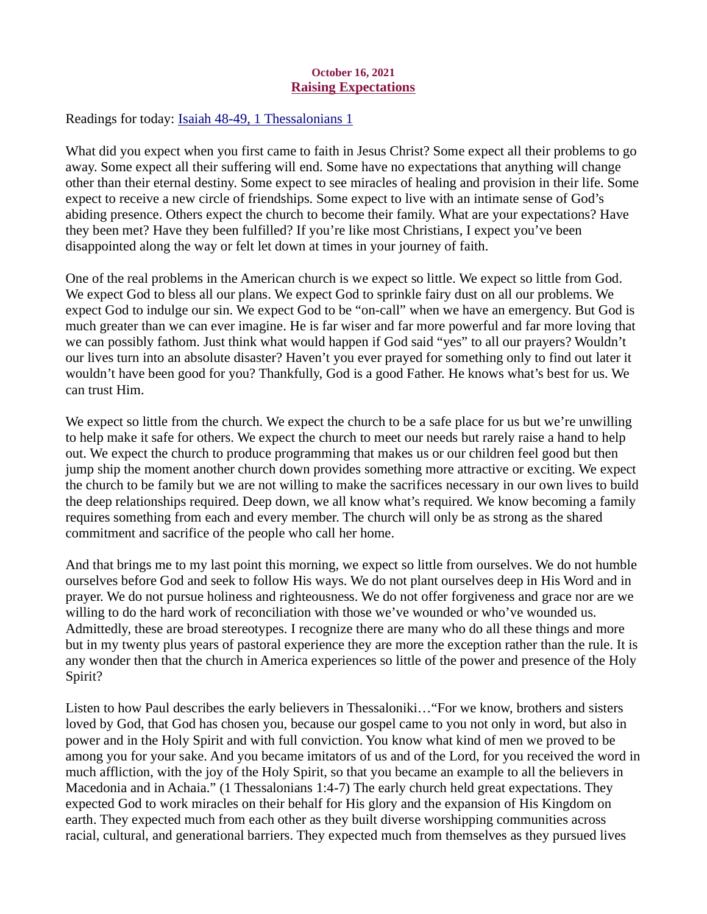October 16, 2021
## Raising Expectations

Readings for today: Isaiah 48-49, 1 Thessalonians 1

What did you expect when you first came to faith in Jesus Christ? Some expect all their problems to go away. Some expect all their suffering will end. Some have no expectations that anything will change other than their eternal destiny. Some expect to see miracles of healing and provision in their life. Some expect to receive a new circle of friendships. Some expect to live with an intimate sense of God's abiding presence. Others expect the church to become their family. What are your expectations? Have they been met? Have they been fulfilled? If you're like most Christians, I expect you've been disappointed along the way or felt let down at times in your journey of faith.

One of the real problems in the American church is we expect so little. We expect so little from God. We expect God to bless all our plans. We expect God to sprinkle fairy dust on all our problems. We expect God to indulge our sin. We expect God to be "on-call" when we have an emergency. But God is much greater than we can ever imagine. He is far wiser and far more powerful and far more loving that we can possibly fathom. Just think what would happen if God said "yes" to all our prayers? Wouldn't our lives turn into an absolute disaster? Haven't you ever prayed for something only to find out later it wouldn't have been good for you? Thankfully, God is a good Father. He knows what's best for us. We can trust Him.

We expect so little from the church. We expect the church to be a safe place for us but we're unwilling to help make it safe for others. We expect the church to meet our needs but rarely raise a hand to help out. We expect the church to produce programming that makes us or our children feel good but then jump ship the moment another church down provides something more attractive or exciting. We expect the church to be family but we are not willing to make the sacrifices necessary in our own lives to build the deep relationships required. Deep down, we all know what's required. We know becoming a family requires something from each and every member. The church will only be as strong as the shared commitment and sacrifice of the people who call her home.

And that brings me to my last point this morning, we expect so little from ourselves. We do not humble ourselves before God and seek to follow His ways. We do not plant ourselves deep in His Word and in prayer. We do not pursue holiness and righteousness. We do not offer forgiveness and grace nor are we willing to do the hard work of reconciliation with those we've wounded or who've wounded us. Admittedly, these are broad stereotypes. I recognize there are many who do all these things and more but in my twenty plus years of pastoral experience they are more the exception rather than the rule. It is any wonder then that the church in America experiences so little of the power and presence of the Holy Spirit?

Listen to how Paul describes the early believers in Thessaloniki…"For we know, brothers and sisters loved by God, that God has chosen you, because our gospel came to you not only in word, but also in power and in the Holy Spirit and with full conviction. You know what kind of men we proved to be among you for your sake. And you became imitators of us and of the Lord, for you received the word in much affliction, with the joy of the Holy Spirit, so that you became an example to all the believers in Macedonia and in Achaia." (1 Thessalonians 1:4-7) The early church held great expectations. They expected God to work miracles on their behalf for His glory and the expansion of His Kingdom on earth. They expected much from each other as they built diverse worshipping communities across racial, cultural, and generational barriers. They expected much from themselves as they pursued lives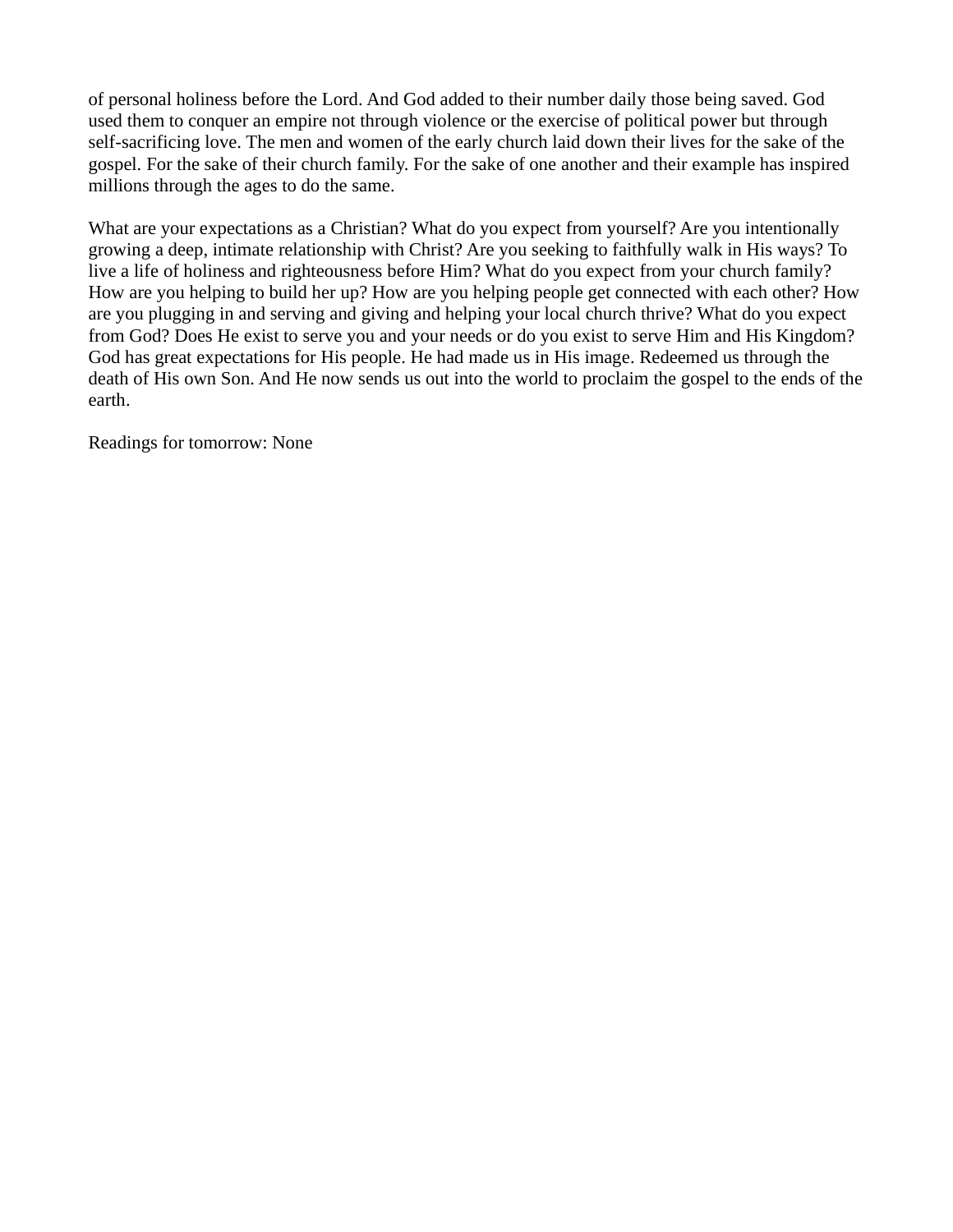of personal holiness before the Lord. And God added to their number daily those being saved. God used them to conquer an empire not through violence or the exercise of political power but through self-sacrificing love. The men and women of the early church laid down their lives for the sake of the gospel. For the sake of their church family. For the sake of one another and their example has inspired millions through the ages to do the same.

What are your expectations as a Christian? What do you expect from yourself? Are you intentionally growing a deep, intimate relationship with Christ? Are you seeking to faithfully walk in His ways? To live a life of holiness and righteousness before Him? What do you expect from your church family? How are you helping to build her up? How are you helping people get connected with each other? How are you plugging in and serving and giving and helping your local church thrive? What do you expect from God? Does He exist to serve you and your needs or do you exist to serve Him and His Kingdom? God has great expectations for His people. He had made us in His image. Redeemed us through the death of His own Son. And He now sends us out into the world to proclaim the gospel to the ends of the earth.

Readings for tomorrow: None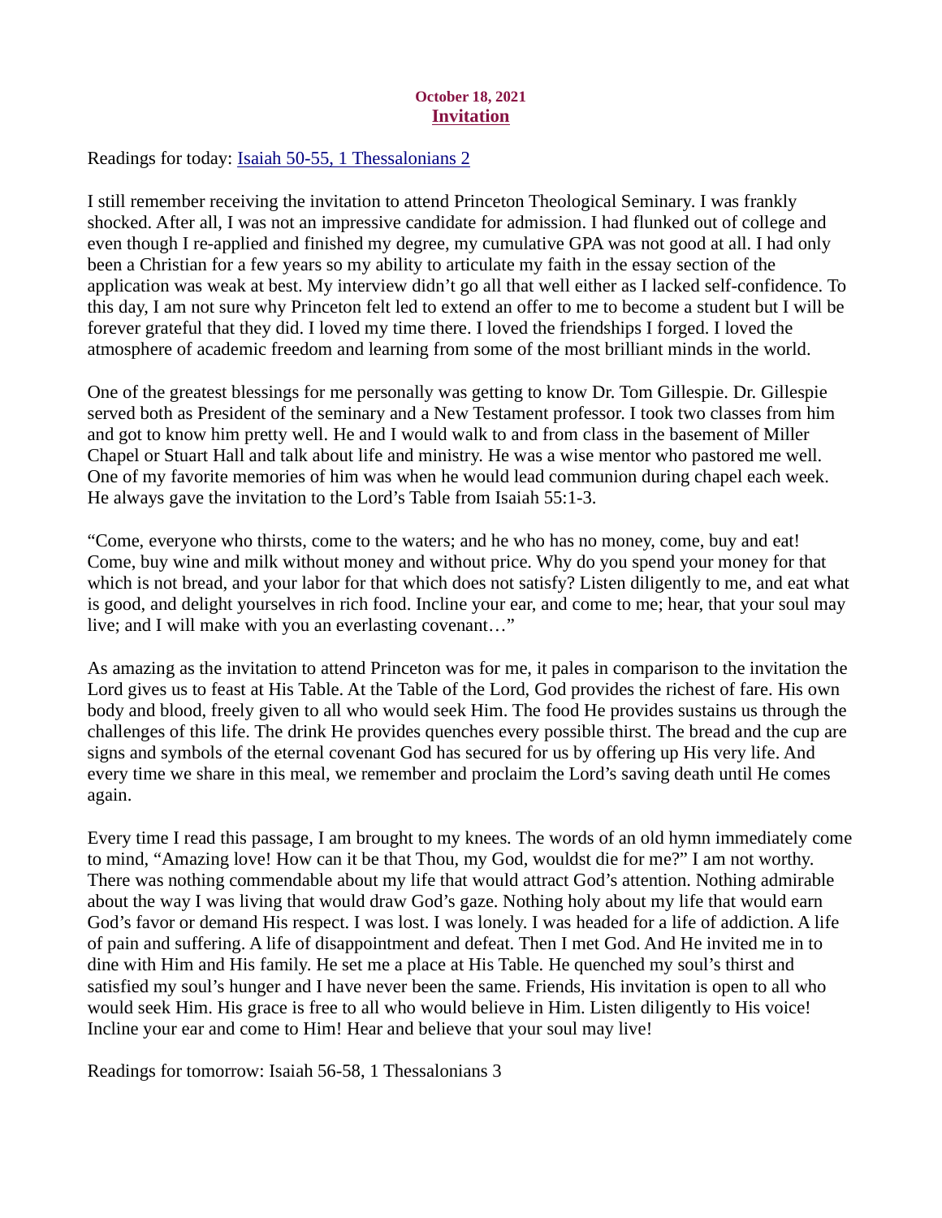**October 18, 2021**

## Invitation

Readings for today: Isaiah 50-55, 1 Thessalonians 2

I still remember receiving the invitation to attend Princeton Theological Seminary. I was frankly shocked. After all, I was not an impressive candidate for admission. I had flunked out of college and even though I re-applied and finished my degree, my cumulative GPA was not good at all. I had only been a Christian for a few years so my ability to articulate my faith in the essay section of the application was weak at best. My interview didn't go all that well either as I lacked self-confidence. To this day, I am not sure why Princeton felt led to extend an offer to me to become a student but I will be forever grateful that they did. I loved my time there. I loved the friendships I forged. I loved the atmosphere of academic freedom and learning from some of the most brilliant minds in the world.

One of the greatest blessings for me personally was getting to know Dr. Tom Gillespie. Dr. Gillespie served both as President of the seminary and a New Testament professor. I took two classes from him and got to know him pretty well. He and I would walk to and from class in the basement of Miller Chapel or Stuart Hall and talk about life and ministry. He was a wise mentor who pastored me well. One of my favorite memories of him was when he would lead communion during chapel each week. He always gave the invitation to the Lord's Table from Isaiah 55:1-3.

"Come, everyone who thirsts, come to the waters; and he who has no money, come, buy and eat! Come, buy wine and milk without money and without price. Why do you spend your money for that which is not bread, and your labor for that which does not satisfy? Listen diligently to me, and eat what is good, and delight yourselves in rich food. Incline your ear, and come to me; hear, that your soul may live; and I will make with you an everlasting covenant…"

As amazing as the invitation to attend Princeton was for me, it pales in comparison to the invitation the Lord gives us to feast at His Table. At the Table of the Lord, God provides the richest of fare. His own body and blood, freely given to all who would seek Him. The food He provides sustains us through the challenges of this life. The drink He provides quenches every possible thirst. The bread and the cup are signs and symbols of the eternal covenant God has secured for us by offering up His very life. And every time we share in this meal, we remember and proclaim the Lord's saving death until He comes again.

Every time I read this passage, I am brought to my knees. The words of an old hymn immediately come to mind, "Amazing love! How can it be that Thou, my God, wouldst die for me?" I am not worthy. There was nothing commendable about my life that would attract God's attention. Nothing admirable about the way I was living that would draw God's gaze. Nothing holy about my life that would earn God's favor or demand His respect. I was lost. I was lonely. I was headed for a life of addiction. A life of pain and suffering. A life of disappointment and defeat. Then I met God. And He invited me in to dine with Him and His family. He set me a place at His Table. He quenched my soul's thirst and satisfied my soul's hunger and I have never been the same. Friends, His invitation is open to all who would seek Him. His grace is free to all who would believe in Him. Listen diligently to His voice! Incline your ear and come to Him! Hear and believe that your soul may live!

Readings for tomorrow: Isaiah 56-58, 1 Thessalonians 3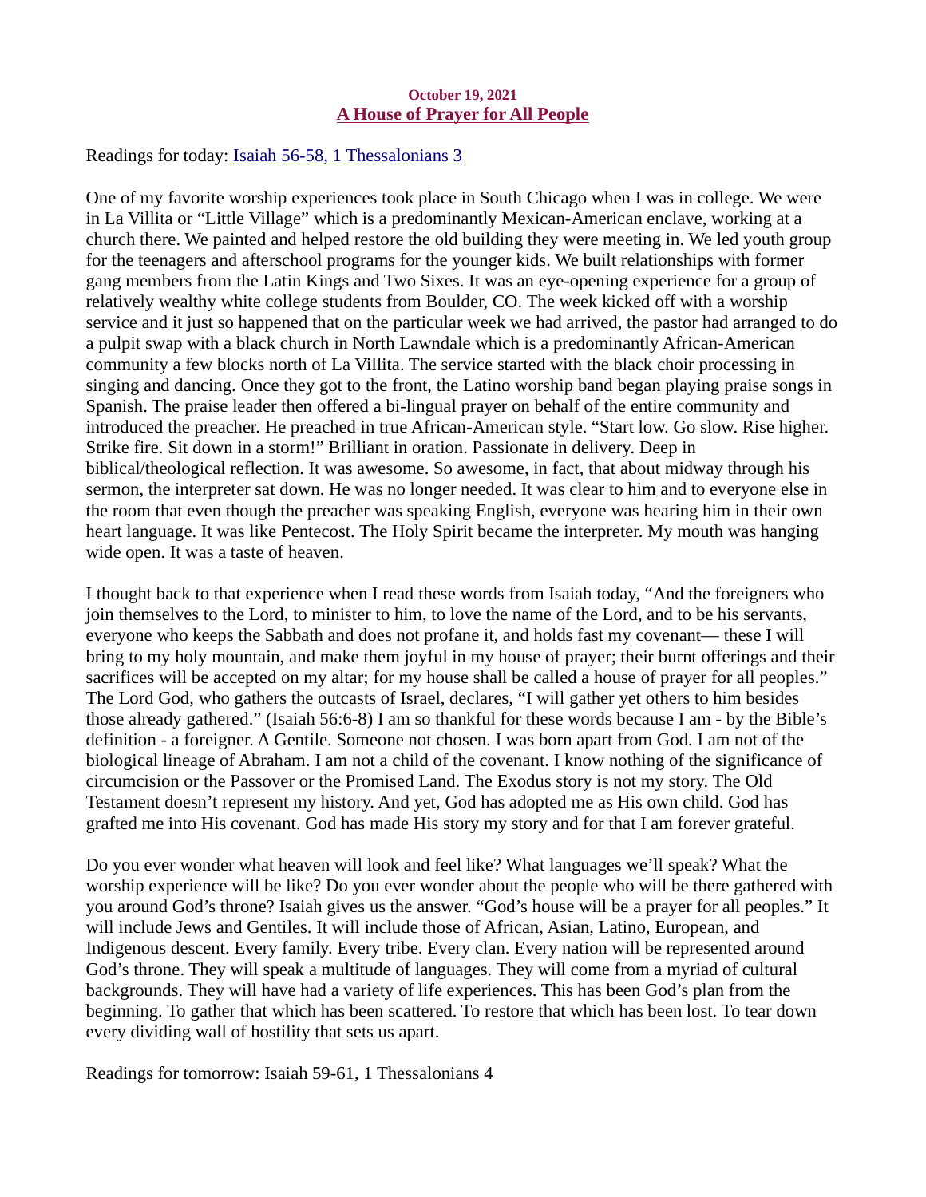**October 19, 2021**

## A House of Prayer for All People

Readings for today: Isaiah 56-58, 1 Thessalonians 3

One of my favorite worship experiences took place in South Chicago when I was in college. We were in La Villita or "Little Village" which is a predominantly Mexican-American enclave, working at a church there. We painted and helped restore the old building they were meeting in. We led youth group for the teenagers and afterschool programs for the younger kids. We built relationships with former gang members from the Latin Kings and Two Sixes. It was an eye-opening experience for a group of relatively wealthy white college students from Boulder, CO. The week kicked off with a worship service and it just so happened that on the particular week we had arrived, the pastor had arranged to do a pulpit swap with a black church in North Lawndale which is a predominantly African-American community a few blocks north of La Villita. The service started with the black choir processing in singing and dancing. Once they got to the front, the Latino worship band began playing praise songs in Spanish. The praise leader then offered a bi-lingual prayer on behalf of the entire community and introduced the preacher. He preached in true African-American style. "Start low. Go slow. Rise higher. Strike fire. Sit down in a storm!" Brilliant in oration. Passionate in delivery. Deep in biblical/theological reflection. It was awesome. So awesome, in fact, that about midway through his sermon, the interpreter sat down. He was no longer needed. It was clear to him and to everyone else in the room that even though the preacher was speaking English, everyone was hearing him in their own heart language. It was like Pentecost. The Holy Spirit became the interpreter. My mouth was hanging wide open. It was a taste of heaven.

I thought back to that experience when I read these words from Isaiah today, "And the foreigners who join themselves to the Lord, to minister to him, to love the name of the Lord, and to be his servants, everyone who keeps the Sabbath and does not profane it, and holds fast my covenant— these I will bring to my holy mountain, and make them joyful in my house of prayer; their burnt offerings and their sacrifices will be accepted on my altar; for my house shall be called a house of prayer for all peoples." The Lord God, who gathers the outcasts of Israel, declares, "I will gather yet others to him besides those already gathered." (Isaiah 56:6-8) I am so thankful for these words because I am - by the Bible's definition - a foreigner. A Gentile. Someone not chosen. I was born apart from God. I am not of the biological lineage of Abraham. I am not a child of the covenant. I know nothing of the significance of circumcision or the Passover or the Promised Land. The Exodus story is not my story. The Old Testament doesn't represent my history. And yet, God has adopted me as His own child. God has grafted me into His covenant. God has made His story my story and for that I am forever grateful.

Do you ever wonder what heaven will look and feel like? What languages we'll speak? What the worship experience will be like? Do you ever wonder about the people who will be there gathered with you around God's throne? Isaiah gives us the answer. "God's house will be a prayer for all peoples." It will include Jews and Gentiles. It will include those of African, Asian, Latino, European, and Indigenous descent. Every family. Every tribe. Every clan. Every nation will be represented around God's throne. They will speak a multitude of languages. They will come from a myriad of cultural backgrounds. They will have had a variety of life experiences. This has been God's plan from the beginning. To gather that which has been scattered. To restore that which has been lost. To tear down every dividing wall of hostility that sets us apart.

Readings for tomorrow: Isaiah 59-61, 1 Thessalonians 4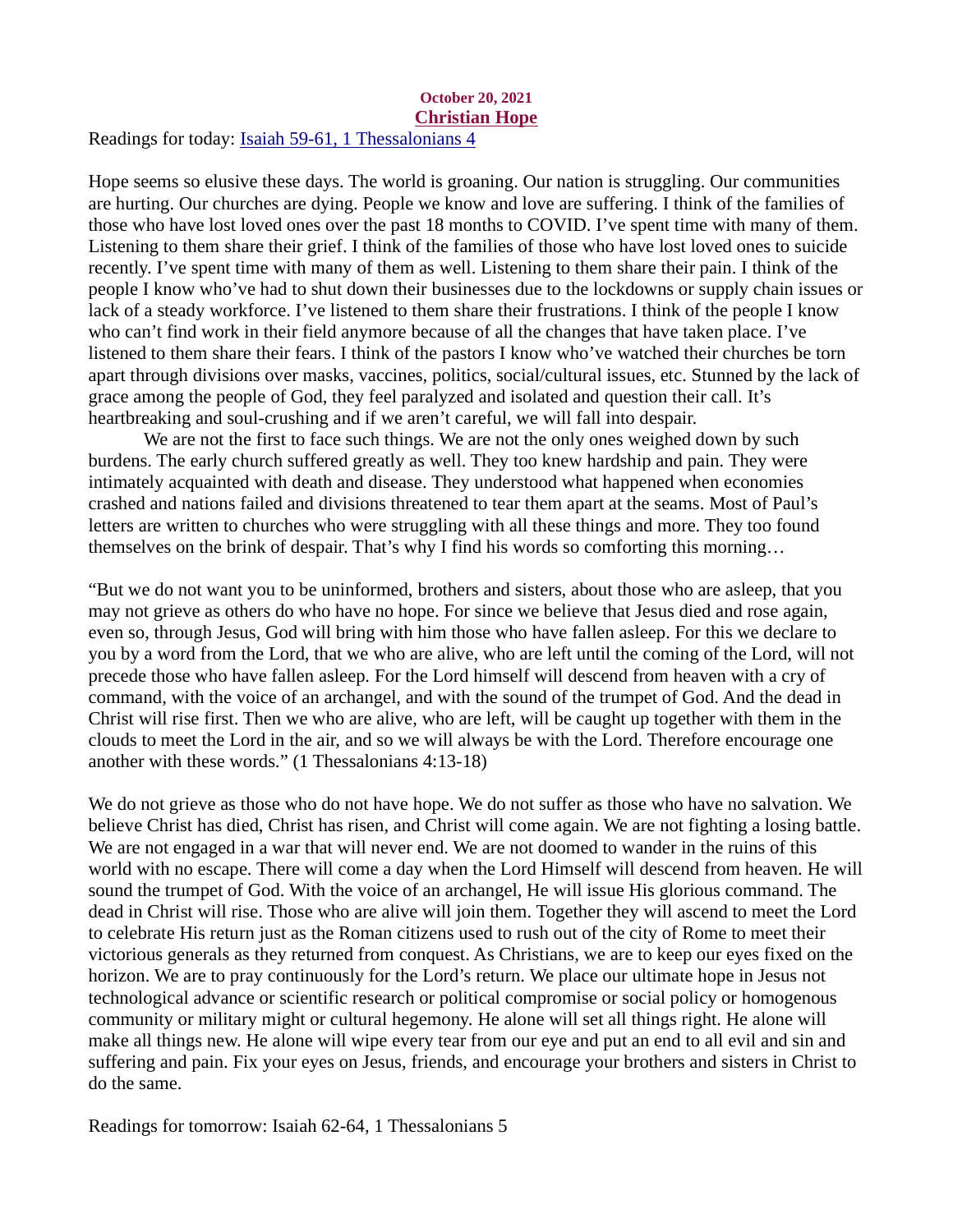**October 20, 2021**

## Christian Hope

Readings for today: Isaiah 59-61, 1 Thessalonians 4

Hope seems so elusive these days. The world is groaning. Our nation is struggling. Our communities are hurting. Our churches are dying. People we know and love are suffering. I think of the families of those who have lost loved ones over the past 18 months to COVID. I've spent time with many of them. Listening to them share their grief. I think of the families of those who have lost loved ones to suicide recently. I've spent time with many of them as well. Listening to them share their pain. I think of the people I know who've had to shut down their businesses due to the lockdowns or supply chain issues or lack of a steady workforce. I've listened to them share their frustrations. I think of the people I know who can't find work in their field anymore because of all the changes that have taken place. I've listened to them share their fears. I think of the pastors I know who've watched their churches be torn apart through divisions over masks, vaccines, politics, social/cultural issues, etc. Stunned by the lack of grace among the people of God, they feel paralyzed and isolated and question their call. It's heartbreaking and soul-crushing and if we aren't careful, we will fall into despair.

We are not the first to face such things. We are not the only ones weighed down by such burdens. The early church suffered greatly as well. They too knew hardship and pain. They were intimately acquainted with death and disease. They understood what happened when economies crashed and nations failed and divisions threatened to tear them apart at the seams. Most of Paul's letters are written to churches who were struggling with all these things and more. They too found themselves on the brink of despair. That's why I find his words so comforting this morning…

"But we do not want you to be uninformed, brothers and sisters, about those who are asleep, that you may not grieve as others do who have no hope. For since we believe that Jesus died and rose again, even so, through Jesus, God will bring with him those who have fallen asleep. For this we declare to you by a word from the Lord, that we who are alive, who are left until the coming of the Lord, will not precede those who have fallen asleep. For the Lord himself will descend from heaven with a cry of command, with the voice of an archangel, and with the sound of the trumpet of God. And the dead in Christ will rise first. Then we who are alive, who are left, will be caught up together with them in the clouds to meet the Lord in the air, and so we will always be with the Lord. Therefore encourage one another with these words." (1 Thessalonians 4:13-18)

We do not grieve as those who do not have hope. We do not suffer as those who have no salvation. We believe Christ has died, Christ has risen, and Christ will come again. We are not fighting a losing battle. We are not engaged in a war that will never end. We are not doomed to wander in the ruins of this world with no escape. There will come a day when the Lord Himself will descend from heaven. He will sound the trumpet of God. With the voice of an archangel, He will issue His glorious command. The dead in Christ will rise. Those who are alive will join them. Together they will ascend to meet the Lord to celebrate His return just as the Roman citizens used to rush out of the city of Rome to meet their victorious generals as they returned from conquest. As Christians, we are to keep our eyes fixed on the horizon. We are to pray continuously for the Lord's return. We place our ultimate hope in Jesus not technological advance or scientific research or political compromise or social policy or homogenous community or military might or cultural hegemony. He alone will set all things right. He alone will make all things new. He alone will wipe every tear from our eye and put an end to all evil and sin and suffering and pain. Fix your eyes on Jesus, friends, and encourage your brothers and sisters in Christ to do the same.

Readings for tomorrow: Isaiah 62-64, 1 Thessalonians 5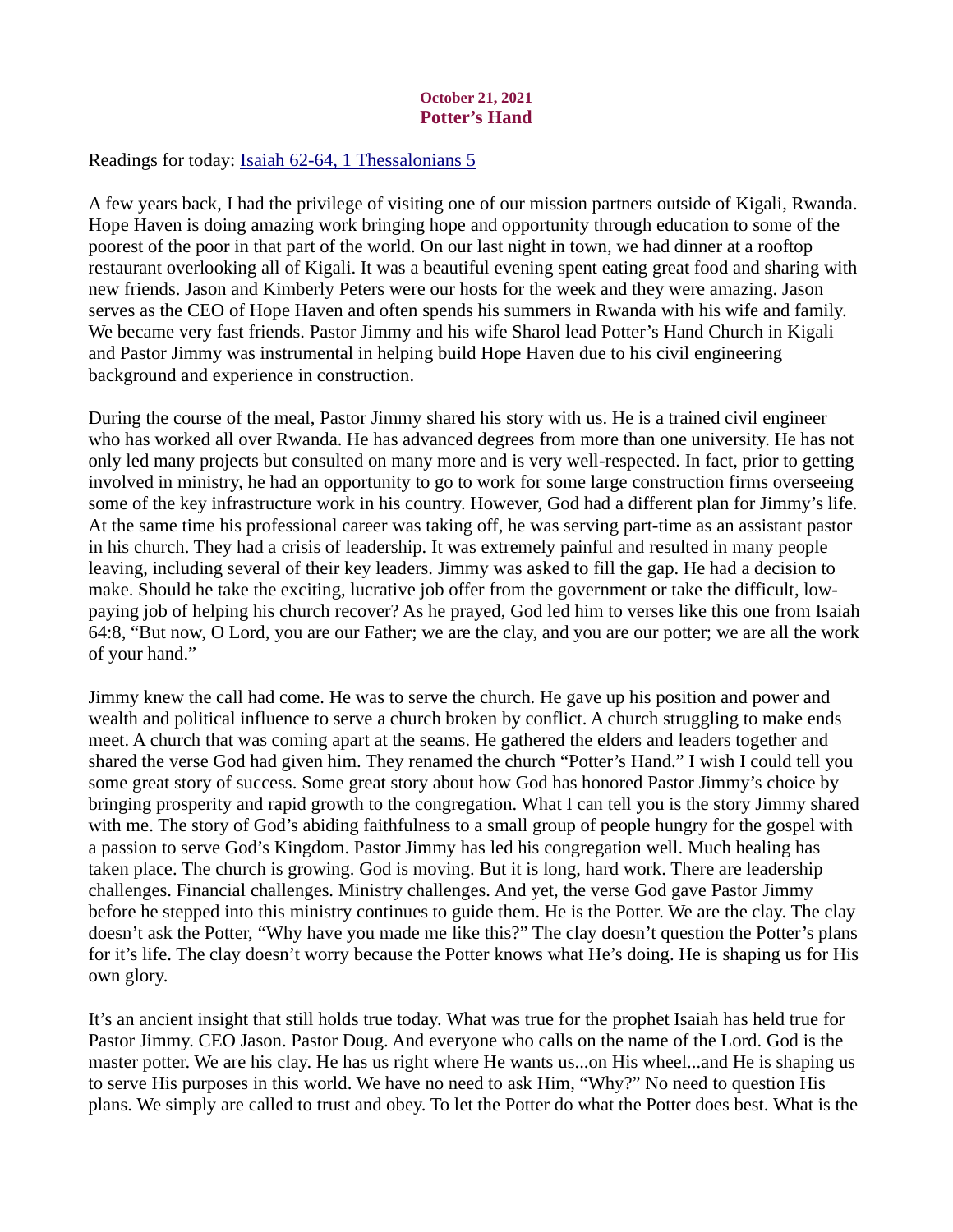**October 21, 2021**

## Potter's Hand

Readings for today: Isaiah 62-64, 1 Thessalonians 5

A few years back, I had the privilege of visiting one of our mission partners outside of Kigali, Rwanda. Hope Haven is doing amazing work bringing hope and opportunity through education to some of the poorest of the poor in that part of the world. On our last night in town, we had dinner at a rooftop restaurant overlooking all of Kigali. It was a beautiful evening spent eating great food and sharing with new friends. Jason and Kimberly Peters were our hosts for the week and they were amazing. Jason serves as the CEO of Hope Haven and often spends his summers in Rwanda with his wife and family. We became very fast friends. Pastor Jimmy and his wife Sharol lead Potter's Hand Church in Kigali and Pastor Jimmy was instrumental in helping build Hope Haven due to his civil engineering background and experience in construction.

During the course of the meal, Pastor Jimmy shared his story with us. He is a trained civil engineer who has worked all over Rwanda. He has advanced degrees from more than one university. He has not only led many projects but consulted on many more and is very well-respected. In fact, prior to getting involved in ministry, he had an opportunity to go to work for some large construction firms overseeing some of the key infrastructure work in his country. However, God had a different plan for Jimmy's life. At the same time his professional career was taking off, he was serving part-time as an assistant pastor in his church. They had a crisis of leadership. It was extremely painful and resulted in many people leaving, including several of their key leaders. Jimmy was asked to fill the gap. He had a decision to make. Should he take the exciting, lucrative job offer from the government or take the difficult, low-paying job of helping his church recover? As he prayed, God led him to verses like this one from Isaiah 64:8, "But now, O Lord, you are our Father; we are the clay, and you are our potter; we are all the work of your hand."

Jimmy knew the call had come. He was to serve the church. He gave up his position and power and wealth and political influence to serve a church broken by conflict. A church struggling to make ends meet. A church that was coming apart at the seams. He gathered the elders and leaders together and shared the verse God had given him. They renamed the church "Potter's Hand." I wish I could tell you some great story of success. Some great story about how God has honored Pastor Jimmy's choice by bringing prosperity and rapid growth to the congregation. What I can tell you is the story Jimmy shared with me. The story of God's abiding faithfulness to a small group of people hungry for the gospel with a passion to serve God's Kingdom. Pastor Jimmy has led his congregation well. Much healing has taken place. The church is growing. God is moving. But it is long, hard work. There are leadership challenges. Financial challenges. Ministry challenges. And yet, the verse God gave Pastor Jimmy before he stepped into this ministry continues to guide them. He is the Potter. We are the clay. The clay doesn't ask the Potter, "Why have you made me like this?" The clay doesn't question the Potter's plans for it's life. The clay doesn't worry because the Potter knows what He's doing. He is shaping us for His own glory.

It's an ancient insight that still holds true today. What was true for the prophet Isaiah has held true for Pastor Jimmy. CEO Jason. Pastor Doug. And everyone who calls on the name of the Lord. God is the master potter. We are his clay. He has us right where He wants us...on His wheel...and He is shaping us to serve His purposes in this world. We have no need to ask Him, "Why?" No need to question His plans. We simply are called to trust and obey. To let the Potter do what the Potter does best. What is the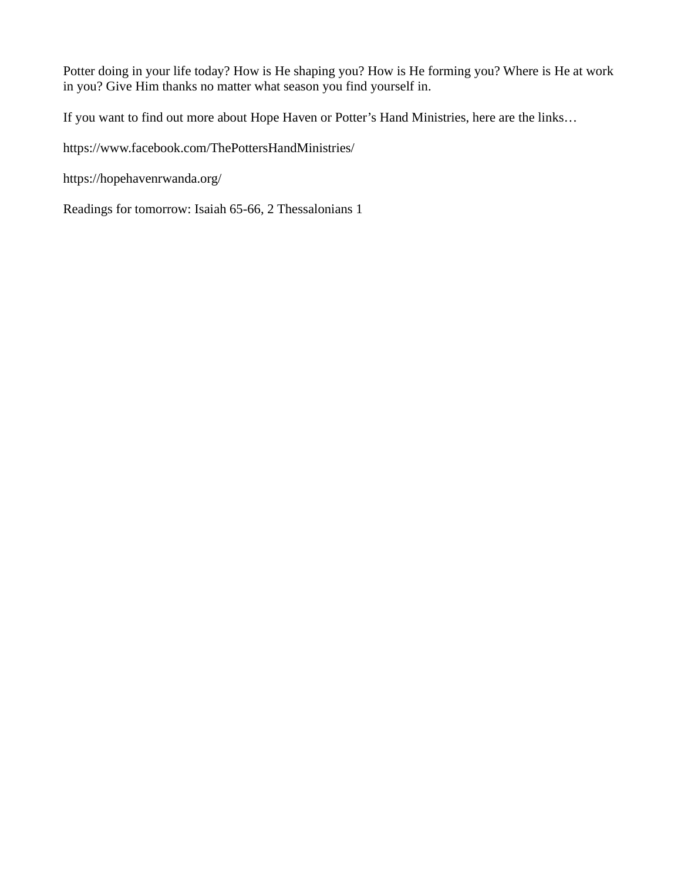Potter doing in your life today? How is He shaping you? How is He forming you? Where is He at work in you? Give Him thanks no matter what season you find yourself in.

If you want to find out more about Hope Haven or Potter’s Hand Ministries, here are the links…

https://www.facebook.com/ThePottersHandMinistries/

https://hopehavenrwanda.org/

Readings for tomorrow: Isaiah 65-66, 2 Thessalonians 1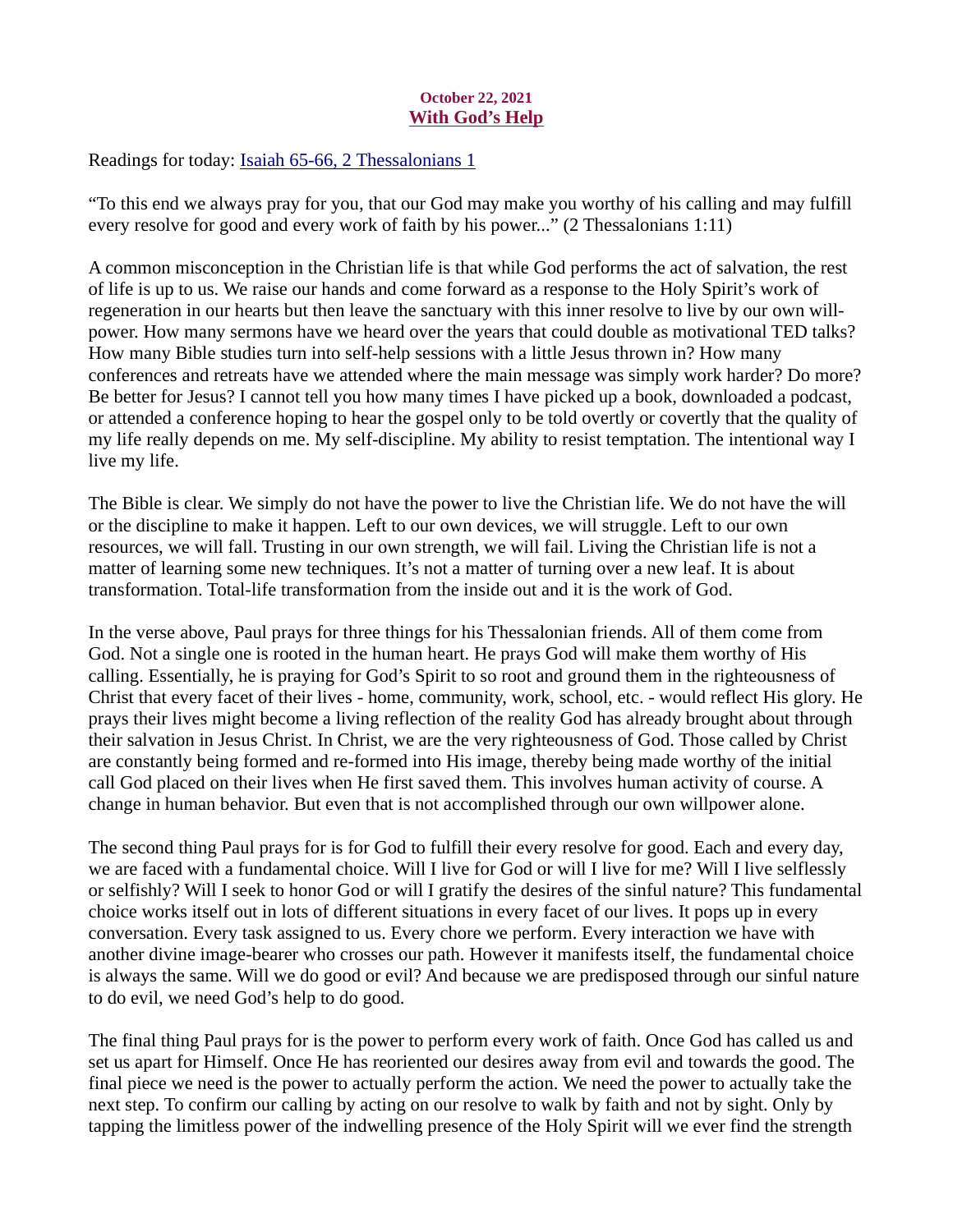**October 22, 2021**
## With God's Help

Readings for today: Isaiah 65-66, 2 Thessalonians 1

"To this end we always pray for you, that our God may make you worthy of his calling and may fulfill every resolve for good and every work of faith by his power..." (2 Thessalonians 1:11)

A common misconception in the Christian life is that while God performs the act of salvation, the rest of life is up to us. We raise our hands and come forward as a response to the Holy Spirit's work of regeneration in our hearts but then leave the sanctuary with this inner resolve to live by our own will-power. How many sermons have we heard over the years that could double as motivational TED talks? How many Bible studies turn into self-help sessions with a little Jesus thrown in? How many conferences and retreats have we attended where the main message was simply work harder? Do more? Be better for Jesus? I cannot tell you how many times I have picked up a book, downloaded a podcast, or attended a conference hoping to hear the gospel only to be told overtly or covertly that the quality of my life really depends on me. My self-discipline. My ability to resist temptation. The intentional way I live my life.

The Bible is clear. We simply do not have the power to live the Christian life. We do not have the will or the discipline to make it happen. Left to our own devices, we will struggle. Left to our own resources, we will fall. Trusting in our own strength, we will fail. Living the Christian life is not a matter of learning some new techniques. It's not a matter of turning over a new leaf. It is about transformation. Total-life transformation from the inside out and it is the work of God.

In the verse above, Paul prays for three things for his Thessalonian friends. All of them come from God. Not a single one is rooted in the human heart. He prays God will make them worthy of His calling. Essentially, he is praying for God's Spirit to so root and ground them in the righteousness of Christ that every facet of their lives - home, community, work, school, etc. - would reflect His glory. He prays their lives might become a living reflection of the reality God has already brought about through their salvation in Jesus Christ. In Christ, we are the very righteousness of God. Those called by Christ are constantly being formed and re-formed into His image, thereby being made worthy of the initial call God placed on their lives when He first saved them. This involves human activity of course. A change in human behavior. But even that is not accomplished through our own willpower alone.

The second thing Paul prays for is for God to fulfill their every resolve for good. Each and every day, we are faced with a fundamental choice. Will I live for God or will I live for me? Will I live selflessly or selfishly? Will I seek to honor God or will I gratify the desires of the sinful nature? This fundamental choice works itself out in lots of different situations in every facet of our lives. It pops up in every conversation. Every task assigned to us. Every chore we perform. Every interaction we have with another divine image-bearer who crosses our path. However it manifests itself, the fundamental choice is always the same. Will we do good or evil? And because we are predisposed through our sinful nature to do evil, we need God's help to do good.

The final thing Paul prays for is the power to perform every work of faith. Once God has called us and set us apart for Himself. Once He has reoriented our desires away from evil and towards the good. The final piece we need is the power to actually perform the action. We need the power to actually take the next step. To confirm our calling by acting on our resolve to walk by faith and not by sight. Only by tapping the limitless power of the indwelling presence of the Holy Spirit will we ever find the strength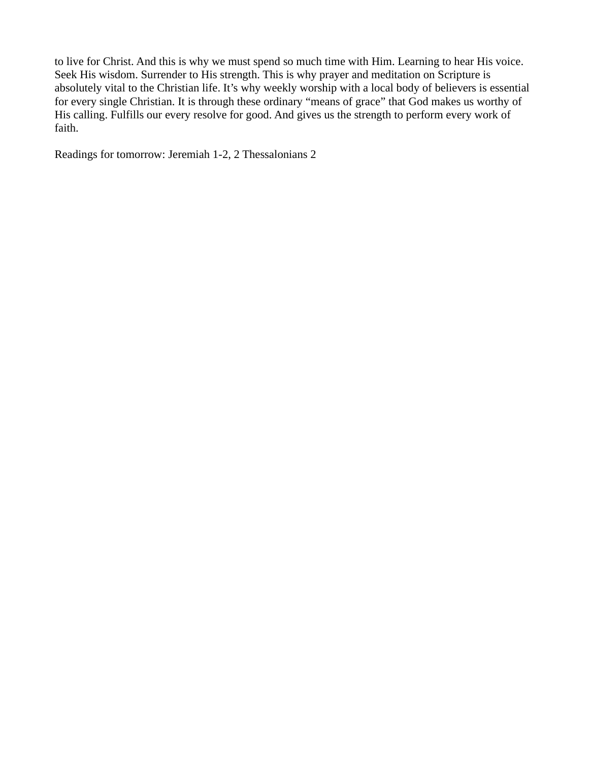to live for Christ. And this is why we must spend so much time with Him. Learning to hear His voice. Seek His wisdom. Surrender to His strength. This is why prayer and meditation on Scripture is absolutely vital to the Christian life. It's why weekly worship with a local body of believers is essential for every single Christian. It is through these ordinary "means of grace" that God makes us worthy of His calling. Fulfills our every resolve for good. And gives us the strength to perform every work of faith.

Readings for tomorrow: Jeremiah 1-2, 2 Thessalonians 2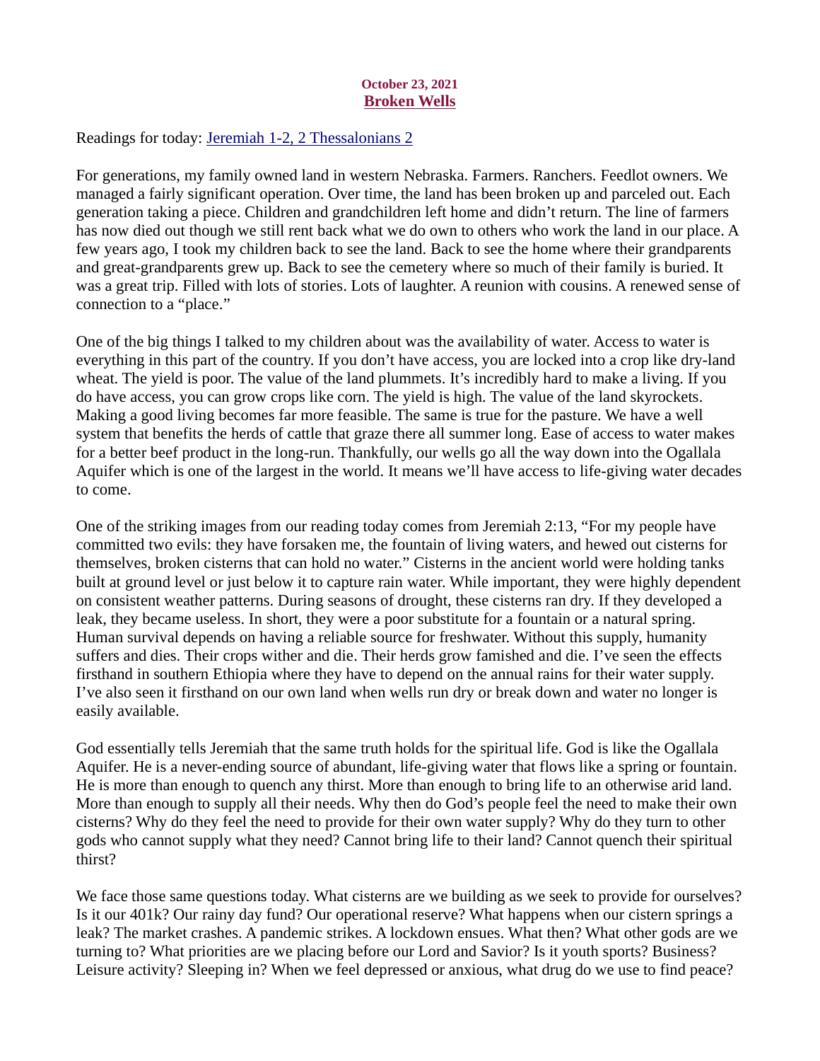**October 23, 2021**

## Broken Wells

Readings for today: [Jeremiah 1-2, 2 Thessalonians 2]

For generations, my family owned land in western Nebraska. Farmers. Ranchers. Feedlot owners. We managed a fairly significant operation. Over time, the land has been broken up and parceled out. Each generation taking a piece. Children and grandchildren left home and didn't return. The line of farmers has now died out though we still rent back what we do own to others who work the land in our place. A few years ago, I took my children back to see the land. Back to see the home where their grandparents and great-grandparents grew up. Back to see the cemetery where so much of their family is buried. It was a great trip. Filled with lots of stories. Lots of laughter. A reunion with cousins. A renewed sense of connection to a "place."

One of the big things I talked to my children about was the availability of water. Access to water is everything in this part of the country. If you don't have access, you are locked into a crop like dry-land wheat. The yield is poor. The value of the land plummets. It's incredibly hard to make a living. If you do have access, you can grow crops like corn. The yield is high. The value of the land skyrockets. Making a good living becomes far more feasible. The same is true for the pasture. We have a well system that benefits the herds of cattle that graze there all summer long. Ease of access to water makes for a better beef product in the long-run. Thankfully, our wells go all the way down into the Ogallala Aquifer which is one of the largest in the world. It means we'll have access to life-giving water decades to come.

One of the striking images from our reading today comes from Jeremiah 2:13, "For my people have committed two evils: they have forsaken me, the fountain of living waters, and hewed out cisterns for themselves, broken cisterns that can hold no water." Cisterns in the ancient world were holding tanks built at ground level or just below it to capture rain water. While important, they were highly dependent on consistent weather patterns. During seasons of drought, these cisterns ran dry. If they developed a leak, they became useless. In short, they were a poor substitute for a fountain or a natural spring. Human survival depends on having a reliable source for freshwater. Without this supply, humanity suffers and dies. Their crops wither and die. Their herds grow famished and die. I've seen the effects firsthand in southern Ethiopia where they have to depend on the annual rains for their water supply. I've also seen it firsthand on our own land when wells run dry or break down and water no longer is easily available.

God essentially tells Jeremiah that the same truth holds for the spiritual life. God is like the Ogallala Aquifer. He is a never-ending source of abundant, life-giving water that flows like a spring or fountain. He is more than enough to quench any thirst. More than enough to bring life to an otherwise arid land. More than enough to supply all their needs. Why then do God's people feel the need to make their own cisterns? Why do they feel the need to provide for their own water supply? Why do they turn to other gods who cannot supply what they need? Cannot bring life to their land? Cannot quench their spiritual thirst?

We face those same questions today. What cisterns are we building as we seek to provide for ourselves? Is it our 401k? Our rainy day fund? Our operational reserve? What happens when our cistern springs a leak? The market crashes. A pandemic strikes. A lockdown ensues. What then? What other gods are we turning to? What priorities are we placing before our Lord and Savior? Is it youth sports? Business? Leisure activity? Sleeping in? When we feel depressed or anxious, what drug do we use to find peace?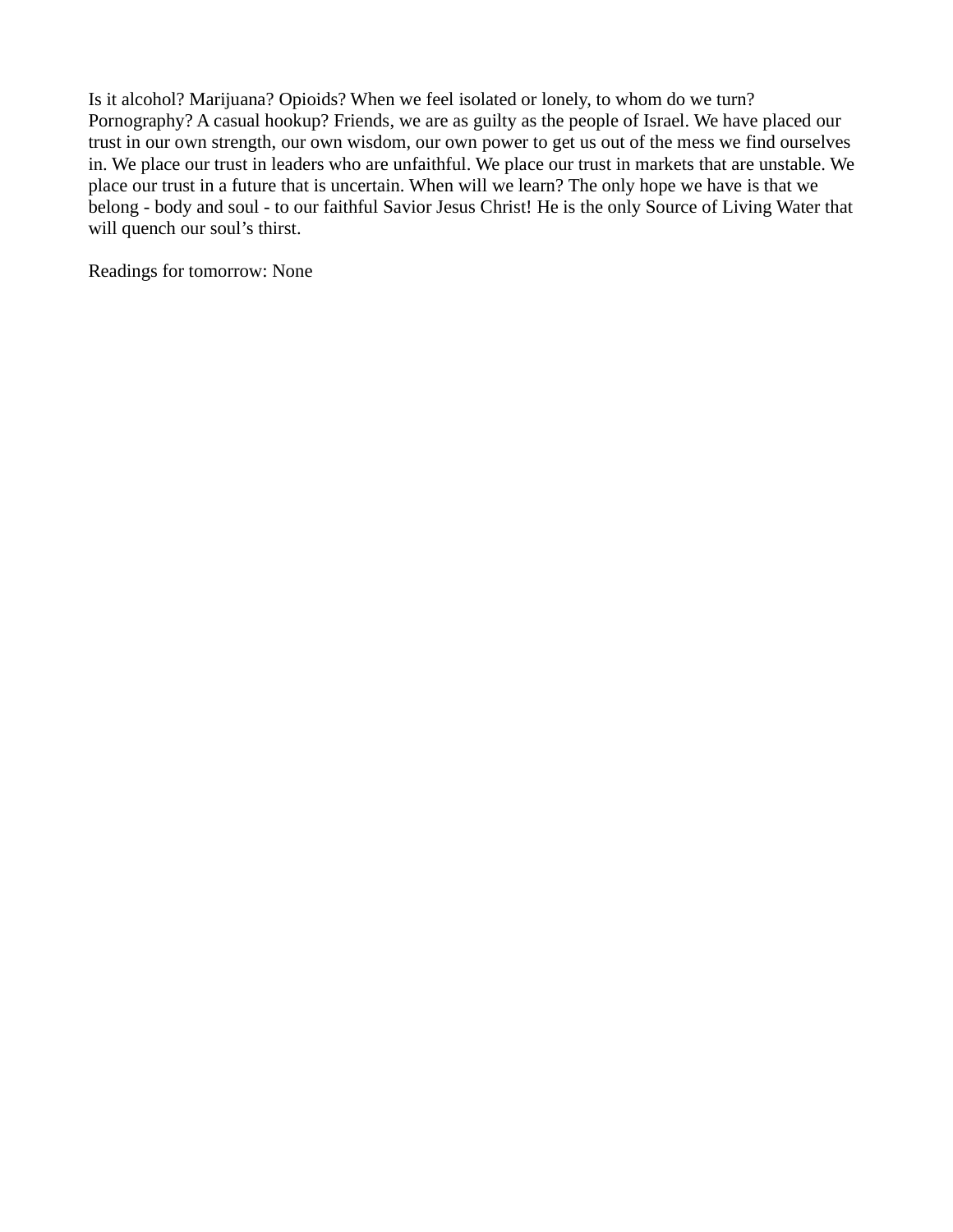Is it alcohol? Marijuana? Opioids? When we feel isolated or lonely, to whom do we turn? Pornography? A casual hookup? Friends, we are as guilty as the people of Israel. We have placed our trust in our own strength, our own wisdom, our own power to get us out of the mess we find ourselves in. We place our trust in leaders who are unfaithful. We place our trust in markets that are unstable. We place our trust in a future that is uncertain. When will we learn? The only hope we have is that we belong - body and soul - to our faithful Savior Jesus Christ! He is the only Source of Living Water that will quench our soul's thirst.

Readings for tomorrow: None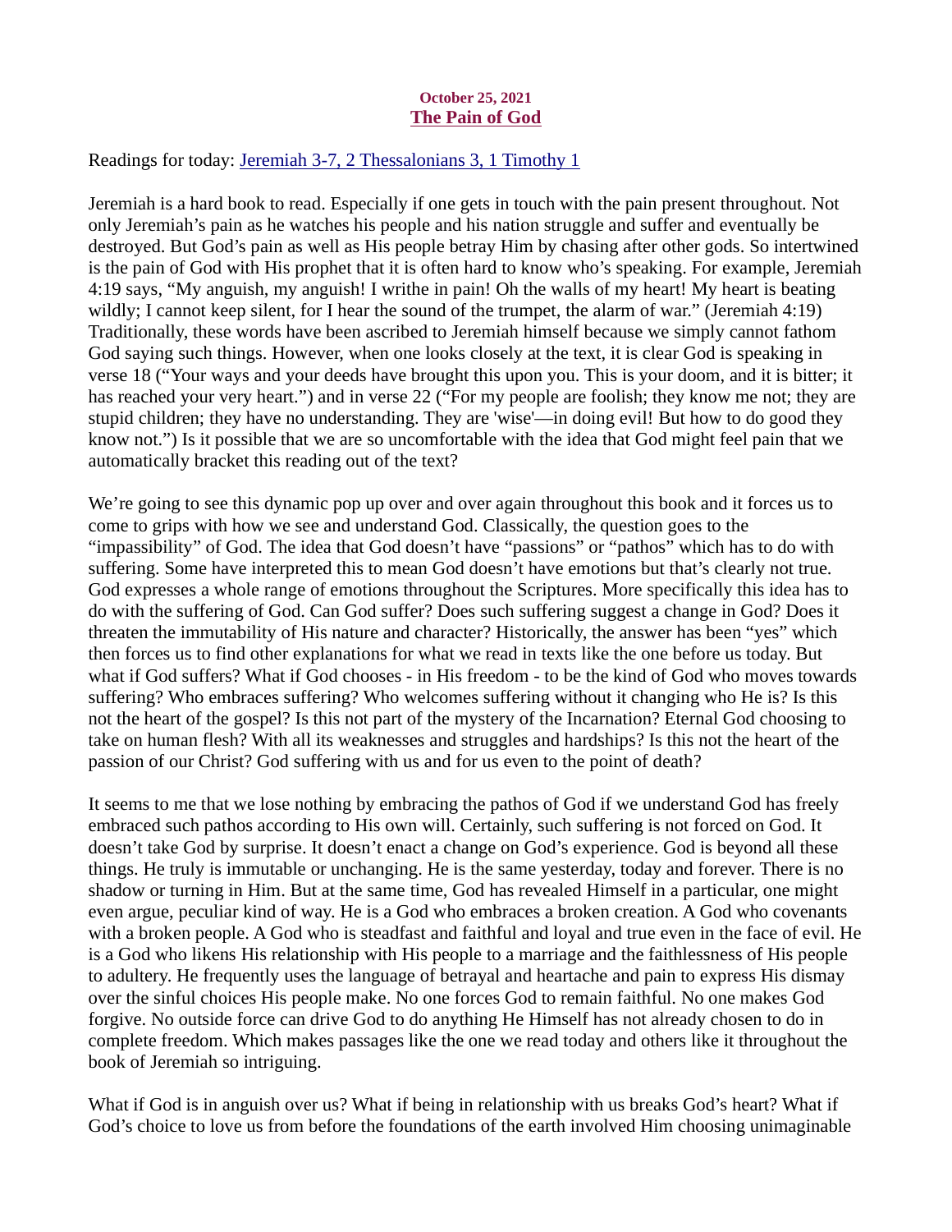**October 25, 2021**

## The Pain of God

Readings for today: [Jeremiah 3-7, 2 Thessalonians 3, 1 Timothy 1]

Jeremiah is a hard book to read. Especially if one gets in touch with the pain present throughout. Not only Jeremiah's pain as he watches his people and his nation struggle and suffer and eventually be destroyed. But God's pain as well as His people betray Him by chasing after other gods. So intertwined is the pain of God with His prophet that it is often hard to know who's speaking. For example, Jeremiah 4:19 says, "My anguish, my anguish! I writhe in pain! Oh the walls of my heart! My heart is beating wildly; I cannot keep silent, for I hear the sound of the trumpet, the alarm of war." (Jeremiah 4:19) Traditionally, these words have been ascribed to Jeremiah himself because we simply cannot fathom God saying such things. However, when one looks closely at the text, it is clear God is speaking in verse 18 ("Your ways and your deeds have brought this upon you. This is your doom, and it is bitter; it has reached your very heart.") and in verse 22 ("For my people are foolish; they know me not; they are stupid children; they have no understanding. They are 'wise'—in doing evil! But how to do good they know not.") Is it possible that we are so uncomfortable with the idea that God might feel pain that we automatically bracket this reading out of the text?

We're going to see this dynamic pop up over and over again throughout this book and it forces us to come to grips with how we see and understand God. Classically, the question goes to the "impassibility" of God. The idea that God doesn't have "passions" or "pathos" which has to do with suffering. Some have interpreted this to mean God doesn't have emotions but that's clearly not true. God expresses a whole range of emotions throughout the Scriptures. More specifically this idea has to do with the suffering of God. Can God suffer? Does such suffering suggest a change in God? Does it threaten the immutability of His nature and character? Historically, the answer has been "yes" which then forces us to find other explanations for what we read in texts like the one before us today. But what if God suffers? What if God chooses - in His freedom - to be the kind of God who moves towards suffering? Who embraces suffering? Who welcomes suffering without it changing who He is? Is this not the heart of the gospel? Is this not part of the mystery of the Incarnation? Eternal God choosing to take on human flesh? With all its weaknesses and struggles and hardships? Is this not the heart of the passion of our Christ? God suffering with us and for us even to the point of death?

It seems to me that we lose nothing by embracing the pathos of God if we understand God has freely embraced such pathos according to His own will. Certainly, such suffering is not forced on God. It doesn't take God by surprise. It doesn't enact a change on God's experience. God is beyond all these things. He truly is immutable or unchanging. He is the same yesterday, today and forever. There is no shadow or turning in Him. But at the same time, God has revealed Himself in a particular, one might even argue, peculiar kind of way. He is a God who embraces a broken creation. A God who covenants with a broken people. A God who is steadfast and faithful and loyal and true even in the face of evil. He is a God who likens His relationship with His people to a marriage and the faithlessness of His people to adultery. He frequently uses the language of betrayal and heartache and pain to express His dismay over the sinful choices His people make. No one forces God to remain faithful. No one makes God forgive. No outside force can drive God to do anything He Himself has not already chosen to do in complete freedom. Which makes passages like the one we read today and others like it throughout the book of Jeremiah so intriguing.

What if God is in anguish over us? What if being in relationship with us breaks God's heart? What if God's choice to love us from before the foundations of the earth involved Him choosing unimaginable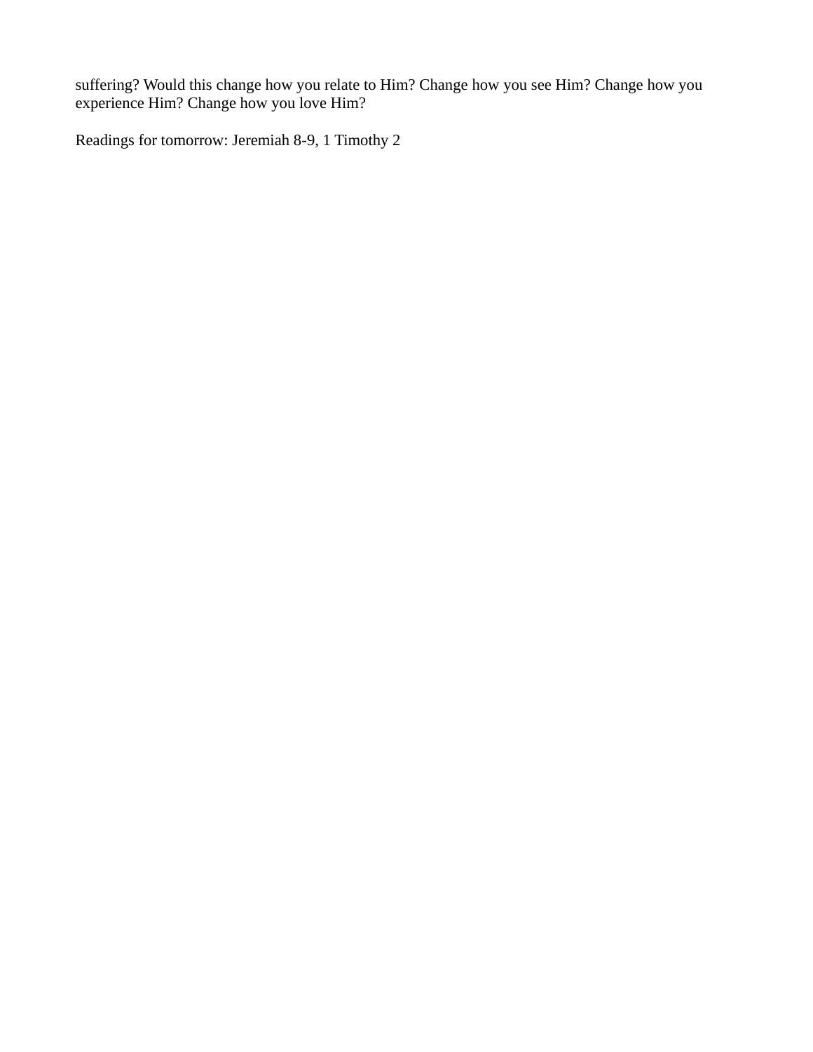suffering? Would this change how you relate to Him? Change how you see Him? Change how you experience Him? Change how you love Him?

Readings for tomorrow: Jeremiah 8-9, 1 Timothy 2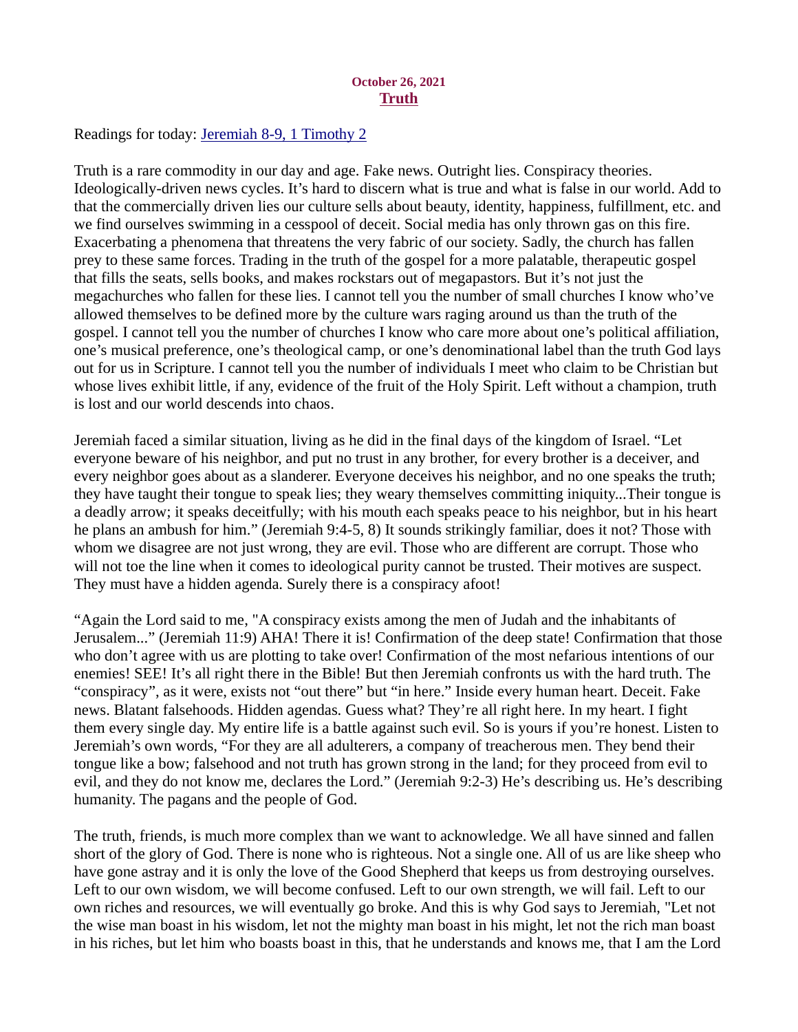October 26, 2021

**Truth**

Readings for today: Jeremiah 8-9, 1 Timothy 2

Truth is a rare commodity in our day and age. Fake news. Outright lies. Conspiracy theories. Ideologically-driven news cycles. It's hard to discern what is true and what is false in our world. Add to that the commercially driven lies our culture sells about beauty, identity, happiness, fulfillment, etc. and we find ourselves swimming in a cesspool of deceit. Social media has only thrown gas on this fire. Exacerbating a phenomena that threatens the very fabric of our society. Sadly, the church has fallen prey to these same forces. Trading in the truth of the gospel for a more palatable, therapeutic gospel that fills the seats, sells books, and makes rockstars out of megapastors. But it's not just the megachurches who fallen for these lies. I cannot tell you the number of small churches I know who've allowed themselves to be defined more by the culture wars raging around us than the truth of the gospel. I cannot tell you the number of churches I know who care more about one's political affiliation, one's musical preference, one's theological camp, or one's denominational label than the truth God lays out for us in Scripture. I cannot tell you the number of individuals I meet who claim to be Christian but whose lives exhibit little, if any, evidence of the fruit of the Holy Spirit. Left without a champion, truth is lost and our world descends into chaos.

Jeremiah faced a similar situation, living as he did in the final days of the kingdom of Israel. "Let everyone beware of his neighbor, and put no trust in any brother, for every brother is a deceiver, and every neighbor goes about as a slanderer. Everyone deceives his neighbor, and no one speaks the truth; they have taught their tongue to speak lies; they weary themselves committing iniquity...Their tongue is a deadly arrow; it speaks deceitfully; with his mouth each speaks peace to his neighbor, but in his heart he plans an ambush for him." (Jeremiah 9:4-5, 8) It sounds strikingly familiar, does it not? Those with whom we disagree are not just wrong, they are evil. Those who are different are corrupt. Those who will not toe the line when it comes to ideological purity cannot be trusted. Their motives are suspect. They must have a hidden agenda. Surely there is a conspiracy afoot!

"Again the Lord said to me, "A conspiracy exists among the men of Judah and the inhabitants of Jerusalem..." (Jeremiah 11:9) AHA! There it is! Confirmation of the deep state! Confirmation that those who don't agree with us are plotting to take over! Confirmation of the most nefarious intentions of our enemies! SEE! It's all right there in the Bible! But then Jeremiah confronts us with the hard truth. The "conspiracy", as it were, exists not "out there" but "in here." Inside every human heart. Deceit. Fake news. Blatant falsehoods. Hidden agendas. Guess what? They're all right here. In my heart. I fight them every single day. My entire life is a battle against such evil. So is yours if you're honest. Listen to Jeremiah's own words, "For they are all adulterers, a company of treacherous men. They bend their tongue like a bow; falsehood and not truth has grown strong in the land; for they proceed from evil to evil, and they do not know me, declares the Lord." (Jeremiah 9:2-3) He's describing us. He's describing humanity. The pagans and the people of God.

The truth, friends, is much more complex than we want to acknowledge. We all have sinned and fallen short of the glory of God. There is none who is righteous. Not a single one. All of us are like sheep who have gone astray and it is only the love of the Good Shepherd that keeps us from destroying ourselves. Left to our own wisdom, we will become confused. Left to our own strength, we will fail. Left to our own riches and resources, we will eventually go broke. And this is why God says to Jeremiah, "Let not the wise man boast in his wisdom, let not the mighty man boast in his might, let not the rich man boast in his riches, but let him who boasts boast in this, that he understands and knows me, that I am the Lord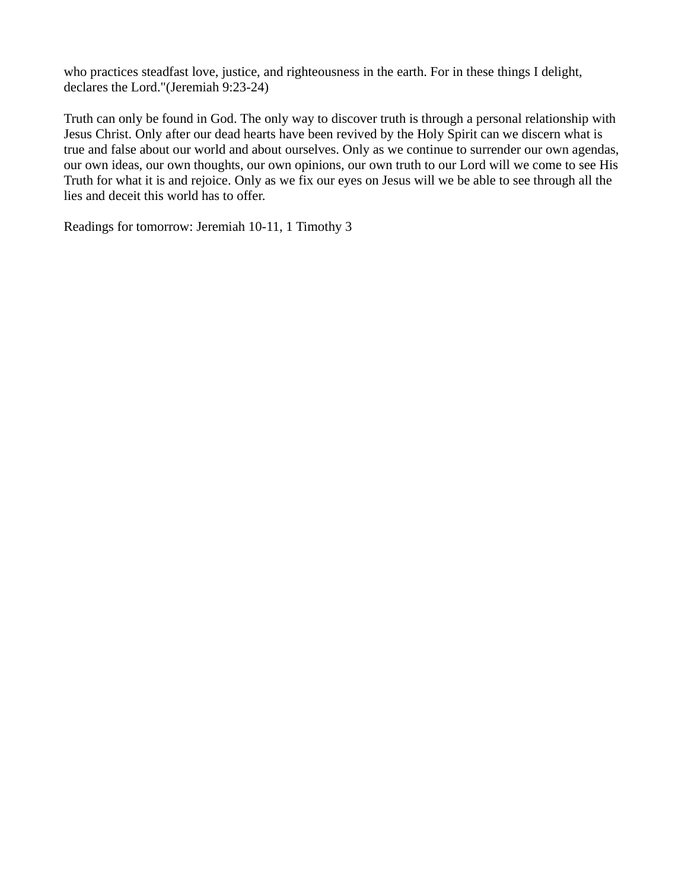who practices steadfast love, justice, and righteousness in the earth. For in these things I delight, declares the Lord."(Jeremiah 9:23-24)

Truth can only be found in God. The only way to discover truth is through a personal relationship with Jesus Christ. Only after our dead hearts have been revived by the Holy Spirit can we discern what is true and false about our world and about ourselves. Only as we continue to surrender our own agendas, our own ideas, our own thoughts, our own opinions, our own truth to our Lord will we come to see His Truth for what it is and rejoice. Only as we fix our eyes on Jesus will we be able to see through all the lies and deceit this world has to offer.

Readings for tomorrow: Jeremiah 10-11, 1 Timothy 3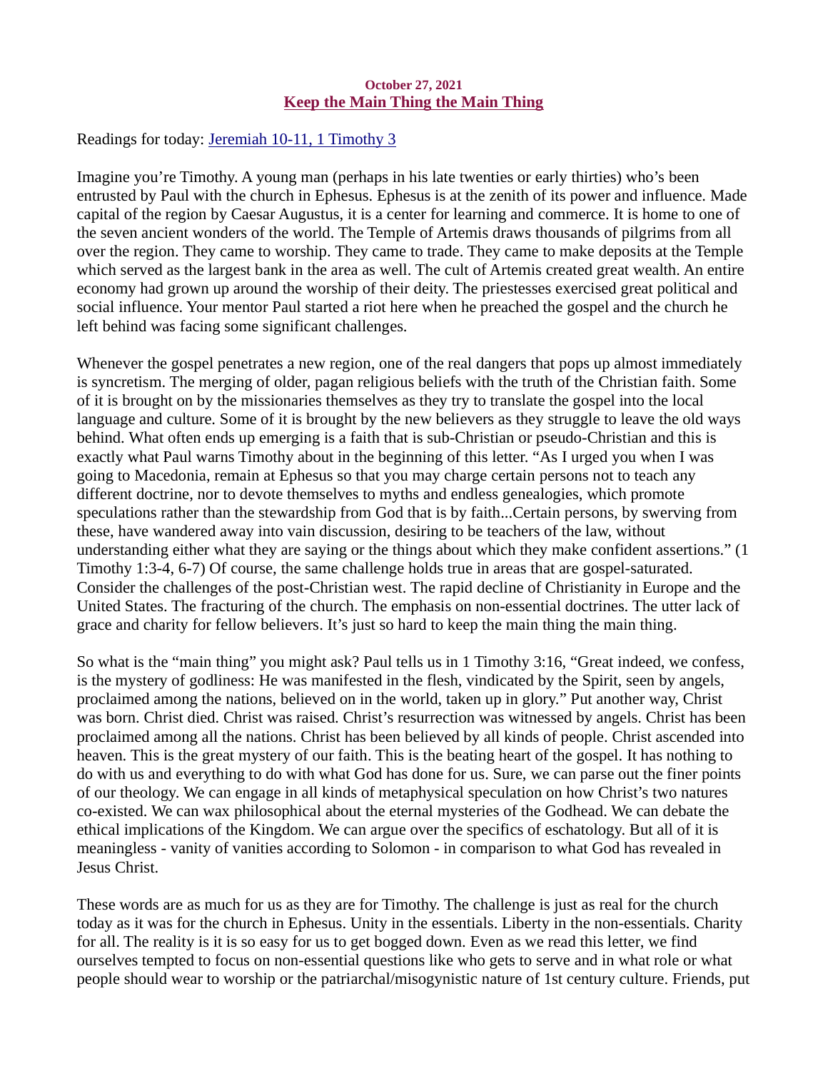October 27, 2021

## Keep the Main Thing the Main Thing

Readings for today: Jeremiah 10-11, 1 Timothy 3

Imagine you're Timothy. A young man (perhaps in his late twenties or early thirties) who's been entrusted by Paul with the church in Ephesus. Ephesus is at the zenith of its power and influence. Made capital of the region by Caesar Augustus, it is a center for learning and commerce. It is home to one of the seven ancient wonders of the world. The Temple of Artemis draws thousands of pilgrims from all over the region. They came to worship. They came to trade. They came to make deposits at the Temple which served as the largest bank in the area as well. The cult of Artemis created great wealth. An entire economy had grown up around the worship of their deity. The priestesses exercised great political and social influence. Your mentor Paul started a riot here when he preached the gospel and the church he left behind was facing some significant challenges.

Whenever the gospel penetrates a new region, one of the real dangers that pops up almost immediately is syncretism. The merging of older, pagan religious beliefs with the truth of the Christian faith. Some of it is brought on by the missionaries themselves as they try to translate the gospel into the local language and culture. Some of it is brought by the new believers as they struggle to leave the old ways behind. What often ends up emerging is a faith that is sub-Christian or pseudo-Christian and this is exactly what Paul warns Timothy about in the beginning of this letter. "As I urged you when I was going to Macedonia, remain at Ephesus so that you may charge certain persons not to teach any different doctrine, nor to devote themselves to myths and endless genealogies, which promote speculations rather than the stewardship from God that is by faith...Certain persons, by swerving from these, have wandered away into vain discussion, desiring to be teachers of the law, without understanding either what they are saying or the things about which they make confident assertions." (1 Timothy 1:3-4, 6-7) Of course, the same challenge holds true in areas that are gospel-saturated. Consider the challenges of the post-Christian west. The rapid decline of Christianity in Europe and the United States. The fracturing of the church. The emphasis on non-essential doctrines. The utter lack of grace and charity for fellow believers. It's just so hard to keep the main thing the main thing.

So what is the "main thing" you might ask? Paul tells us in 1 Timothy 3:16, "Great indeed, we confess, is the mystery of godliness: He was manifested in the flesh, vindicated by the Spirit, seen by angels, proclaimed among the nations, believed on in the world, taken up in glory." Put another way, Christ was born. Christ died. Christ was raised. Christ's resurrection was witnessed by angels. Christ has been proclaimed among all the nations. Christ has been believed by all kinds of people. Christ ascended into heaven. This is the great mystery of our faith. This is the beating heart of the gospel. It has nothing to do with us and everything to do with what God has done for us. Sure, we can parse out the finer points of our theology. We can engage in all kinds of metaphysical speculation on how Christ's two natures co-existed. We can wax philosophical about the eternal mysteries of the Godhead. We can debate the ethical implications of the Kingdom. We can argue over the specifics of eschatology. But all of it is meaningless - vanity of vanities according to Solomon - in comparison to what God has revealed in Jesus Christ.

These words are as much for us as they are for Timothy. The challenge is just as real for the church today as it was for the church in Ephesus. Unity in the essentials. Liberty in the non-essentials. Charity for all. The reality is it is so easy for us to get bogged down. Even as we read this letter, we find ourselves tempted to focus on non-essential questions like who gets to serve and in what role or what people should wear to worship or the patriarchal/misogynistic nature of 1st century culture. Friends, put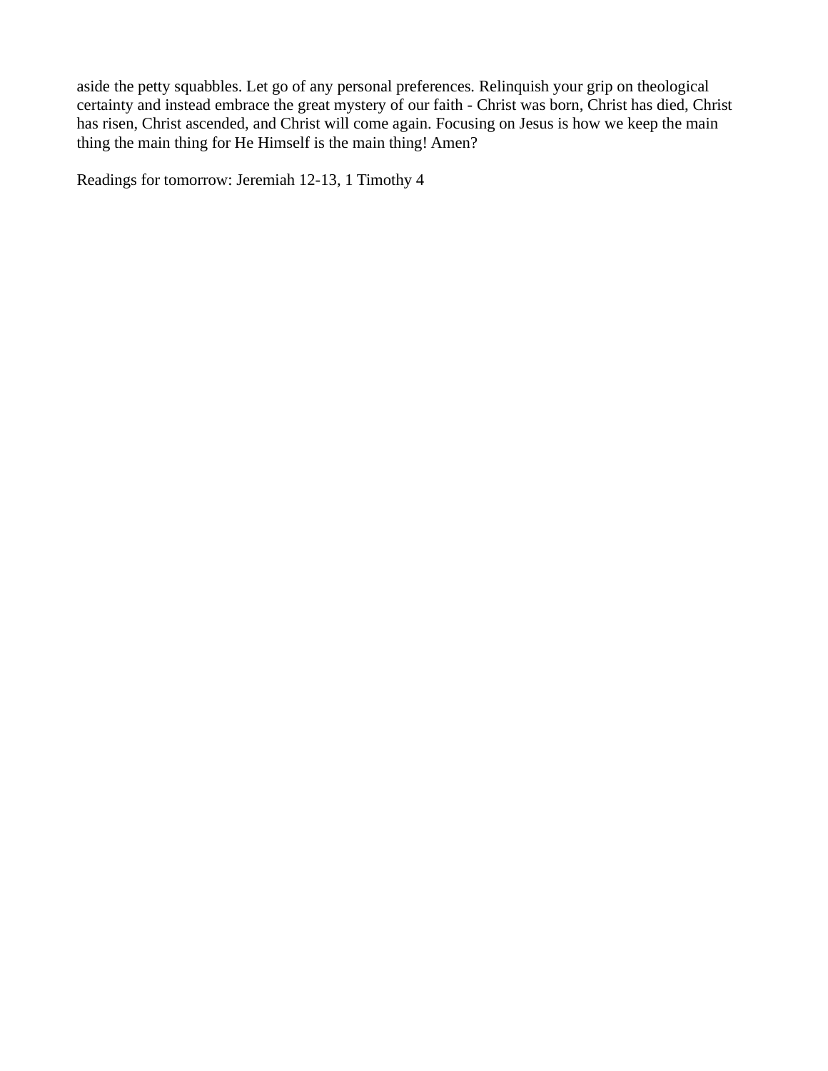aside the petty squabbles. Let go of any personal preferences. Relinquish your grip on theological certainty and instead embrace the great mystery of our faith - Christ was born, Christ has died, Christ has risen, Christ ascended, and Christ will come again. Focusing on Jesus is how we keep the main thing the main thing for He Himself is the main thing! Amen?

Readings for tomorrow: Jeremiah 12-13, 1 Timothy 4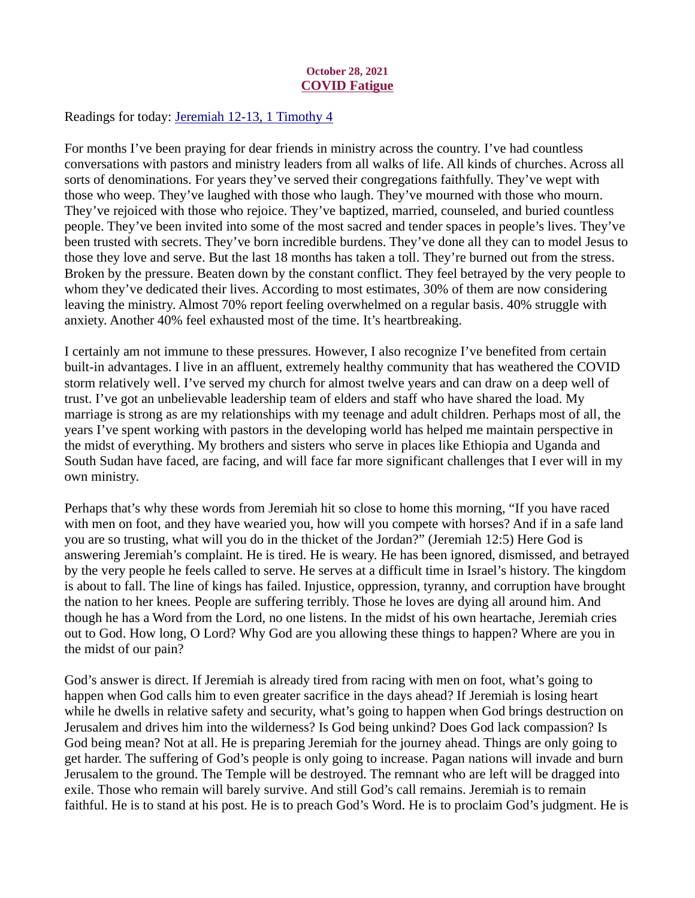**October 28, 2021**
## COVID Fatigue

Readings for today: [Jeremiah 12-13, 1 Timothy 4]

For months I've been praying for dear friends in ministry across the country. I've had countless conversations with pastors and ministry leaders from all walks of life. All kinds of churches. Across all sorts of denominations. For years they've served their congregations faithfully. They've wept with those who weep. They've laughed with those who laugh. They've mourned with those who mourn. They've rejoiced with those who rejoice. They've baptized, married, counseled, and buried countless people. They've been invited into some of the most sacred and tender spaces in people's lives. They've been trusted with secrets. They've born incredible burdens. They've done all they can to model Jesus to those they love and serve. But the last 18 months has taken a toll. They're burned out from the stress. Broken by the pressure. Beaten down by the constant conflict. They feel betrayed by the very people to whom they've dedicated their lives. According to most estimates, 30% of them are now considering leaving the ministry. Almost 70% report feeling overwhelmed on a regular basis. 40% struggle with anxiety. Another 40% feel exhausted most of the time. It's heartbreaking.

I certainly am not immune to these pressures. However, I also recognize I've benefited from certain built-in advantages. I live in an affluent, extremely healthy community that has weathered the COVID storm relatively well. I've served my church for almost twelve years and can draw on a deep well of trust. I've got an unbelievable leadership team of elders and staff who have shared the load. My marriage is strong as are my relationships with my teenage and adult children. Perhaps most of all, the years I've spent working with pastors in the developing world has helped me maintain perspective in the midst of everything. My brothers and sisters who serve in places like Ethiopia and Uganda and South Sudan have faced, are facing, and will face far more significant challenges that I ever will in my own ministry.

Perhaps that's why these words from Jeremiah hit so close to home this morning, "If you have raced with men on foot, and they have wearied you, how will you compete with horses? And if in a safe land you are so trusting, what will you do in the thicket of the Jordan?" (Jeremiah 12:5) Here God is answering Jeremiah's complaint. He is tired. He is weary. He has been ignored, dismissed, and betrayed by the very people he feels called to serve. He serves at a difficult time in Israel's history. The kingdom is about to fall. The line of kings has failed. Injustice, oppression, tyranny, and corruption have brought the nation to her knees. People are suffering terribly. Those he loves are dying all around him. And though he has a Word from the Lord, no one listens. In the midst of his own heartache, Jeremiah cries out to God. How long, O Lord? Why God are you allowing these things to happen? Where are you in the midst of our pain?

God's answer is direct. If Jeremiah is already tired from racing with men on foot, what's going to happen when God calls him to even greater sacrifice in the days ahead? If Jeremiah is losing heart while he dwells in relative safety and security, what's going to happen when God brings destruction on Jerusalem and drives him into the wilderness? Is God being unkind? Does God lack compassion? Is God being mean? Not at all. He is preparing Jeremiah for the journey ahead. Things are only going to get harder. The suffering of God's people is only going to increase. Pagan nations will invade and burn Jerusalem to the ground. The Temple will be destroyed. The remnant who are left will be dragged into exile. Those who remain will barely survive. And still God's call remains. Jeremiah is to remain faithful. He is to stand at his post. He is to preach God's Word. He is to proclaim God's judgment. He is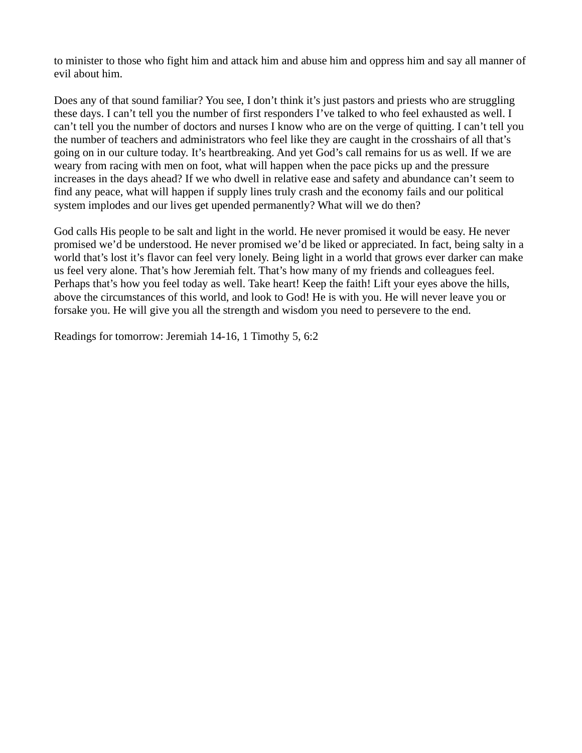to minister to those who fight him and attack him and abuse him and oppress him and say all manner of evil about him.

Does any of that sound familiar? You see, I don't think it's just pastors and priests who are struggling these days. I can't tell you the number of first responders I've talked to who feel exhausted as well. I can't tell you the number of doctors and nurses I know who are on the verge of quitting. I can't tell you the number of teachers and administrators who feel like they are caught in the crosshairs of all that's going on in our culture today. It's heartbreaking. And yet God's call remains for us as well. If we are weary from racing with men on foot, what will happen when the pace picks up and the pressure increases in the days ahead? If we who dwell in relative ease and safety and abundance can't seem to find any peace, what will happen if supply lines truly crash and the economy fails and our political system implodes and our lives get upended permanently? What will we do then?

God calls His people to be salt and light in the world. He never promised it would be easy. He never promised we'd be understood. He never promised we'd be liked or appreciated. In fact, being salty in a world that's lost it's flavor can feel very lonely. Being light in a world that grows ever darker can make us feel very alone. That's how Jeremiah felt. That's how many of my friends and colleagues feel. Perhaps that's how you feel today as well. Take heart! Keep the faith! Lift your eyes above the hills, above the circumstances of this world, and look to God! He is with you. He will never leave you or forsake you. He will give you all the strength and wisdom you need to persevere to the end.

Readings for tomorrow: Jeremiah 14-16, 1 Timothy 5, 6:2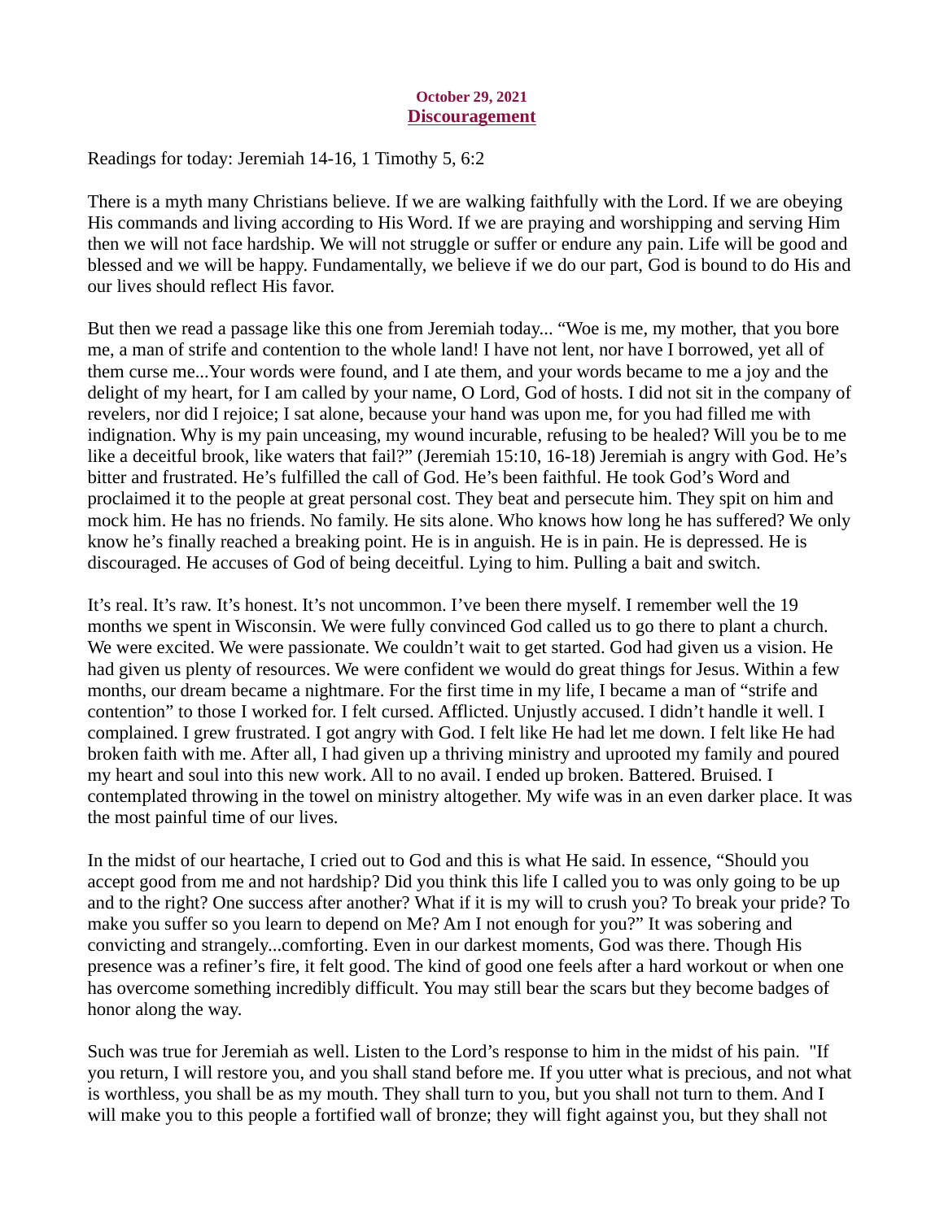**October 29, 2021**

# Discouragement

Readings for today: Jeremiah 14-16, 1 Timothy 5, 6:2

There is a myth many Christians believe. If we are walking faithfully with the Lord. If we are obeying His commands and living according to His Word. If we are praying and worshipping and serving Him then we will not face hardship. We will not struggle or suffer or endure any pain. Life will be good and blessed and we will be happy. Fundamentally, we believe if we do our part, God is bound to do His and our lives should reflect His favor.

But then we read a passage like this one from Jeremiah today... "Woe is me, my mother, that you bore me, a man of strife and contention to the whole land! I have not lent, nor have I borrowed, yet all of them curse me...Your words were found, and I ate them, and your words became to me a joy and the delight of my heart, for I am called by your name, O Lord, God of hosts. I did not sit in the company of revelers, nor did I rejoice; I sat alone, because your hand was upon me, for you had filled me with indignation. Why is my pain unceasing, my wound incurable, refusing to be healed? Will you be to me like a deceitful brook, like waters that fail?" (Jeremiah 15:10, 16-18) Jeremiah is angry with God. He's bitter and frustrated. He's fulfilled the call of God. He's been faithful. He took God's Word and proclaimed it to the people at great personal cost. They beat and persecute him. They spit on him and mock him. He has no friends. No family. He sits alone. Who knows how long he has suffered? We only know he's finally reached a breaking point. He is in anguish. He is in pain. He is depressed. He is discouraged. He accuses of God of being deceitful. Lying to him. Pulling a bait and switch.

It's real. It's raw. It's honest. It's not uncommon. I've been there myself. I remember well the 19 months we spent in Wisconsin. We were fully convinced God called us to go there to plant a church. We were excited. We were passionate. We couldn't wait to get started. God had given us a vision. He had given us plenty of resources. We were confident we would do great things for Jesus. Within a few months, our dream became a nightmare. For the first time in my life, I became a man of "strife and contention" to those I worked for. I felt cursed. Afflicted. Unjustly accused. I didn't handle it well. I complained. I grew frustrated. I got angry with God. I felt like He had let me down. I felt like He had broken faith with me. After all, I had given up a thriving ministry and uprooted my family and poured my heart and soul into this new work. All to no avail. I ended up broken. Battered. Bruised. I contemplated throwing in the towel on ministry altogether. My wife was in an even darker place. It was the most painful time of our lives.

In the midst of our heartache, I cried out to God and this is what He said. In essence, "Should you accept good from me and not hardship? Did you think this life I called you to was only going to be up and to the right? One success after another? What if it is my will to crush you? To break your pride? To make you suffer so you learn to depend on Me? Am I not enough for you?" It was sobering and convicting and strangely...comforting. Even in our darkest moments, God was there. Though His presence was a refiner's fire, it felt good. The kind of good one feels after a hard workout or when one has overcome something incredibly difficult. You may still bear the scars but they become badges of honor along the way.

Such was true for Jeremiah as well. Listen to the Lord's response to him in the midst of his pain. "If you return, I will restore you, and you shall stand before me. If you utter what is precious, and not what is worthless, you shall be as my mouth. They shall turn to you, but you shall not turn to them. And I will make you to this people a fortified wall of bronze; they will fight against you, but they shall not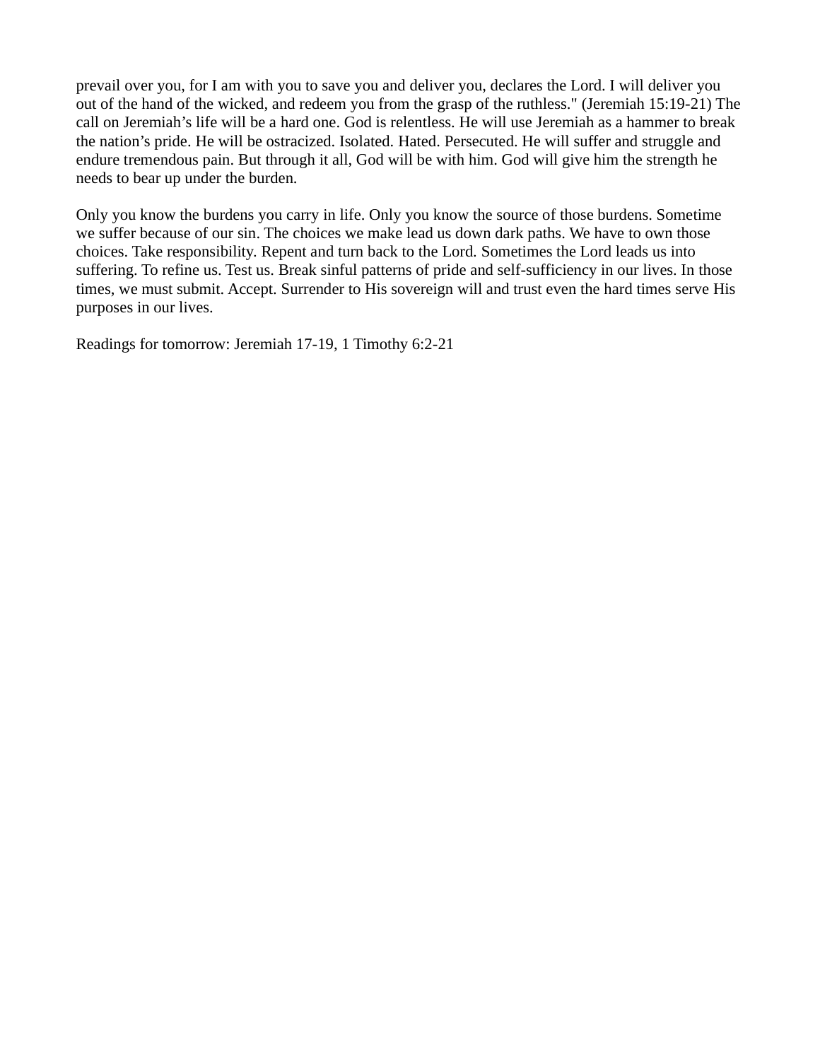prevail over you, for I am with you to save you and deliver you, declares the Lord. I will deliver you out of the hand of the wicked, and redeem you from the grasp of the ruthless." (Jeremiah 15:19-21) The call on Jeremiah's life will be a hard one. God is relentless. He will use Jeremiah as a hammer to break the nation's pride. He will be ostracized. Isolated. Hated. Persecuted. He will suffer and struggle and endure tremendous pain. But through it all, God will be with him. God will give him the strength he needs to bear up under the burden.

Only you know the burdens you carry in life. Only you know the source of those burdens. Sometime we suffer because of our sin. The choices we make lead us down dark paths. We have to own those choices. Take responsibility. Repent and turn back to the Lord. Sometimes the Lord leads us into suffering. To refine us. Test us. Break sinful patterns of pride and self-sufficiency in our lives. In those times, we must submit. Accept. Surrender to His sovereign will and trust even the hard times serve His purposes in our lives.

Readings for tomorrow: Jeremiah 17-19, 1 Timothy 6:2-21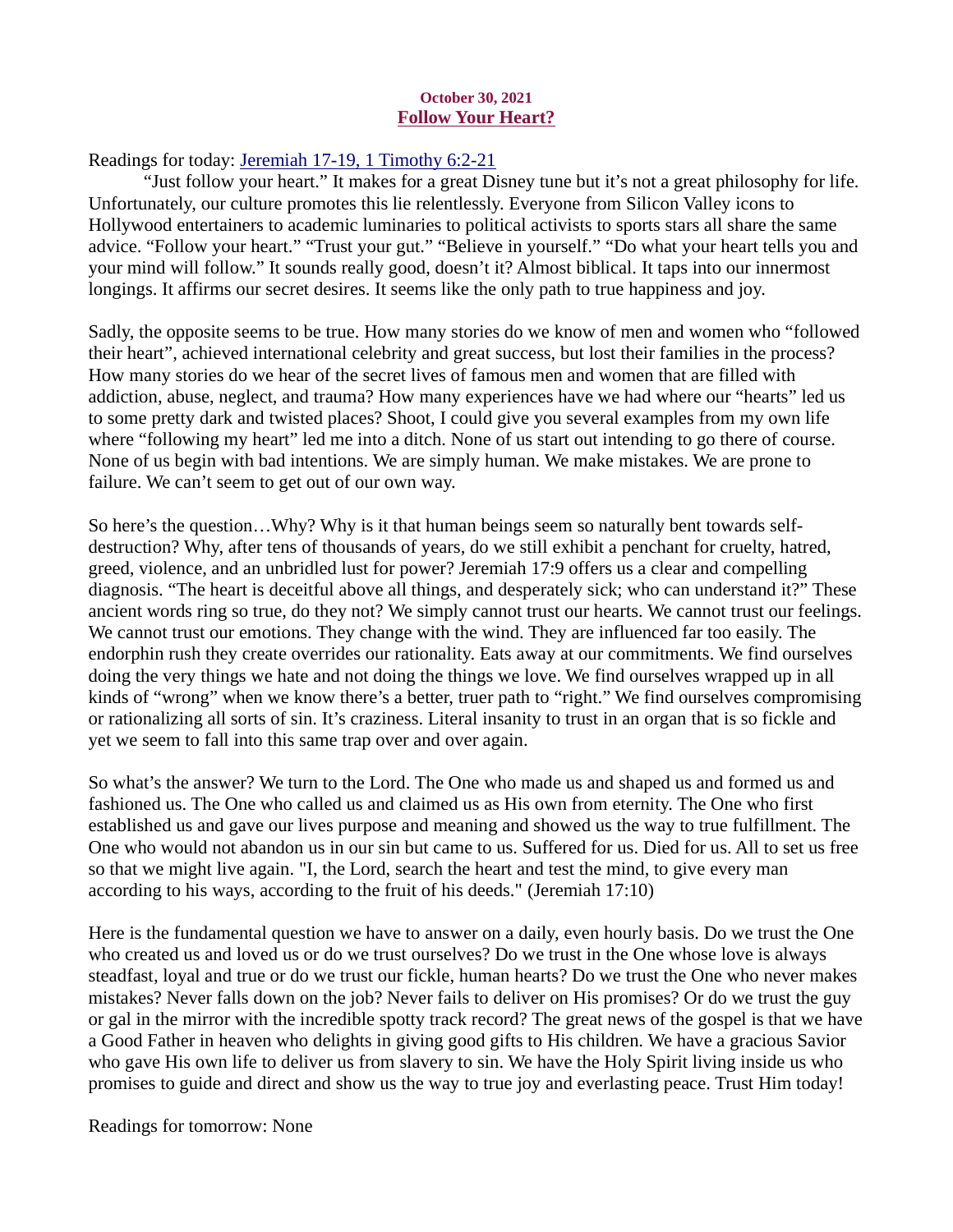**October 30, 2021**

## Follow Your Heart?

Readings for today: Jeremiah 17-19, 1 Timothy 6:2-21

"Just follow your heart." It makes for a great Disney tune but it's not a great philosophy for life. Unfortunately, our culture promotes this lie relentlessly. Everyone from Silicon Valley icons to Hollywood entertainers to academic luminaries to political activists to sports stars all share the same advice. "Follow your heart." "Trust your gut." "Believe in yourself." "Do what your heart tells you and your mind will follow." It sounds really good, doesn't it? Almost biblical. It taps into our innermost longings. It affirms our secret desires. It seems like the only path to true happiness and joy.

Sadly, the opposite seems to be true. How many stories do we know of men and women who "followed their heart", achieved international celebrity and great success, but lost their families in the process? How many stories do we hear of the secret lives of famous men and women that are filled with addiction, abuse, neglect, and trauma? How many experiences have we had where our "hearts" led us to some pretty dark and twisted places? Shoot, I could give you several examples from my own life where "following my heart" led me into a ditch. None of us start out intending to go there of course. None of us begin with bad intentions. We are simply human. We make mistakes. We are prone to failure. We can't seem to get out of our own way.

So here's the question…Why? Why is it that human beings seem so naturally bent towards self-destruction? Why, after tens of thousands of years, do we still exhibit a penchant for cruelty, hatred, greed, violence, and an unbridled lust for power? Jeremiah 17:9 offers us a clear and compelling diagnosis. "The heart is deceitful above all things, and desperately sick; who can understand it?" These ancient words ring so true, do they not? We simply cannot trust our hearts. We cannot trust our feelings. We cannot trust our emotions. They change with the wind. They are influenced far too easily. The endorphin rush they create overrides our rationality. Eats away at our commitments. We find ourselves doing the very things we hate and not doing the things we love. We find ourselves wrapped up in all kinds of "wrong" when we know there's a better, truer path to "right." We find ourselves compromising or rationalizing all sorts of sin. It's craziness. Literal insanity to trust in an organ that is so fickle and yet we seem to fall into this same trap over and over again.

So what's the answer? We turn to the Lord. The One who made us and shaped us and formed us and fashioned us. The One who called us and claimed us as His own from eternity. The One who first established us and gave our lives purpose and meaning and showed us the way to true fulfillment. The One who would not abandon us in our sin but came to us. Suffered for us. Died for us. All to set us free so that we might live again. "I, the Lord, search the heart and test the mind, to give every man according to his ways, according to the fruit of his deeds." (Jeremiah 17:10)

Here is the fundamental question we have to answer on a daily, even hourly basis. Do we trust the One who created us and loved us or do we trust ourselves? Do we trust in the One whose love is always steadfast, loyal and true or do we trust our fickle, human hearts? Do we trust the One who never makes mistakes? Never falls down on the job? Never fails to deliver on His promises? Or do we trust the guy or gal in the mirror with the incredible spotty track record? The great news of the gospel is that we have a Good Father in heaven who delights in giving good gifts to His children. We have a gracious Savior who gave His own life to deliver us from slavery to sin. We have the Holy Spirit living inside us who promises to guide and direct and show us the way to true joy and everlasting peace. Trust Him today!

Readings for tomorrow: None